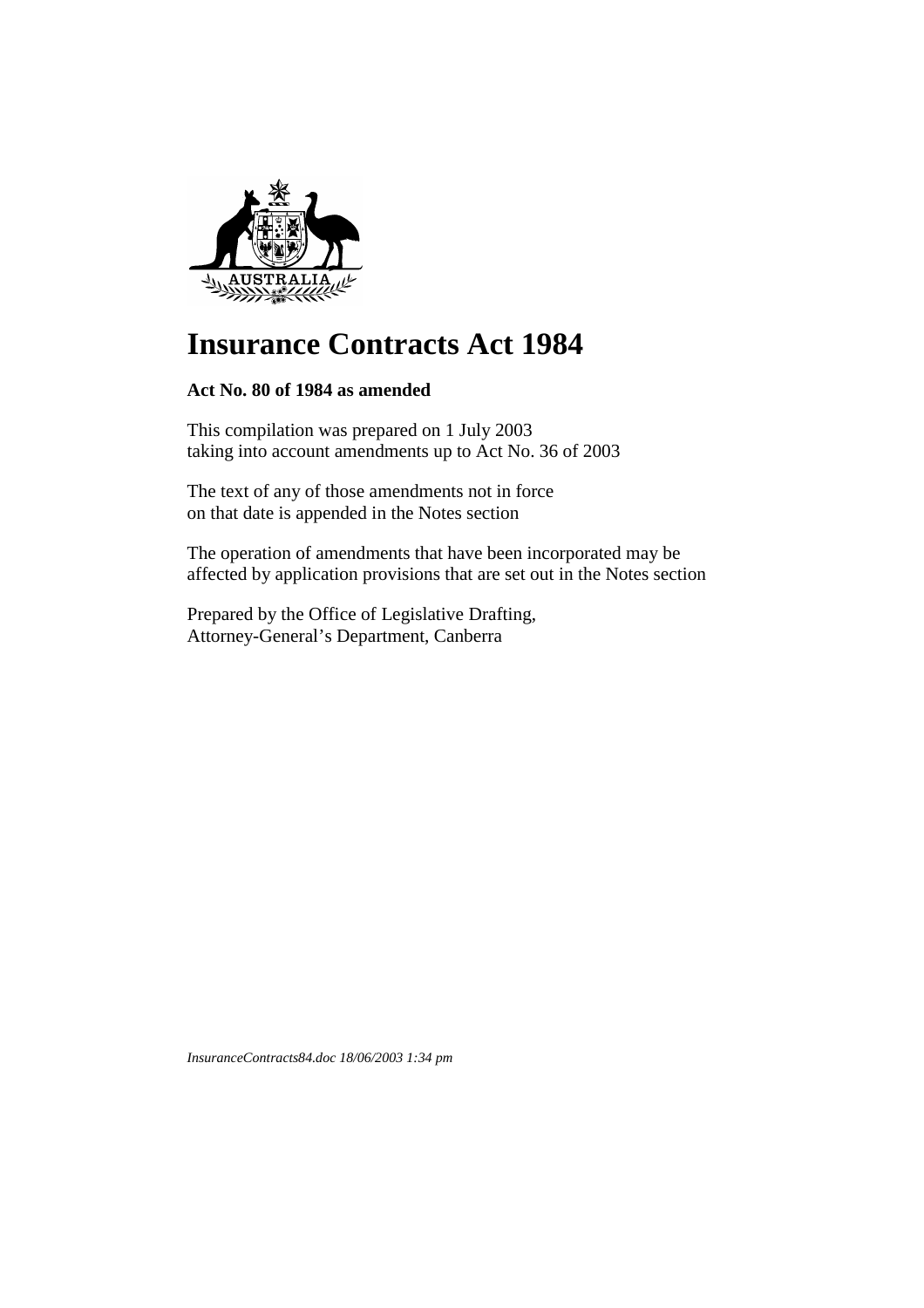# Insurance Contracts Act 1984

**Act No. 80 of 1984 as amended**

This compilation was prepared on 1 July 2003
taking into account amendments up to Act No. 36 of 2003

The text of any of those amendments not in force
on that date is appended in the Notes section

The operation of amendments that have been incorporated may be
affected by application provisions that are set out in the Notes section

Prepared by the Office of Legislative Drafting,
Attorney-General's Department, Canberra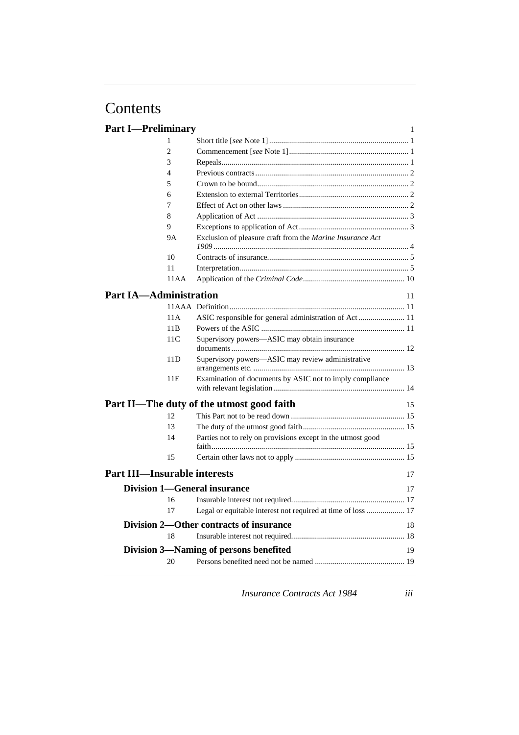# Contents

## Part I—Preliminary 1

| | | |
|---|---|---|
| 1 | Short title [*see* Note 1] | 1 |
| 2 | Commencement [*see* Note 1] | 1 |
| 3 | Repeals | 1 |
| 4 | Previous contracts | 2 |
| 5 | Crown to be bound | 2 |
| 6 | Extension to external Territories | 2 |
| 7 | Effect of Act on other laws | 2 |
| 8 | Application of Act | 3 |
| 9 | Exceptions to application of Act | 3 |
| 9A | Exclusion of pleasure craft from the *Marine Insurance Act 1909* | 4 |
| 10 | Contracts of insurance | 5 |
| 11 | Interpretation | 5 |
| 11AA | Application of the *Criminal Code* | 10 |

## Part IA—Administration 11

| | | |
|---|---|---|
| 11AAA | Definition | 11 |
| 11A | ASIC responsible for general administration of Act | 11 |
| 11B | Powers of the ASIC | 11 |
| 11C | Supervisory powers—ASIC may obtain insurance documents | 12 |
| 11D | Supervisory powers—ASIC may review administrative arrangements etc. | 13 |
| 11E | Examination of documents by ASIC not to imply compliance with relevant legislation | 14 |

## Part II—The duty of the utmost good faith 15

| | | |
|---|---|---|
| 12 | This Part not to be read down | 15 |
| 13 | The duty of the utmost good faith | 15 |
| 14 | Parties not to rely on provisions except in the utmost good faith | 15 |
| 15 | Certain other laws not to apply | 15 |

## Part III—Insurable interests 17

### Division 1—General insurance 17

| | | |
|---|---|---|
| 16 | Insurable interest not required | 17 |
| 17 | Legal or equitable interest not required at time of loss | 17 |

### Division 2—Other contracts of insurance 18

| | | |
|---|---|---|
| 18 | Insurable interest not required | 18 |

### Division 3—Naming of persons benefited 19

| | | |
|---|---|---|
| 20 | Persons benefited need not be named | 19 |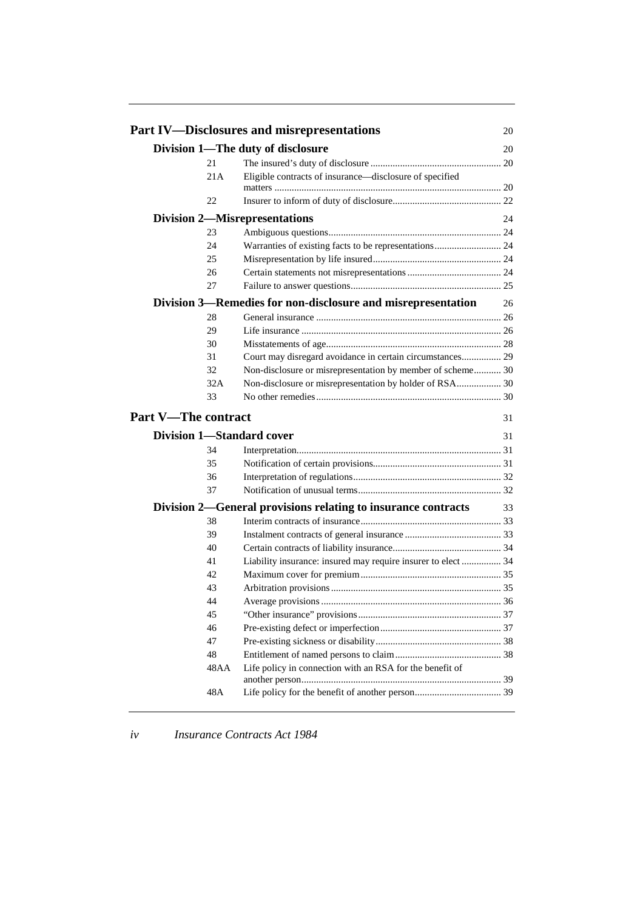## Part IV—Disclosures and misrepresentations 20

### Division 1—The duty of disclosure 20

| | | |
|---|---|---|
| 21 | The insured's duty of disclosure | 20 |
| 21A | Eligible contracts of insurance—disclosure of specified matters | 20 |
| 22 | Insurer to inform of duty of disclosure | 22 |

### Division 2—Misrepresentations 24

| | | |
|---|---|---|
| 23 | Ambiguous questions | 24 |
| 24 | Warranties of existing facts to be representations | 24 |
| 25 | Misrepresentation by life insured | 24 |
| 26 | Certain statements not misrepresentations | 24 |
| 27 | Failure to answer questions | 25 |

### Division 3—Remedies for non-disclosure and misrepresentation 26

| | | |
|---|---|---|
| 28 | General insurance | 26 |
| 29 | Life insurance | 26 |
| 30 | Misstatements of age | 28 |
| 31 | Court may disregard avoidance in certain circumstances | 29 |
| 32 | Non-disclosure or misrepresentation by member of scheme | 30 |
| 32A | Non-disclosure or misrepresentation by holder of RSA | 30 |
| 33 | No other remedies | 30 |

## Part V—The contract 31

### Division 1—Standard cover 31

| | | |
|---|---|---|
| 34 | Interpretation | 31 |
| 35 | Notification of certain provisions | 31 |
| 36 | Interpretation of regulations | 32 |
| 37 | Notification of unusual terms | 32 |

### Division 2—General provisions relating to insurance contracts 33

| | | |
|---|---|---|
| 38 | Interim contracts of insurance | 33 |
| 39 | Instalment contracts of general insurance | 33 |
| 40 | Certain contracts of liability insurance | 34 |
| 41 | Liability insurance: insured may require insurer to elect | 34 |
| 42 | Maximum cover for premium | 35 |
| 43 | Arbitration provisions | 35 |
| 44 | Average provisions | 36 |
| 45 | "Other insurance" provisions | 37 |
| 46 | Pre-existing defect or imperfection | 37 |
| 47 | Pre-existing sickness or disability | 38 |
| 48 | Entitlement of named persons to claim | 38 |
| 48AA | Life policy in connection with an RSA for the benefit of another person | 39 |
| 48A | Life policy for the benefit of another person | 39 |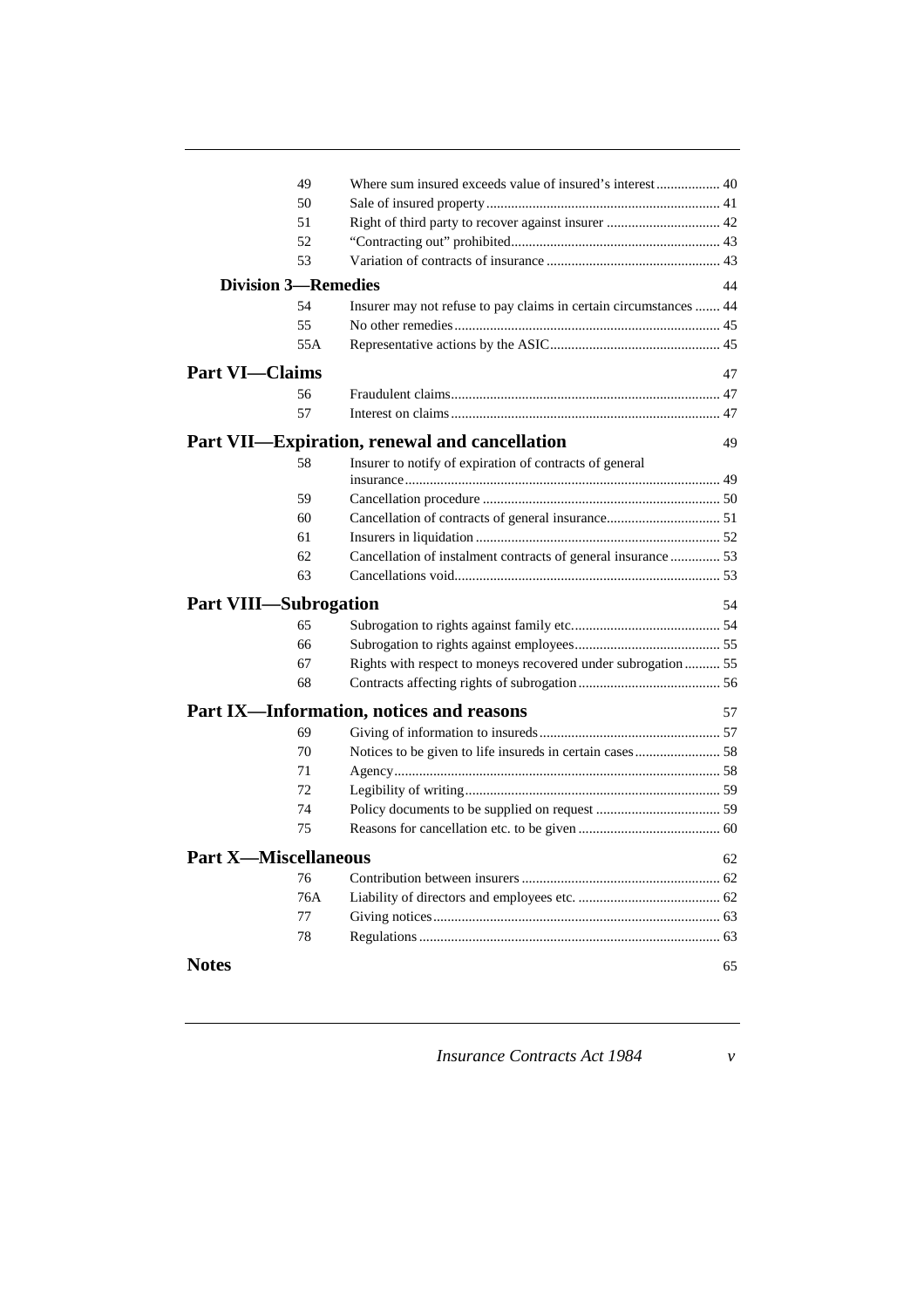| | | |
|---|---|---|
| 49 | Where sum insured exceeds value of insured's interest | 40 |
| 50 | Sale of insured property | 41 |
| 51 | Right of third party to recover against insurer | 42 |
| 52 | "Contracting out" prohibited | 43 |
| 53 | Variation of contracts of insurance | 43 |

**Division 3—Remedies** 44

| | | |
|---|---|---|
| 54 | Insurer may not refuse to pay claims in certain circumstances | 44 |
| 55 | No other remedies | 45 |
| 55A | Representative actions by the ASIC | 45 |

## Part VI—Claims 47

| | | |
|---|---|---|
| 56 | Fraudulent claims | 47 |
| 57 | Interest on claims | 47 |

## Part VII—Expiration, renewal and cancellation 49

| | | |
|---|---|---|
| 58 | Insurer to notify of expiration of contracts of general insurance | 49 |
| 59 | Cancellation procedure | 50 |
| 60 | Cancellation of contracts of general insurance | 51 |
| 61 | Insurers in liquidation | 52 |
| 62 | Cancellation of instalment contracts of general insurance | 53 |
| 63 | Cancellations void | 53 |

## Part VIII—Subrogation 54

| | | |
|---|---|---|
| 65 | Subrogation to rights against family etc. | 54 |
| 66 | Subrogation to rights against employees | 55 |
| 67 | Rights with respect to moneys recovered under subrogation | 55 |
| 68 | Contracts affecting rights of subrogation | 56 |

## Part IX—Information, notices and reasons 57

| | | |
|---|---|---|
| 69 | Giving of information to insureds | 57 |
| 70 | Notices to be given to life insureds in certain cases | 58 |
| 71 | Agency | 58 |
| 72 | Legibility of writing | 59 |
| 74 | Policy documents to be supplied on request | 59 |
| 75 | Reasons for cancellation etc. to be given | 60 |

## Part X—Miscellaneous 62

| | | |
|---|---|---|
| 76 | Contribution between insurers | 62 |
| 76A | Liability of directors and employees etc. | 62 |
| 77 | Giving notices | 63 |
| 78 | Regulations | 63 |

## Notes 65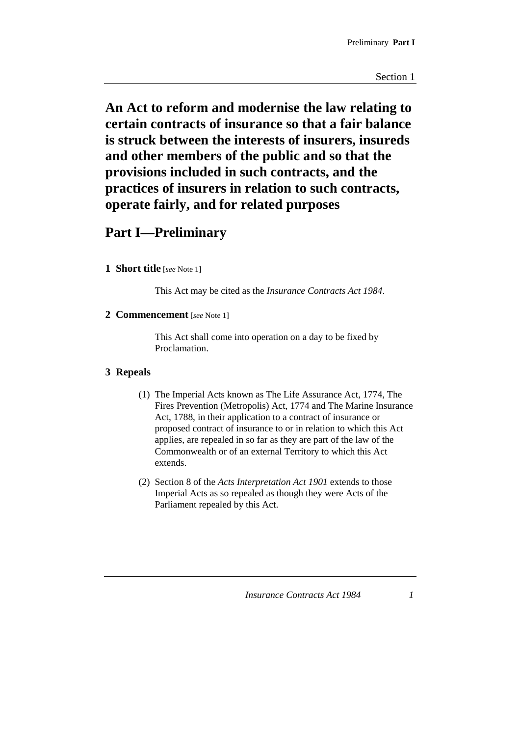# An Act to reform and modernise the law relating to certain contracts of insurance so that a fair balance is struck between the interests of insurers, insureds and other members of the public and so that the provisions included in such contracts, and the practices of insurers in relation to such contracts, operate fairly, and for related purposes

## Part I—Preliminary

### 1 Short title [*see* Note 1]

This Act may be cited as the *Insurance Contracts Act 1984*.

### 2 Commencement [*see* Note 1]

This Act shall come into operation on a day to be fixed by Proclamation.

### 3 Repeals

(1) The Imperial Acts known as The Life Assurance Act, 1774, The Fires Prevention (Metropolis) Act, 1774 and The Marine Insurance Act, 1788, in their application to a contract of insurance or proposed contract of insurance to or in relation to which this Act applies, are repealed in so far as they are part of the law of the Commonwealth or of an external Territory to which this Act extends.

(2) Section 8 of the *Acts Interpretation Act 1901* extends to those Imperial Acts as so repealed as though they were Acts of the Parliament repealed by this Act.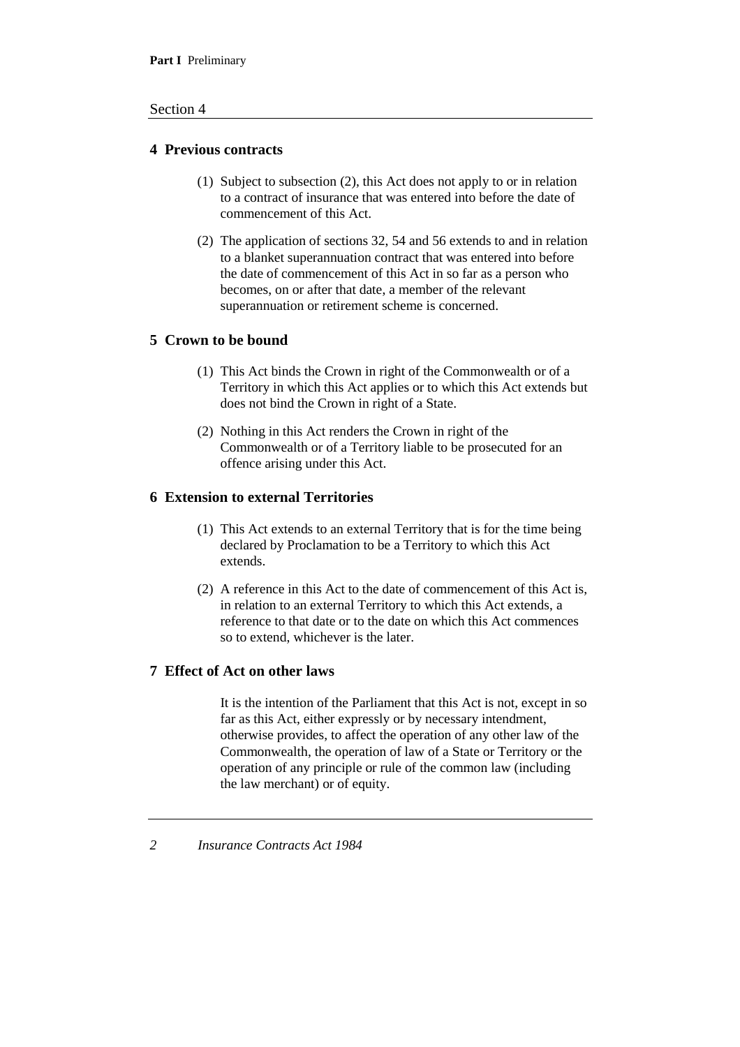## 4 Previous contracts

(1) Subject to subsection (2), this Act does not apply to or in relation to a contract of insurance that was entered into before the date of commencement of this Act.

(2) The application of sections 32, 54 and 56 extends to and in relation to a blanket superannuation contract that was entered into before the date of commencement of this Act in so far as a person who becomes, on or after that date, a member of the relevant superannuation or retirement scheme is concerned.

## 5 Crown to be bound

(1) This Act binds the Crown in right of the Commonwealth or of a Territory in which this Act applies or to which this Act extends but does not bind the Crown in right of a State.

(2) Nothing in this Act renders the Crown in right of the Commonwealth or of a Territory liable to be prosecuted for an offence arising under this Act.

## 6 Extension to external Territories

(1) This Act extends to an external Territory that is for the time being declared by Proclamation to be a Territory to which this Act extends.

(2) A reference in this Act to the date of commencement of this Act is, in relation to an external Territory to which this Act extends, a reference to that date or to the date on which this Act commences so to extend, whichever is the later.

## 7 Effect of Act on other laws

It is the intention of the Parliament that this Act is not, except in so far as this Act, either expressly or by necessary intendment, otherwise provides, to affect the operation of any other law of the Commonwealth, the operation of law of a State or Territory or the operation of any principle or rule of the common law (including the law merchant) or of equity.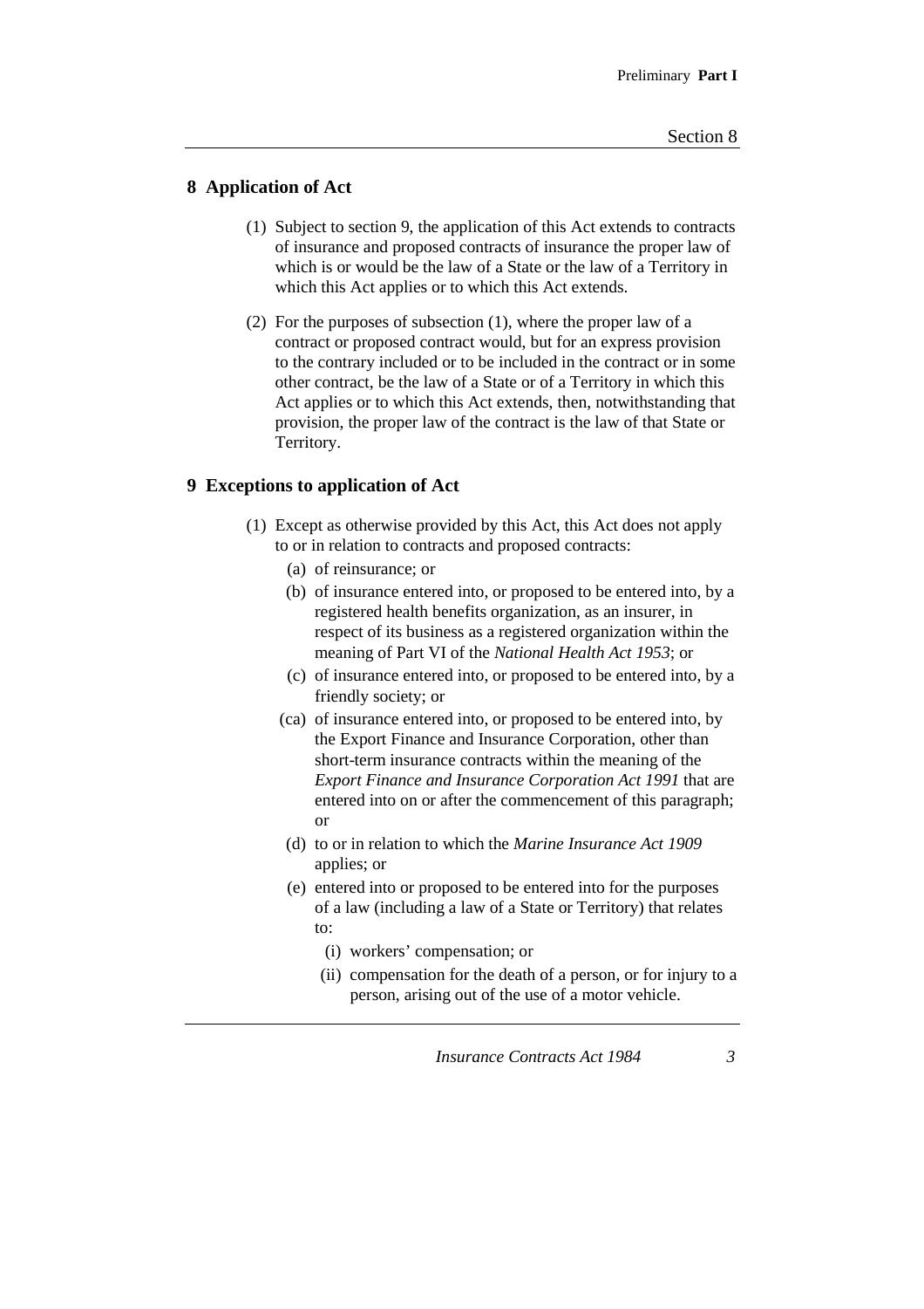## 8 Application of Act

(1) Subject to section 9, the application of this Act extends to contracts of insurance and proposed contracts of insurance the proper law of which is or would be the law of a State or the law of a Territory in which this Act applies or to which this Act extends.

(2) For the purposes of subsection (1), where the proper law of a contract or proposed contract would, but for an express provision to the contrary included or to be included in the contract or in some other contract, be the law of a State or of a Territory in which this Act applies or to which this Act extends, then, notwithstanding that provision, the proper law of the contract is the law of that State or Territory.

## 9 Exceptions to application of Act

(1) Except as otherwise provided by this Act, this Act does not apply to or in relation to contracts and proposed contracts:

- (a) of reinsurance; or
- (b) of insurance entered into, or proposed to be entered into, by a registered health benefits organization, as an insurer, in respect of its business as a registered organization within the meaning of Part VI of the *National Health Act 1953*; or
- (c) of insurance entered into, or proposed to be entered into, by a friendly society; or
- (ca) of insurance entered into, or proposed to be entered into, by the Export Finance and Insurance Corporation, other than short-term insurance contracts within the meaning of the *Export Finance and Insurance Corporation Act 1991* that are entered into on or after the commencement of this paragraph; or
- (d) to or in relation to which the *Marine Insurance Act 1909* applies; or
- (e) entered into or proposed to be entered into for the purposes of a law (including a law of a State or Territory) that relates to:
  - (i) workers' compensation; or
  - (ii) compensation for the death of a person, or for injury to a person, arising out of the use of a motor vehicle.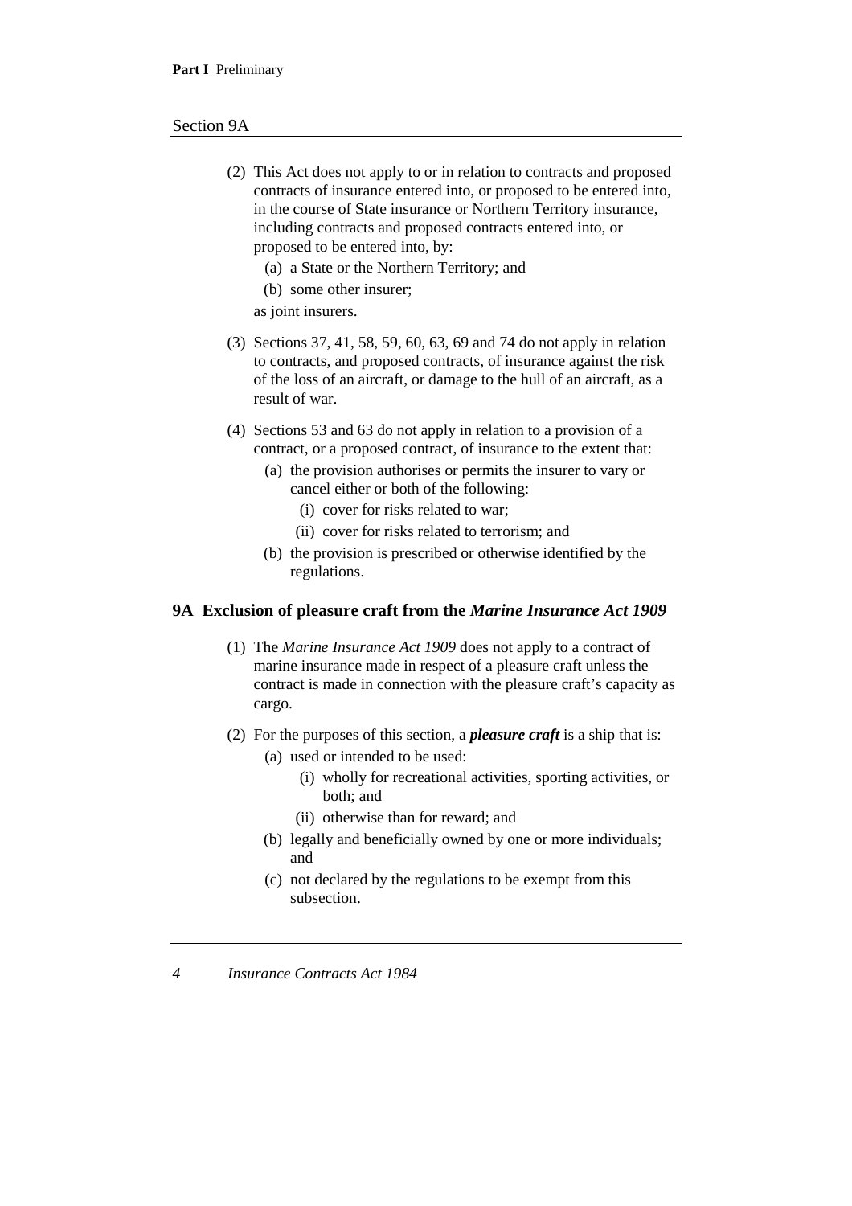(2) This Act does not apply to or in relation to contracts and proposed contracts of insurance entered into, or proposed to be entered into, in the course of State insurance or Northern Territory insurance, including contracts and proposed contracts entered into, or proposed to be entered into, by:

  (a) a State or the Northern Territory; and

  (b) some other insurer;

as joint insurers.

(3) Sections 37, 41, 58, 59, 60, 63, 69 and 74 do not apply in relation to contracts, and proposed contracts, of insurance against the risk of the loss of an aircraft, or damage to the hull of an aircraft, as a result of war.

(4) Sections 53 and 63 do not apply in relation to a provision of a contract, or a proposed contract, of insurance to the extent that:

  (a) the provision authorises or permits the insurer to vary or cancel either or both of the following:

    (i) cover for risks related to war;

    (ii) cover for risks related to terrorism; and

  (b) the provision is prescribed or otherwise identified by the regulations.

## 9A Exclusion of pleasure craft from the *Marine Insurance Act 1909*

(1) The *Marine Insurance Act 1909* does not apply to a contract of marine insurance made in respect of a pleasure craft unless the contract is made in connection with the pleasure craft's capacity as cargo.

(2) For the purposes of this section, a ***pleasure craft*** is a ship that is:

  (a) used or intended to be used:

    (i) wholly for recreational activities, sporting activities, or both; and

    (ii) otherwise than for reward; and

  (b) legally and beneficially owned by one or more individuals; and

  (c) not declared by the regulations to be exempt from this subsection.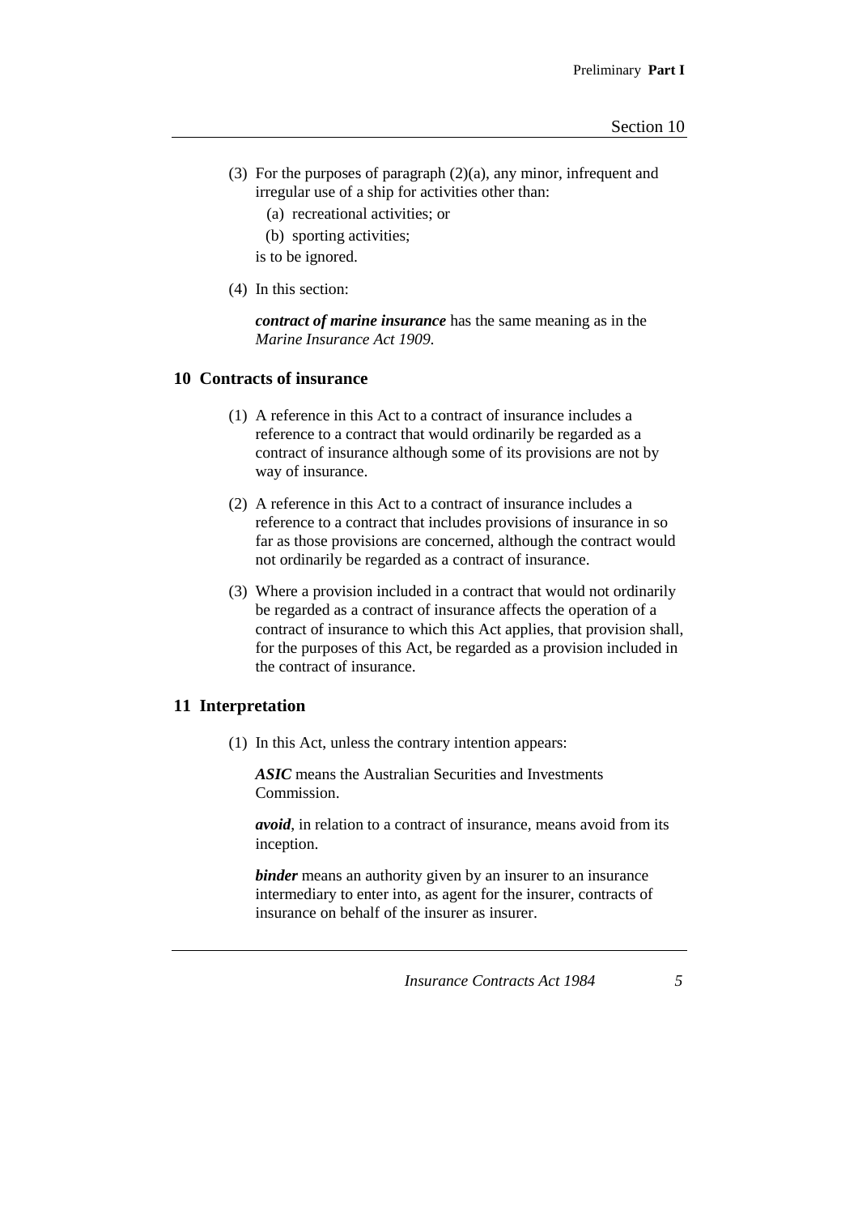(3) For the purposes of paragraph (2)(a), any minor, infrequent and irregular use of a ship for activities other than:

  (a) recreational activities; or

  (b) sporting activities;

is to be ignored.

(4) In this section:

***contract of marine insurance*** has the same meaning as in the *Marine Insurance Act 1909*.

## 10 Contracts of insurance

(1) A reference in this Act to a contract of insurance includes a reference to a contract that would ordinarily be regarded as a contract of insurance although some of its provisions are not by way of insurance.

(2) A reference in this Act to a contract of insurance includes a reference to a contract that includes provisions of insurance in so far as those provisions are concerned, although the contract would not ordinarily be regarded as a contract of insurance.

(3) Where a provision included in a contract that would not ordinarily be regarded as a contract of insurance affects the operation of a contract of insurance to which this Act applies, that provision shall, for the purposes of this Act, be regarded as a provision included in the contract of insurance.

## 11 Interpretation

(1) In this Act, unless the contrary intention appears:

***ASIC*** means the Australian Securities and Investments Commission.

***avoid***, in relation to a contract of insurance, means avoid from its inception.

***binder*** means an authority given by an insurer to an insurance intermediary to enter into, as agent for the insurer, contracts of insurance on behalf of the insurer as insurer.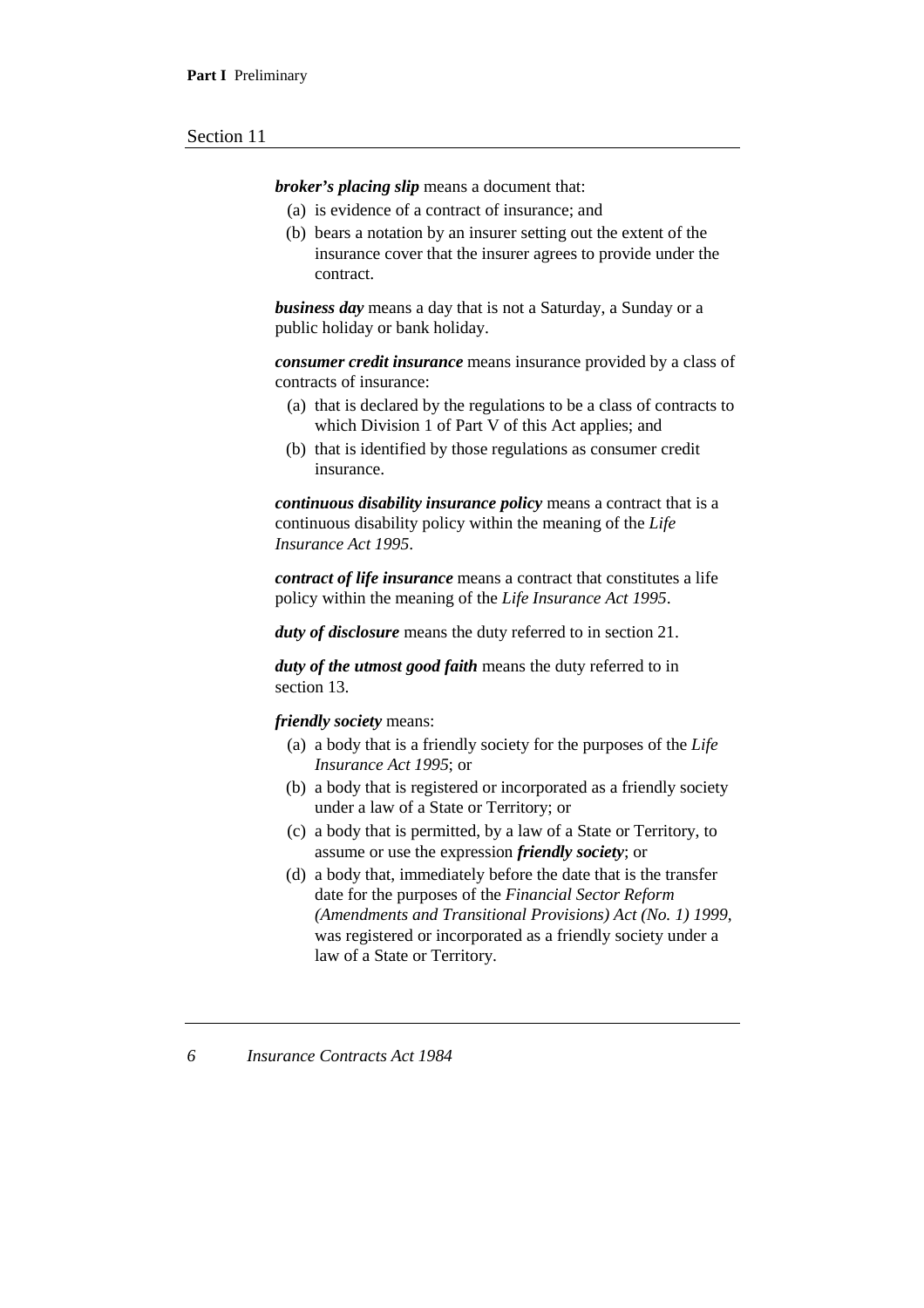***broker's placing slip*** means a document that:

(a) is evidence of a contract of insurance; and

(b) bears a notation by an insurer setting out the extent of the insurance cover that the insurer agrees to provide under the contract.

***business day*** means a day that is not a Saturday, a Sunday or a public holiday or bank holiday.

***consumer credit insurance*** means insurance provided by a class of contracts of insurance:

(a) that is declared by the regulations to be a class of contracts to which Division 1 of Part V of this Act applies; and

(b) that is identified by those regulations as consumer credit insurance.

***continuous disability insurance policy*** means a contract that is a continuous disability policy within the meaning of the *Life Insurance Act 1995*.

***contract of life insurance*** means a contract that constitutes a life policy within the meaning of the *Life Insurance Act 1995*.

***duty of disclosure*** means the duty referred to in section 21.

***duty of the utmost good faith*** means the duty referred to in section 13.

***friendly society*** means:

(a) a body that is a friendly society for the purposes of the *Life Insurance Act 1995*; or

(b) a body that is registered or incorporated as a friendly society under a law of a State or Territory; or

(c) a body that is permitted, by a law of a State or Territory, to assume or use the expression ***friendly society***; or

(d) a body that, immediately before the date that is the transfer date for the purposes of the *Financial Sector Reform (Amendments and Transitional Provisions) Act (No. 1) 1999*, was registered or incorporated as a friendly society under a law of a State or Territory.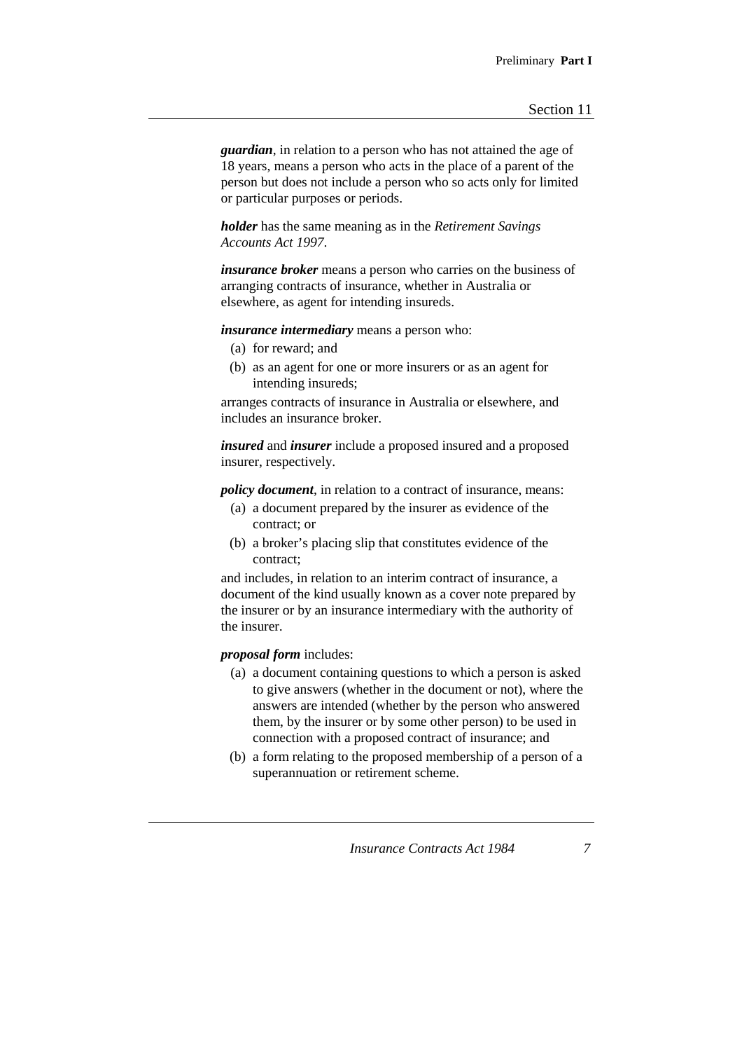***guardian***, in relation to a person who has not attained the age of 18 years, means a person who acts in the place of a parent of the person but does not include a person who so acts only for limited or particular purposes or periods.

***holder*** has the same meaning as in the *Retirement Savings Accounts Act 1997*.

***insurance broker*** means a person who carries on the business of arranging contracts of insurance, whether in Australia or elsewhere, as agent for intending insureds.

***insurance intermediary*** means a person who:

- (a) for reward; and
- (b) as an agent for one or more insurers or as an agent for intending insureds;

arranges contracts of insurance in Australia or elsewhere, and includes an insurance broker.

***insured*** and ***insurer*** include a proposed insured and a proposed insurer, respectively.

***policy document***, in relation to a contract of insurance, means:

- (a) a document prepared by the insurer as evidence of the contract; or
- (b) a broker's placing slip that constitutes evidence of the contract;

and includes, in relation to an interim contract of insurance, a document of the kind usually known as a cover note prepared by the insurer or by an insurance intermediary with the authority of the insurer.

***proposal form*** includes:

- (a) a document containing questions to which a person is asked to give answers (whether in the document or not), where the answers are intended (whether by the person who answered them, by the insurer or by some other person) to be used in connection with a proposed contract of insurance; and
- (b) a form relating to the proposed membership of a person of a superannuation or retirement scheme.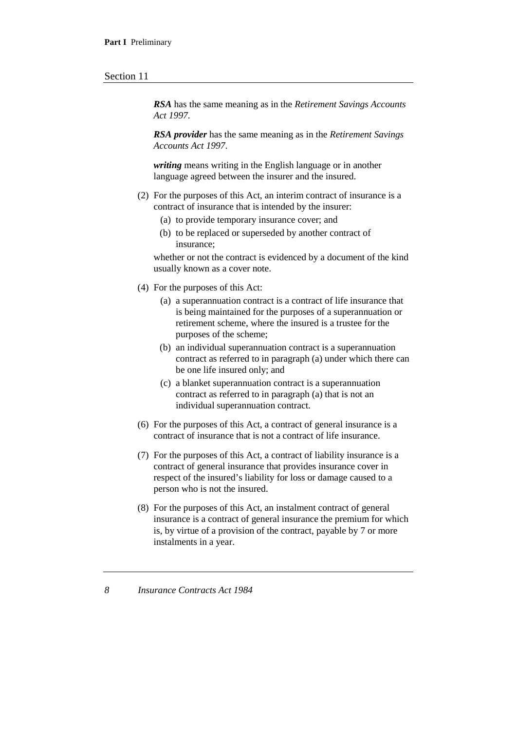***RSA*** has the same meaning as in the *Retirement Savings Accounts Act 1997*.

***RSA provider*** has the same meaning as in the *Retirement Savings Accounts Act 1997*.

***writing*** means writing in the English language or in another language agreed between the insurer and the insured.

(2) For the purposes of this Act, an interim contract of insurance is a contract of insurance that is intended by the insurer:

- (a) to provide temporary insurance cover; and
- (b) to be replaced or superseded by another contract of insurance;

whether or not the contract is evidenced by a document of the kind usually known as a cover note.

(4) For the purposes of this Act:

- (a) a superannuation contract is a contract of life insurance that is being maintained for the purposes of a superannuation or retirement scheme, where the insured is a trustee for the purposes of the scheme;
- (b) an individual superannuation contract is a superannuation contract as referred to in paragraph (a) under which there can be one life insured only; and
- (c) a blanket superannuation contract is a superannuation contract as referred to in paragraph (a) that is not an individual superannuation contract.

(6) For the purposes of this Act, a contract of general insurance is a contract of insurance that is not a contract of life insurance.

(7) For the purposes of this Act, a contract of liability insurance is a contract of general insurance that provides insurance cover in respect of the insured's liability for loss or damage caused to a person who is not the insured.

(8) For the purposes of this Act, an instalment contract of general insurance is a contract of general insurance the premium for which is, by virtue of a provision of the contract, payable by 7 or more instalments in a year.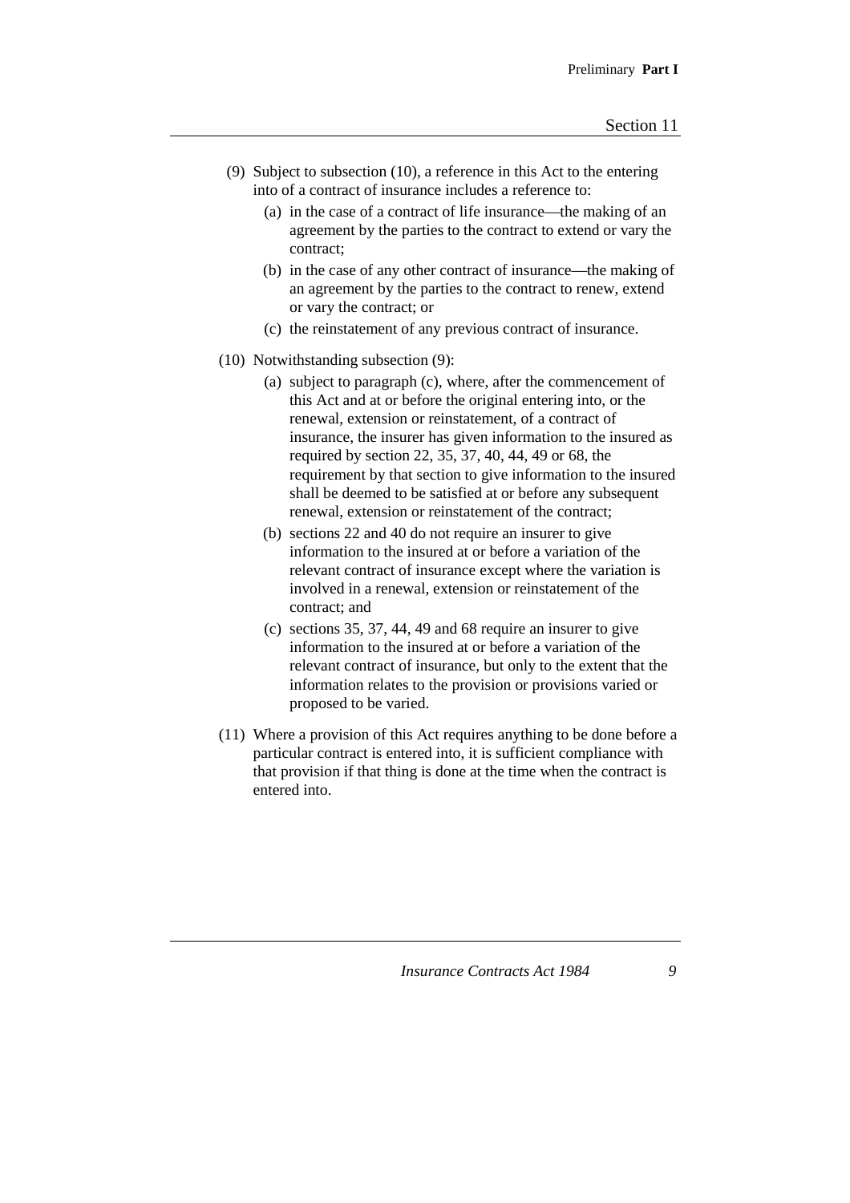(9) Subject to subsection (10), a reference in this Act to the entering into of a contract of insurance includes a reference to:

- (a) in the case of a contract of life insurance—the making of an agreement by the parties to the contract to extend or vary the contract;
- (b) in the case of any other contract of insurance—the making of an agreement by the parties to the contract to renew, extend or vary the contract; or
- (c) the reinstatement of any previous contract of insurance.

(10) Notwithstanding subsection (9):

- (a) subject to paragraph (c), where, after the commencement of this Act and at or before the original entering into, or the renewal, extension or reinstatement, of a contract of insurance, the insurer has given information to the insured as required by section 22, 35, 37, 40, 44, 49 or 68, the requirement by that section to give information to the insured shall be deemed to be satisfied at or before any subsequent renewal, extension or reinstatement of the contract;
- (b) sections 22 and 40 do not require an insurer to give information to the insured at or before a variation of the relevant contract of insurance except where the variation is involved in a renewal, extension or reinstatement of the contract; and
- (c) sections 35, 37, 44, 49 and 68 require an insurer to give information to the insured at or before a variation of the relevant contract of insurance, but only to the extent that the information relates to the provision or provisions varied or proposed to be varied.

(11) Where a provision of this Act requires anything to be done before a particular contract is entered into, it is sufficient compliance with that provision if that thing is done at the time when the contract is entered into.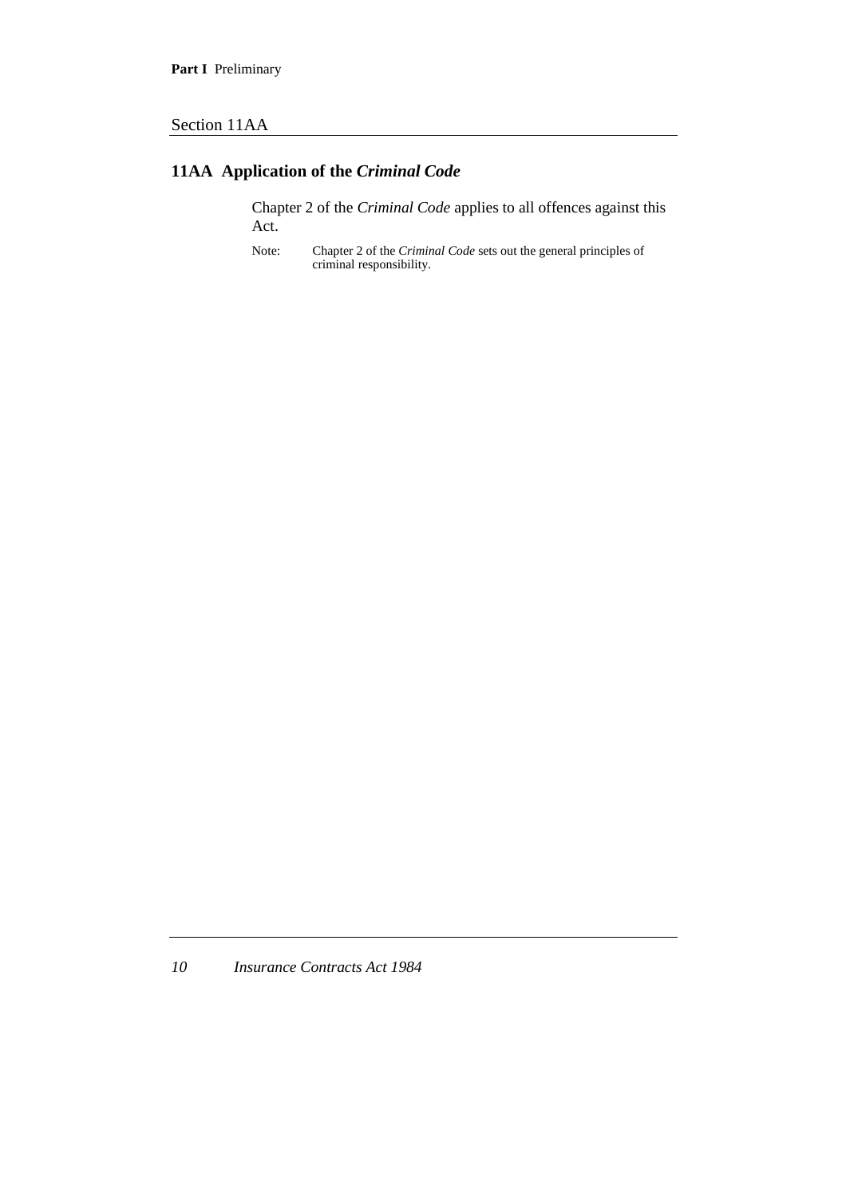## 11AA Application of the *Criminal Code*

Chapter 2 of the *Criminal Code* applies to all offences against this Act.

Note: Chapter 2 of the *Criminal Code* sets out the general principles of criminal responsibility.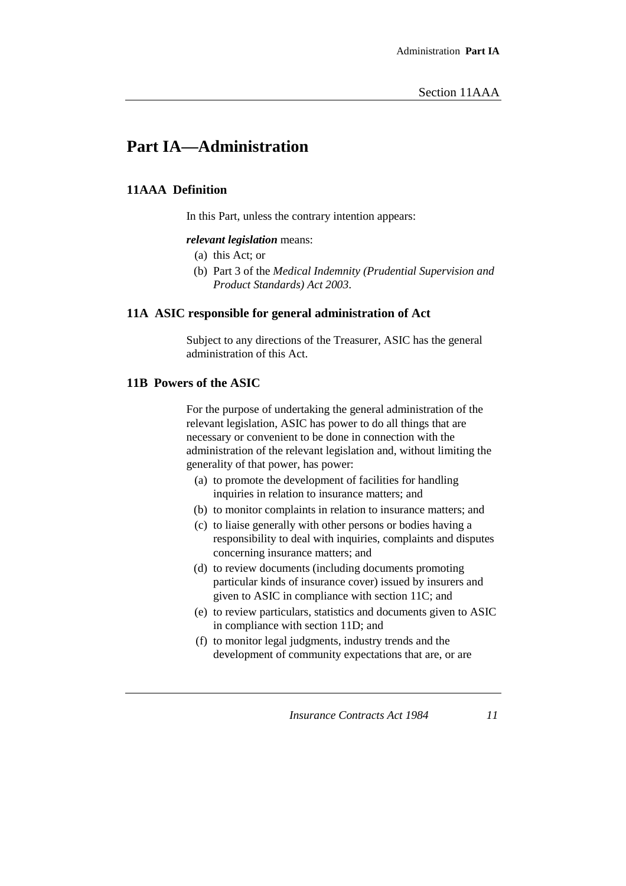# Part IA—Administration

### 11AAA  Definition

In this Part, unless the contrary intention appears:

***relevant legislation*** means:

(a) this Act; or

(b) Part 3 of the *Medical Indemnity (Prudential Supervision and Product Standards) Act 2003*.

### 11A  ASIC responsible for general administration of Act

Subject to any directions of the Treasurer, ASIC has the general administration of this Act.

### 11B  Powers of the ASIC

For the purpose of undertaking the general administration of the relevant legislation, ASIC has power to do all things that are necessary or convenient to be done in connection with the administration of the relevant legislation and, without limiting the generality of that power, has power:

(a) to promote the development of facilities for handling inquiries in relation to insurance matters; and

(b) to monitor complaints in relation to insurance matters; and

(c) to liaise generally with other persons or bodies having a responsibility to deal with inquiries, complaints and disputes concerning insurance matters; and

(d) to review documents (including documents promoting particular kinds of insurance cover) issued by insurers and given to ASIC in compliance with section 11C; and

(e) to review particulars, statistics and documents given to ASIC in compliance with section 11D; and

(f) to monitor legal judgments, industry trends and the development of community expectations that are, or are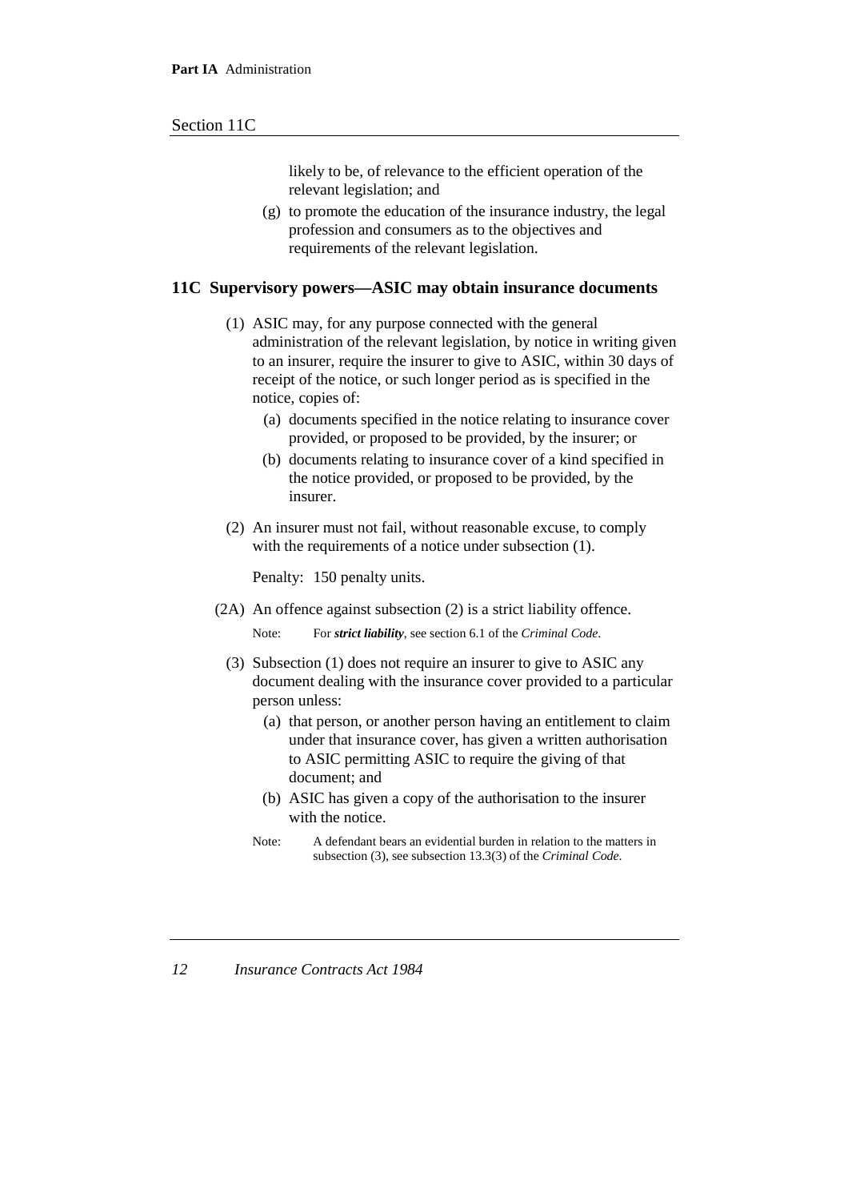likely to be, of relevance to the efficient operation of the relevant legislation; and

(g) to promote the education of the insurance industry, the legal profession and consumers as to the objectives and requirements of the relevant legislation.

## 11C Supervisory powers—ASIC may obtain insurance documents

(1) ASIC may, for any purpose connected with the general administration of the relevant legislation, by notice in writing given to an insurer, require the insurer to give to ASIC, within 30 days of receipt of the notice, or such longer period as is specified in the notice, copies of:

(a) documents specified in the notice relating to insurance cover provided, or proposed to be provided, by the insurer; or

(b) documents relating to insurance cover of a kind specified in the notice provided, or proposed to be provided, by the insurer.

(2) An insurer must not fail, without reasonable excuse, to comply with the requirements of a notice under subsection (1).

Penalty: 150 penalty units.

(2A) An offence against subsection (2) is a strict liability offence.

Note: For ***strict liability***, see section 6.1 of the *Criminal Code*.

(3) Subsection (1) does not require an insurer to give to ASIC any document dealing with the insurance cover provided to a particular person unless:

(a) that person, or another person having an entitlement to claim under that insurance cover, has given a written authorisation to ASIC permitting ASIC to require the giving of that document; and

(b) ASIC has given a copy of the authorisation to the insurer with the notice.

Note: A defendant bears an evidential burden in relation to the matters in subsection (3), see subsection 13.3(3) of the *Criminal Code*.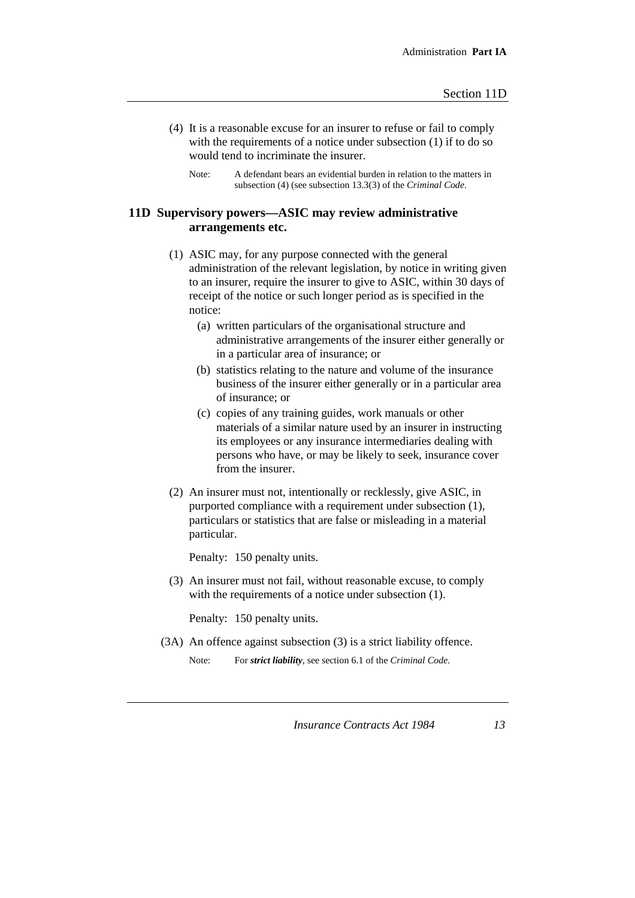(4) It is a reasonable excuse for an insurer to refuse or fail to comply with the requirements of a notice under subsection (1) if to do so would tend to incriminate the insurer.

Note: A defendant bears an evidential burden in relation to the matters in subsection (4) (see subsection 13.3(3) of the *Criminal Code*.

## 11D Supervisory powers—ASIC may review administrative arrangements etc.

(1) ASIC may, for any purpose connected with the general administration of the relevant legislation, by notice in writing given to an insurer, require the insurer to give to ASIC, within 30 days of receipt of the notice or such longer period as is specified in the notice:

- (a) written particulars of the organisational structure and administrative arrangements of the insurer either generally or in a particular area of insurance; or
- (b) statistics relating to the nature and volume of the insurance business of the insurer either generally or in a particular area of insurance; or
- (c) copies of any training guides, work manuals or other materials of a similar nature used by an insurer in instructing its employees or any insurance intermediaries dealing with persons who have, or may be likely to seek, insurance cover from the insurer.

(2) An insurer must not, intentionally or recklessly, give ASIC, in purported compliance with a requirement under subsection (1), particulars or statistics that are false or misleading in a material particular.

Penalty: 150 penalty units.

(3) An insurer must not fail, without reasonable excuse, to comply with the requirements of a notice under subsection (1).

Penalty: 150 penalty units.

(3A) An offence against subsection (3) is a strict liability offence.

Note: For ***strict liability***, see section 6.1 of the *Criminal Code*.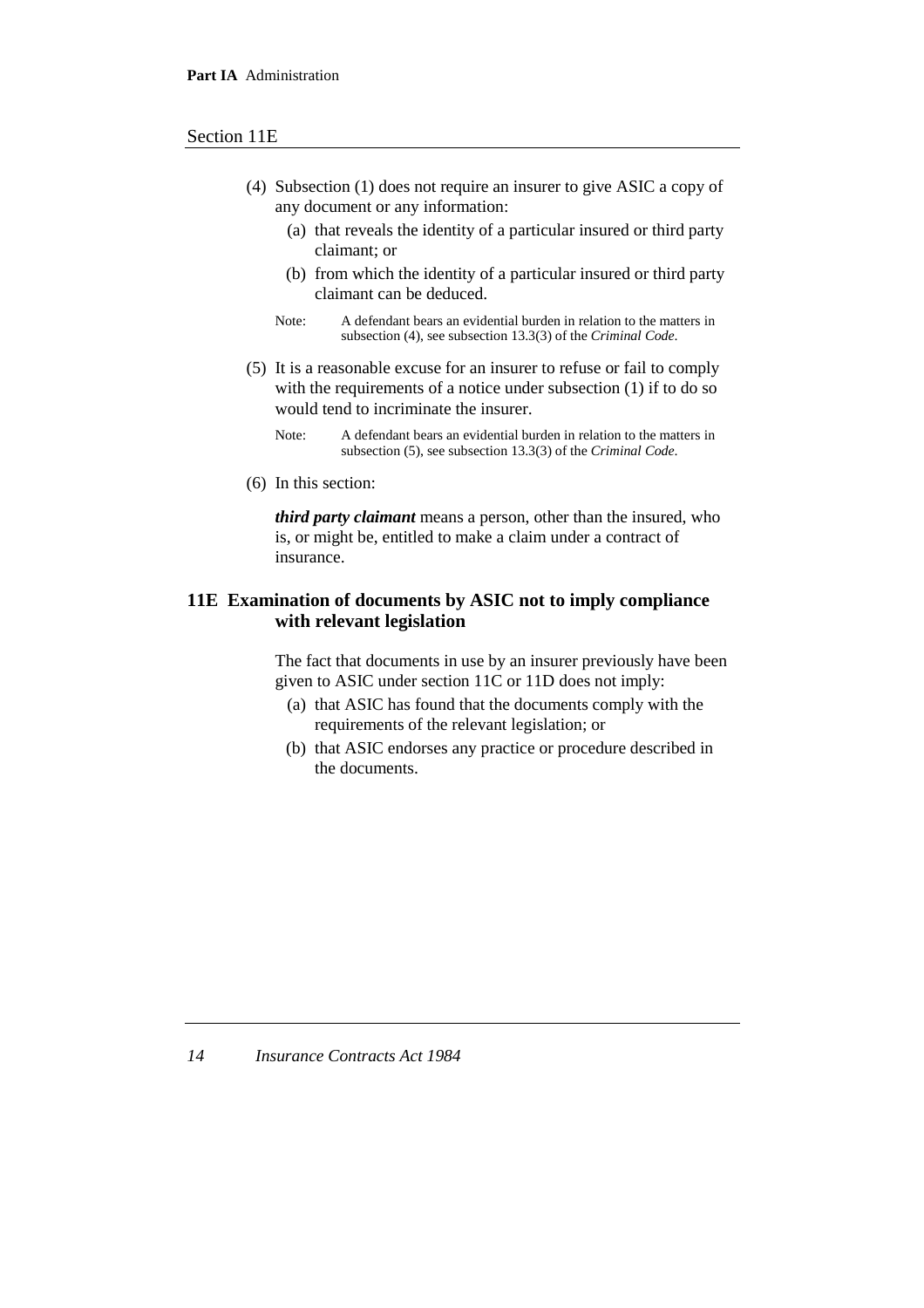(4) Subsection (1) does not require an insurer to give ASIC a copy of any document or any information:

   (a) that reveals the identity of a particular insured or third party claimant; or

   (b) from which the identity of a particular insured or third party claimant can be deduced.

   Note: A defendant bears an evidential burden in relation to the matters in subsection (4), see subsection 13.3(3) of the *Criminal Code*.

(5) It is a reasonable excuse for an insurer to refuse or fail to comply with the requirements of a notice under subsection (1) if to do so would tend to incriminate the insurer.

   Note: A defendant bears an evidential burden in relation to the matters in subsection (5), see subsection 13.3(3) of the *Criminal Code*.

(6) In this section:

***third party claimant*** means a person, other than the insured, who is, or might be, entitled to make a claim under a contract of insurance.

## 11E Examination of documents by ASIC not to imply compliance with relevant legislation

The fact that documents in use by an insurer previously have been given to ASIC under section 11C or 11D does not imply:

   (a) that ASIC has found that the documents comply with the requirements of the relevant legislation; or

   (b) that ASIC endorses any practice or procedure described in the documents.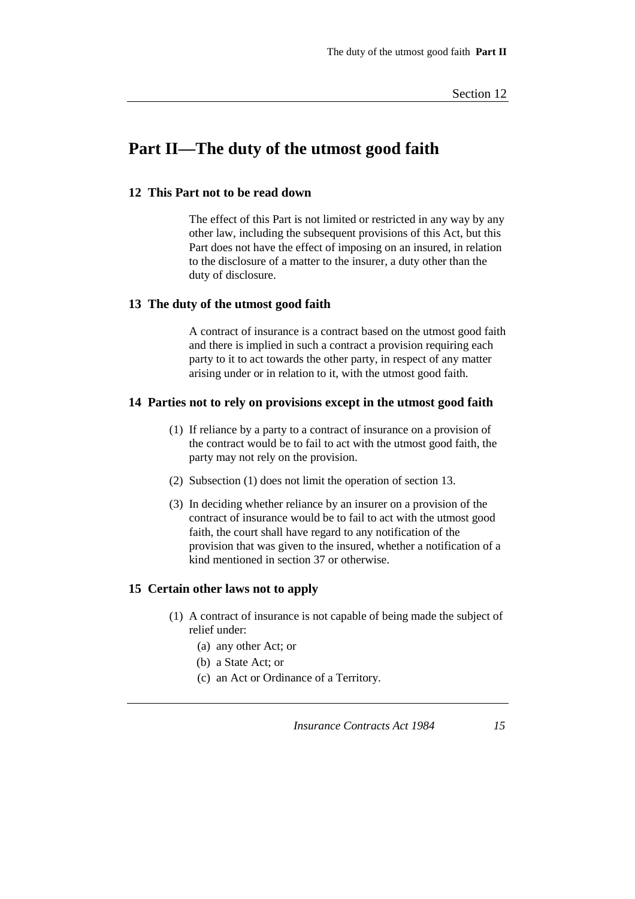# Part II—The duty of the utmost good faith

## 12 This Part not to be read down

The effect of this Part is not limited or restricted in any way by any other law, including the subsequent provisions of this Act, but this Part does not have the effect of imposing on an insured, in relation to the disclosure of a matter to the insurer, a duty other than the duty of disclosure.

## 13 The duty of the utmost good faith

A contract of insurance is a contract based on the utmost good faith and there is implied in such a contract a provision requiring each party to it to act towards the other party, in respect of any matter arising under or in relation to it, with the utmost good faith.

## 14 Parties not to rely on provisions except in the utmost good faith

(1) If reliance by a party to a contract of insurance on a provision of the contract would be to fail to act with the utmost good faith, the party may not rely on the provision.

(2) Subsection (1) does not limit the operation of section 13.

(3) In deciding whether reliance by an insurer on a provision of the contract of insurance would be to fail to act with the utmost good faith, the court shall have regard to any notification of the provision that was given to the insured, whether a notification of a kind mentioned in section 37 or otherwise.

## 15 Certain other laws not to apply

(1) A contract of insurance is not capable of being made the subject of relief under:

- (a) any other Act; or
- (b) a State Act; or
- (c) an Act or Ordinance of a Territory.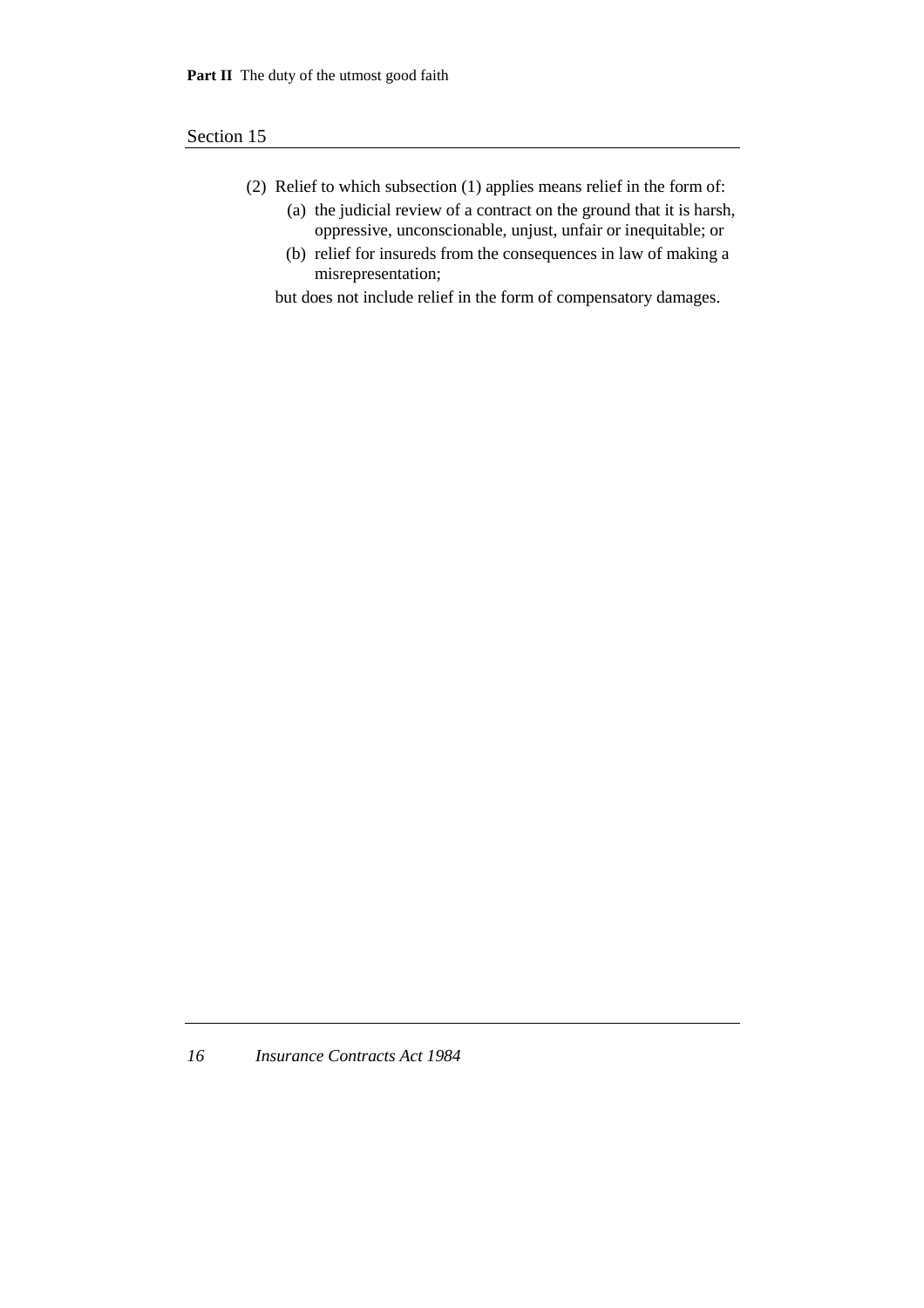(2) Relief to which subsection (1) applies means relief in the form of:

  (a) the judicial review of a contract on the ground that it is harsh, oppressive, unconscionable, unjust, unfair or inequitable; or

  (b) relief for insureds from the consequences in law of making a misrepresentation;

but does not include relief in the form of compensatory damages.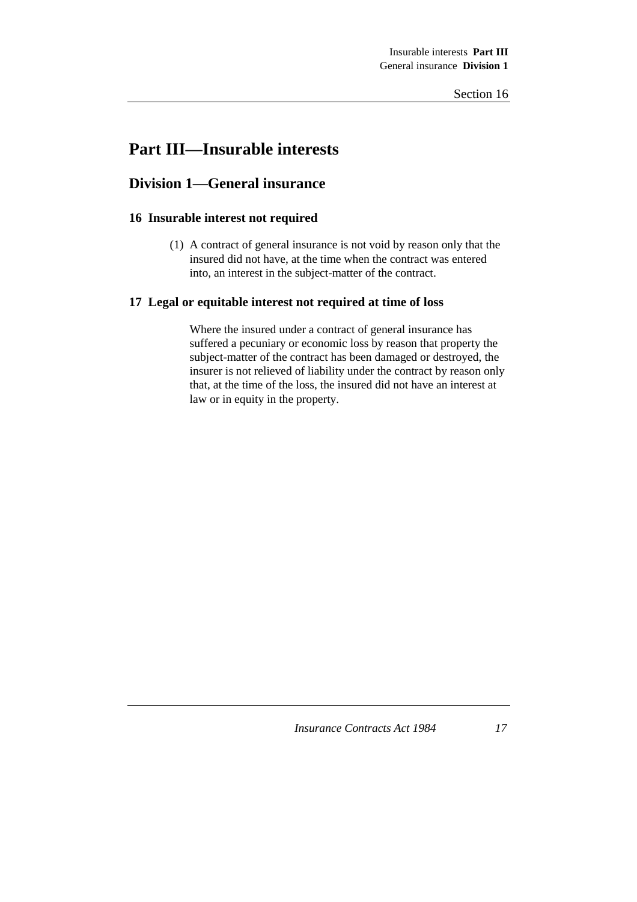# Part III—Insurable interests

## Division 1—General insurance

### 16 Insurable interest not required

(1) A contract of general insurance is not void by reason only that the insured did not have, at the time when the contract was entered into, an interest in the subject-matter of the contract.

### 17 Legal or equitable interest not required at time of loss

Where the insured under a contract of general insurance has suffered a pecuniary or economic loss by reason that property the subject-matter of the contract has been damaged or destroyed, the insurer is not relieved of liability under the contract by reason only that, at the time of the loss, the insured did not have an interest at law or in equity in the property.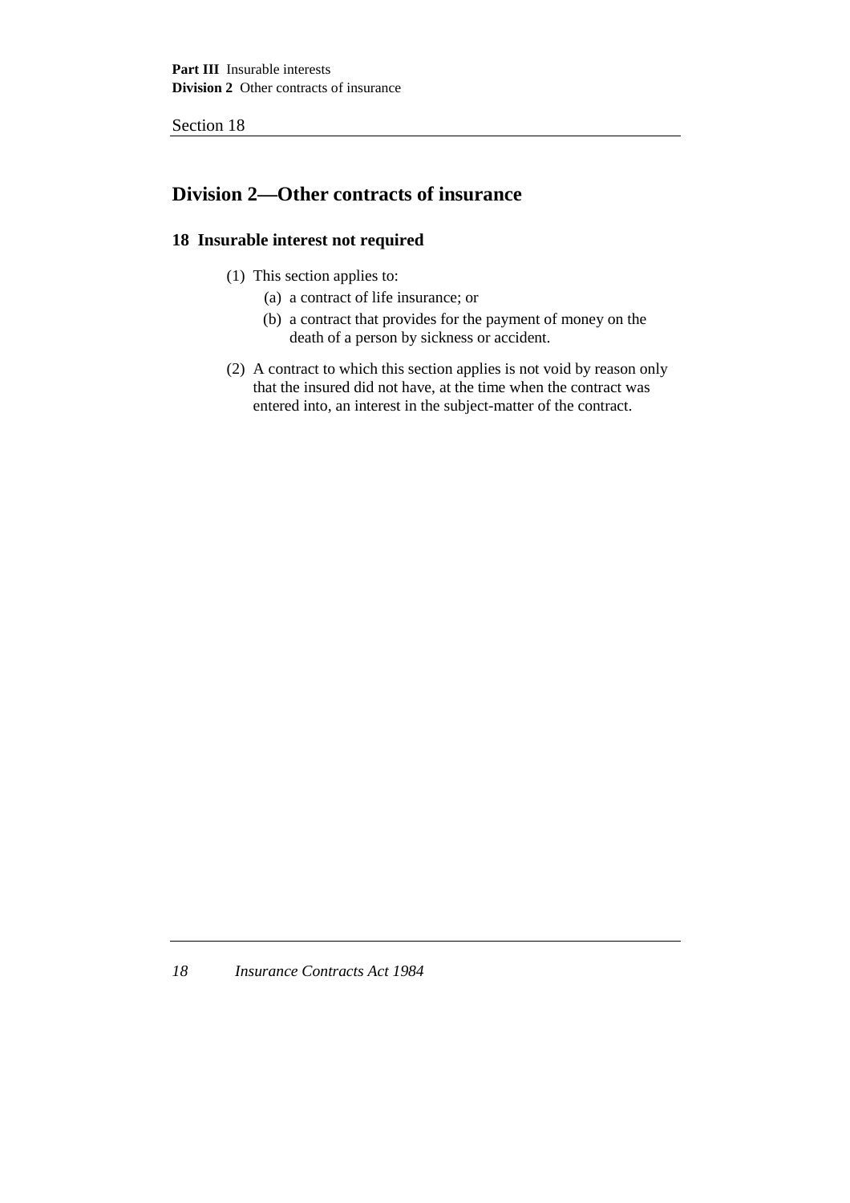## Division 2—Other contracts of insurance

### 18 Insurable interest not required

(1) This section applies to:

(a) a contract of life insurance; or

(b) a contract that provides for the payment of money on the death of a person by sickness or accident.

(2) A contract to which this section applies is not void by reason only that the insured did not have, at the time when the contract was entered into, an interest in the subject-matter of the contract.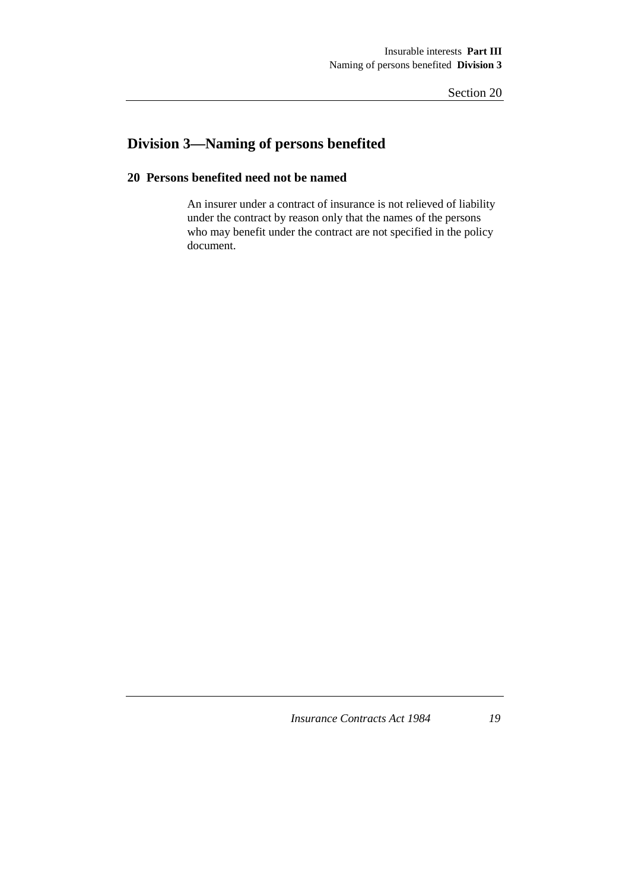## Division 3—Naming of persons benefited

### 20 Persons benefited need not be named

An insurer under a contract of insurance is not relieved of liability under the contract by reason only that the names of the persons who may benefit under the contract are not specified in the policy document.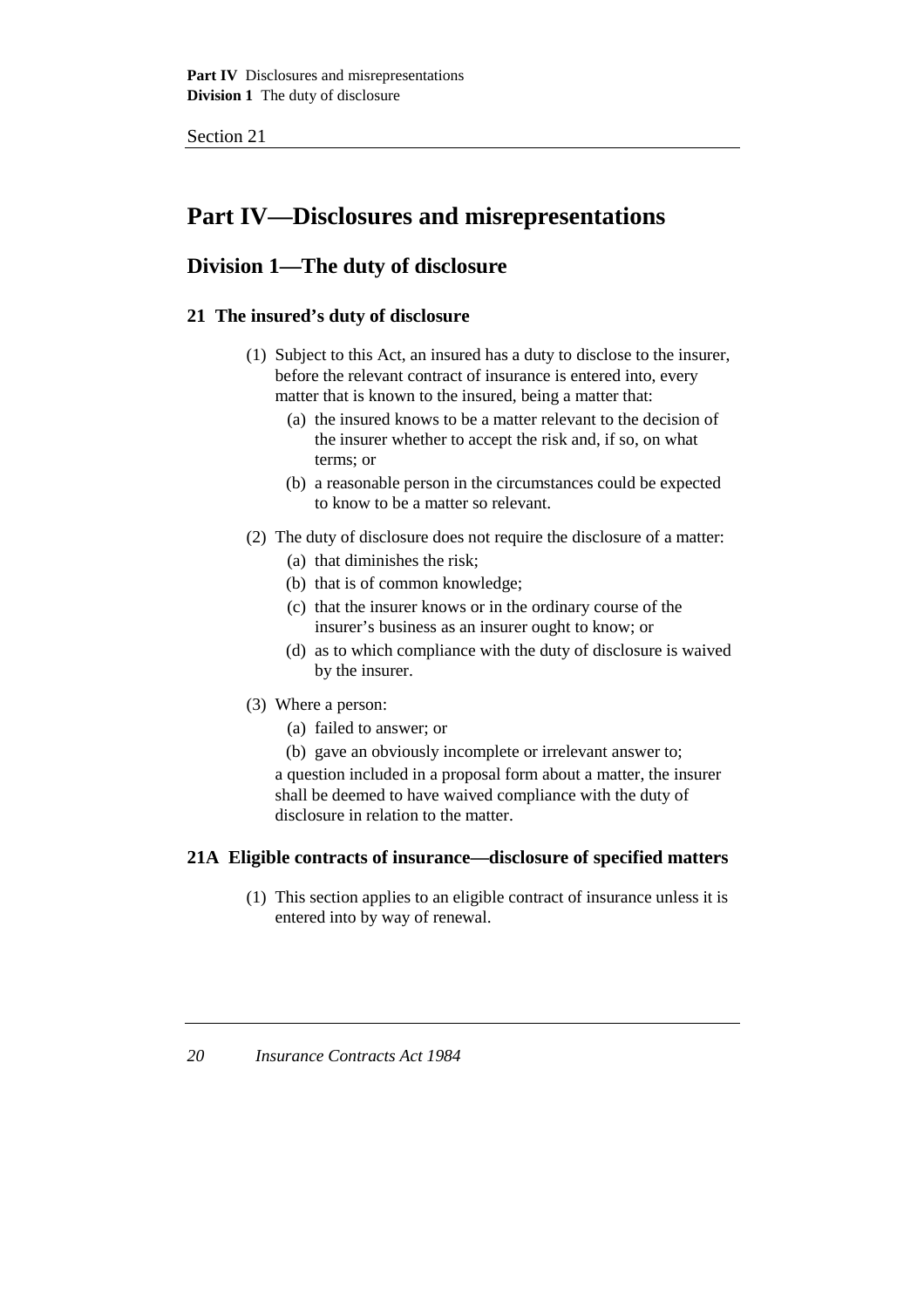# Part IV—Disclosures and misrepresentations

## Division 1—The duty of disclosure

### 21 The insured's duty of disclosure

(1) Subject to this Act, an insured has a duty to disclose to the insurer, before the relevant contract of insurance is entered into, every matter that is known to the insured, being a matter that:

- (a) the insured knows to be a matter relevant to the decision of the insurer whether to accept the risk and, if so, on what terms; or
- (b) a reasonable person in the circumstances could be expected to know to be a matter so relevant.

(2) The duty of disclosure does not require the disclosure of a matter:

- (a) that diminishes the risk;
- (b) that is of common knowledge;
- (c) that the insurer knows or in the ordinary course of the insurer's business as an insurer ought to know; or
- (d) as to which compliance with the duty of disclosure is waived by the insurer.

(3) Where a person:

- (a) failed to answer; or
- (b) gave an obviously incomplete or irrelevant answer to;

a question included in a proposal form about a matter, the insurer shall be deemed to have waived compliance with the duty of disclosure in relation to the matter.

### 21A Eligible contracts of insurance—disclosure of specified matters

(1) This section applies to an eligible contract of insurance unless it is entered into by way of renewal.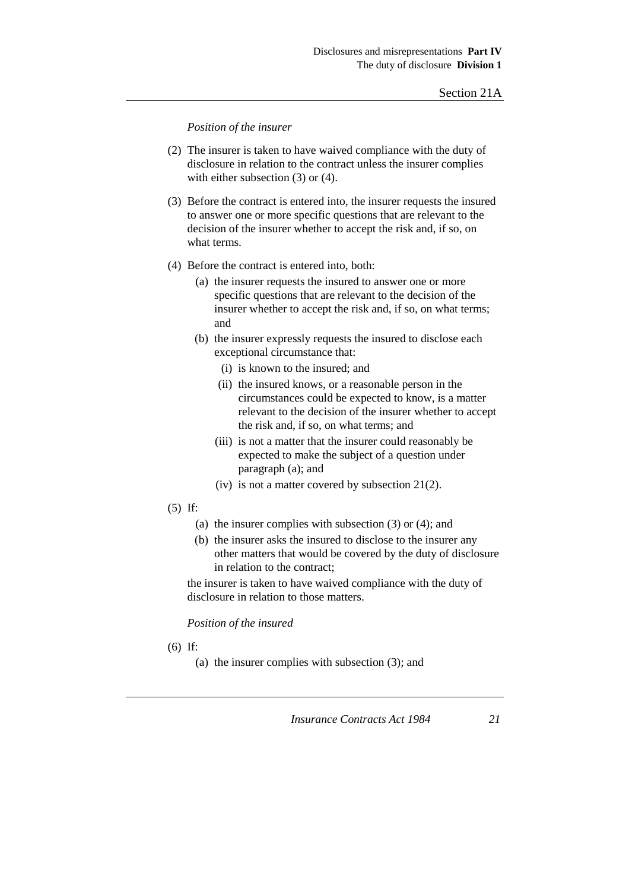*Position of the insurer*

(2) The insurer is taken to have waived compliance with the duty of disclosure in relation to the contract unless the insurer complies with either subsection (3) or (4).

(3) Before the contract is entered into, the insurer requests the insured to answer one or more specific questions that are relevant to the decision of the insurer whether to accept the risk and, if so, on what terms.

(4) Before the contract is entered into, both:

- (a) the insurer requests the insured to answer one or more specific questions that are relevant to the decision of the insurer whether to accept the risk and, if so, on what terms; and
- (b) the insurer expressly requests the insured to disclose each exceptional circumstance that:
  - (i) is known to the insured; and
  - (ii) the insured knows, or a reasonable person in the circumstances could be expected to know, is a matter relevant to the decision of the insurer whether to accept the risk and, if so, on what terms; and
  - (iii) is not a matter that the insurer could reasonably be expected to make the subject of a question under paragraph (a); and
  - (iv) is not a matter covered by subsection 21(2).

(5) If:

- (a) the insurer complies with subsection (3) or (4); and
- (b) the insurer asks the insured to disclose to the insurer any other matters that would be covered by the duty of disclosure in relation to the contract;

the insurer is taken to have waived compliance with the duty of disclosure in relation to those matters.

*Position of the insured*

(6) If:

- (a) the insurer complies with subsection (3); and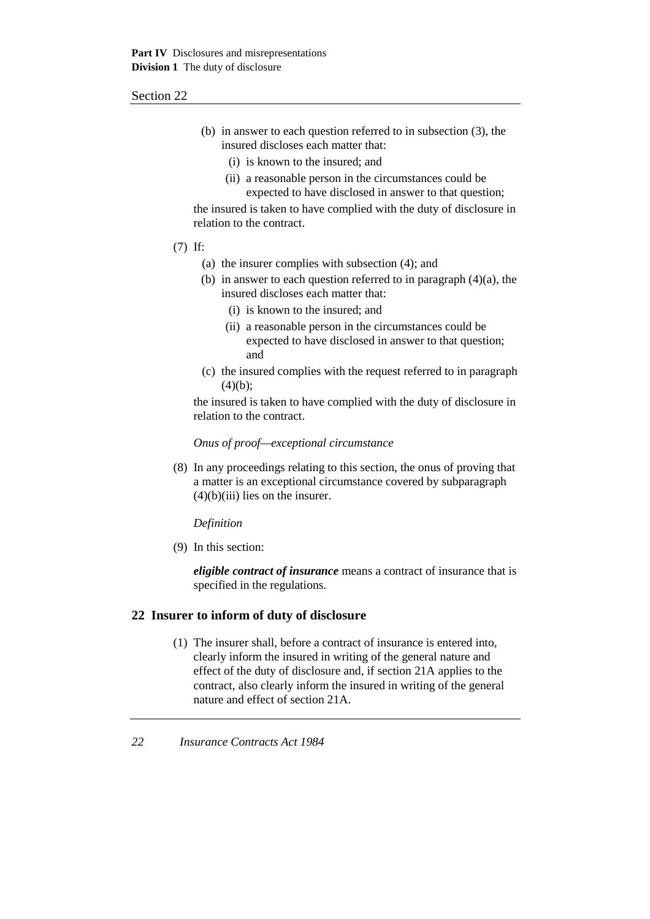(b) in answer to each question referred to in subsection (3), the insured discloses each matter that:

(i) is known to the insured; and

(ii) a reasonable person in the circumstances could be expected to have disclosed in answer to that question;

the insured is taken to have complied with the duty of disclosure in relation to the contract.

(7) If:

(a) the insurer complies with subsection (4); and

(b) in answer to each question referred to in paragraph (4)(a), the insured discloses each matter that:

(i) is known to the insured; and

(ii) a reasonable person in the circumstances could be expected to have disclosed in answer to that question; and

(c) the insured complies with the request referred to in paragraph (4)(b);

the insured is taken to have complied with the duty of disclosure in relation to the contract.

*Onus of proof—exceptional circumstance*

(8) In any proceedings relating to this section, the onus of proving that a matter is an exceptional circumstance covered by subparagraph (4)(b)(iii) lies on the insurer.

*Definition*

(9) In this section:

***eligible contract of insurance*** means a contract of insurance that is specified in the regulations.

## 22 Insurer to inform of duty of disclosure

(1) The insurer shall, before a contract of insurance is entered into, clearly inform the insured in writing of the general nature and effect of the duty of disclosure and, if section 21A applies to the contract, also clearly inform the insured in writing of the general nature and effect of section 21A.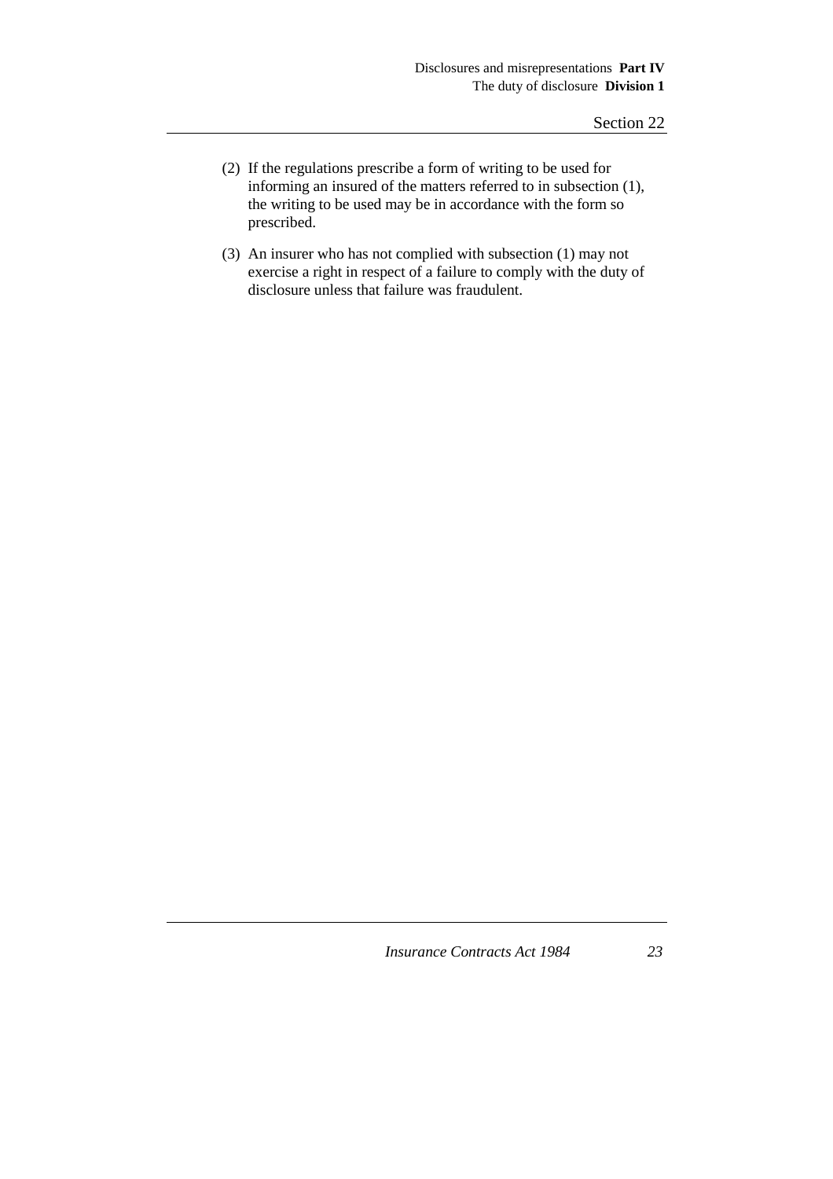(2) If the regulations prescribe a form of writing to be used for informing an insured of the matters referred to in subsection (1), the writing to be used may be in accordance with the form so prescribed.

(3) An insurer who has not complied with subsection (1) may not exercise a right in respect of a failure to comply with the duty of disclosure unless that failure was fraudulent.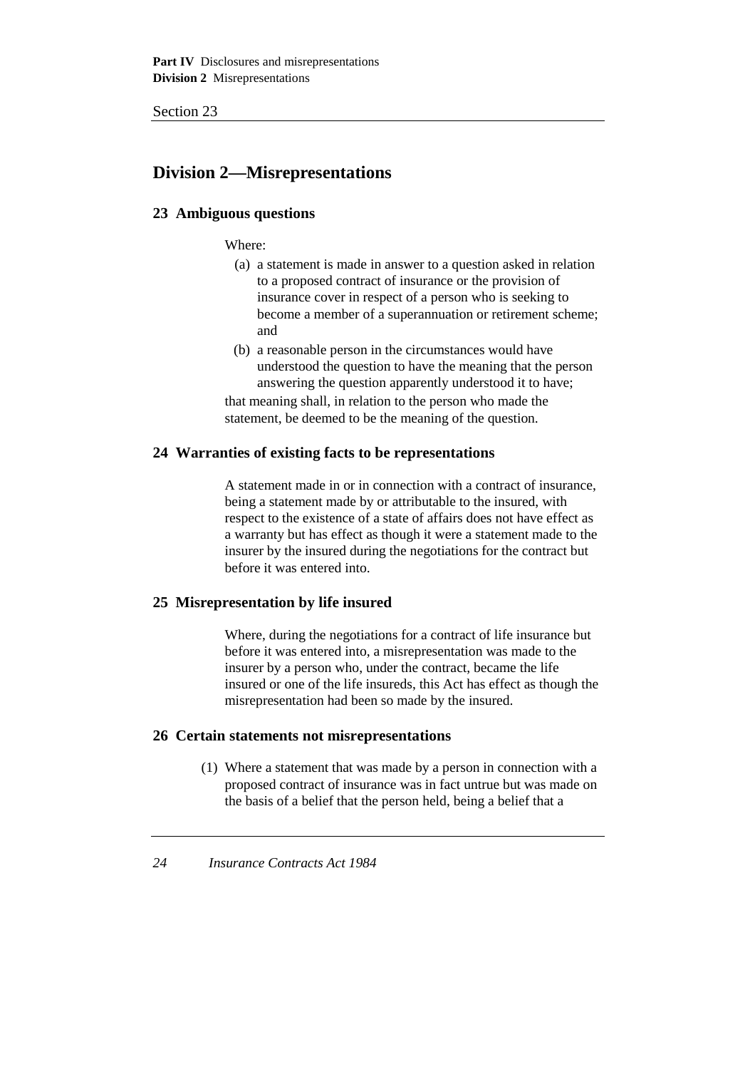## Division 2—Misrepresentations

### 23 Ambiguous questions

Where:

(a) a statement is made in answer to a question asked in relation to a proposed contract of insurance or the provision of insurance cover in respect of a person who is seeking to become a member of a superannuation or retirement scheme; and

(b) a reasonable person in the circumstances would have understood the question to have the meaning that the person answering the question apparently understood it to have;

that meaning shall, in relation to the person who made the statement, be deemed to be the meaning of the question.

### 24 Warranties of existing facts to be representations

A statement made in or in connection with a contract of insurance, being a statement made by or attributable to the insured, with respect to the existence of a state of affairs does not have effect as a warranty but has effect as though it were a statement made to the insurer by the insured during the negotiations for the contract but before it was entered into.

### 25 Misrepresentation by life insured

Where, during the negotiations for a contract of life insurance but before it was entered into, a misrepresentation was made to the insurer by a person who, under the contract, became the life insured or one of the life insureds, this Act has effect as though the misrepresentation had been so made by the insured.

### 26 Certain statements not misrepresentations

(1) Where a statement that was made by a person in connection with a proposed contract of insurance was in fact untrue but was made on the basis of a belief that the person held, being a belief that a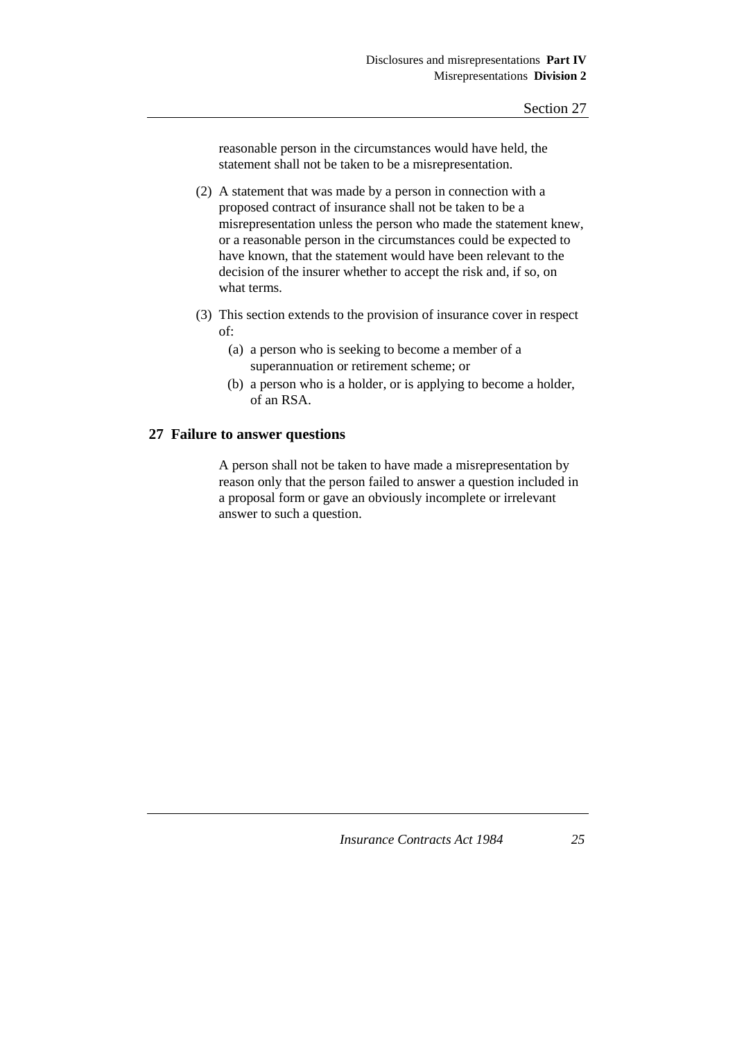reasonable person in the circumstances would have held, the statement shall not be taken to be a misrepresentation.

(2) A statement that was made by a person in connection with a proposed contract of insurance shall not be taken to be a misrepresentation unless the person who made the statement knew, or a reasonable person in the circumstances could be expected to have known, that the statement would have been relevant to the decision of the insurer whether to accept the risk and, if so, on what terms.

(3) This section extends to the provision of insurance cover in respect of:

   (a) a person who is seeking to become a member of a superannuation or retirement scheme; or

   (b) a person who is a holder, or is applying to become a holder, of an RSA.

## 27 Failure to answer questions

A person shall not be taken to have made a misrepresentation by reason only that the person failed to answer a question included in a proposal form or gave an obviously incomplete or irrelevant answer to such a question.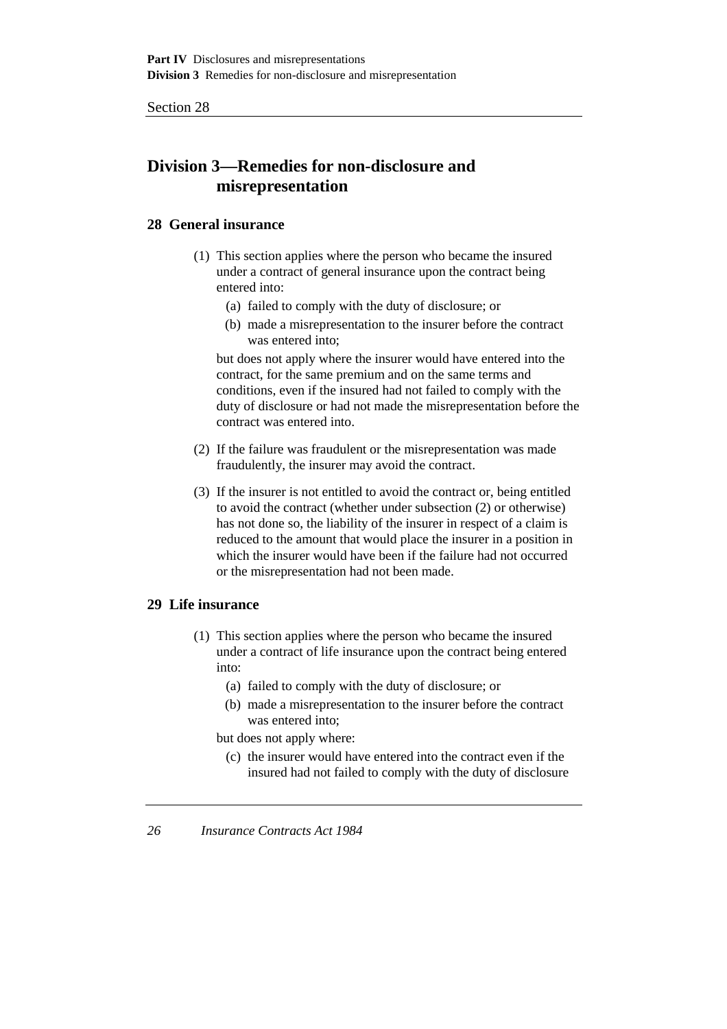## Division 3—Remedies for non-disclosure and misrepresentation

### 28 General insurance

(1) This section applies where the person who became the insured under a contract of general insurance upon the contract being entered into:

(a) failed to comply with the duty of disclosure; or

(b) made a misrepresentation to the insurer before the contract was entered into;

but does not apply where the insurer would have entered into the contract, for the same premium and on the same terms and conditions, even if the insured had not failed to comply with the duty of disclosure or had not made the misrepresentation before the contract was entered into.

(2) If the failure was fraudulent or the misrepresentation was made fraudulently, the insurer may avoid the contract.

(3) If the insurer is not entitled to avoid the contract or, being entitled to avoid the contract (whether under subsection (2) or otherwise) has not done so, the liability of the insurer in respect of a claim is reduced to the amount that would place the insurer in a position in which the insurer would have been if the failure had not occurred or the misrepresentation had not been made.

### 29 Life insurance

(1) This section applies where the person who became the insured under a contract of life insurance upon the contract being entered into:

(a) failed to comply with the duty of disclosure; or

(b) made a misrepresentation to the insurer before the contract was entered into;

but does not apply where:

(c) the insurer would have entered into the contract even if the insured had not failed to comply with the duty of disclosure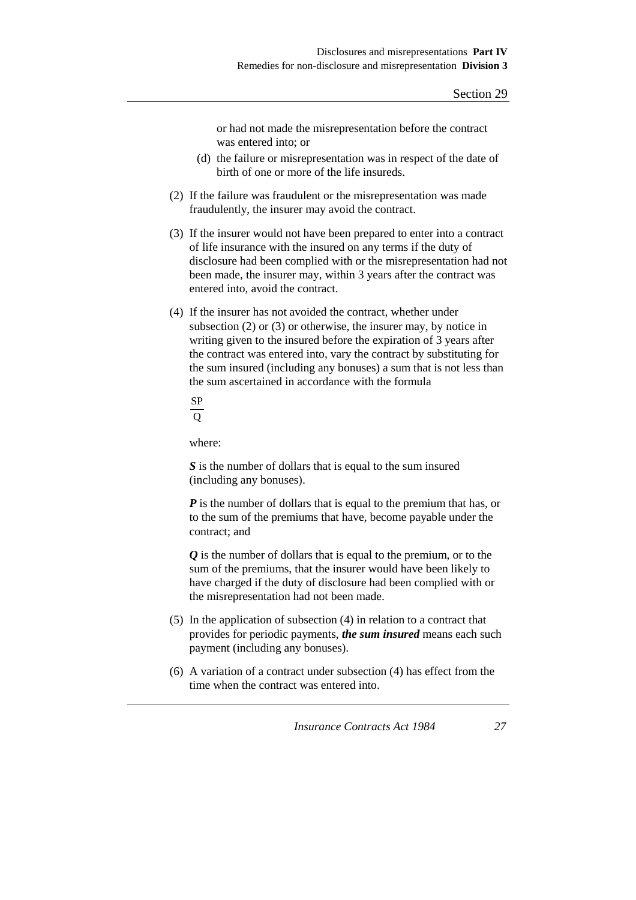or had not made the misrepresentation before the contract was entered into; or

(d) the failure or misrepresentation was in respect of the date of birth of one or more of the life insureds.

(2) If the failure was fraudulent or the misrepresentation was made fraudulently, the insurer may avoid the contract.

(3) If the insurer would not have been prepared to enter into a contract of life insurance with the insured on any terms if the duty of disclosure had been complied with or the misrepresentation had not been made, the insurer may, within 3 years after the contract was entered into, avoid the contract.

(4) If the insurer has not avoided the contract, whether under subsection (2) or (3) or otherwise, the insurer may, by notice in writing given to the insured before the expiration of 3 years after the contract was entered into, vary the contract by substituting for the sum insured (including any bonuses) a sum that is not less than the sum ascertained in accordance with the formula

$$\frac{SP}{Q}$$

where:

***S*** is the number of dollars that is equal to the sum insured (including any bonuses).

***P*** is the number of dollars that is equal to the premium that has, or to the sum of the premiums that have, become payable under the contract; and

***Q*** is the number of dollars that is equal to the premium, or to the sum of the premiums, that the insurer would have been likely to have charged if the duty of disclosure had been complied with or the misrepresentation had not been made.

(5) In the application of subsection (4) in relation to a contract that provides for periodic payments, ***the sum insured*** means each such payment (including any bonuses).

(6) A variation of a contract under subsection (4) has effect from the time when the contract was entered into.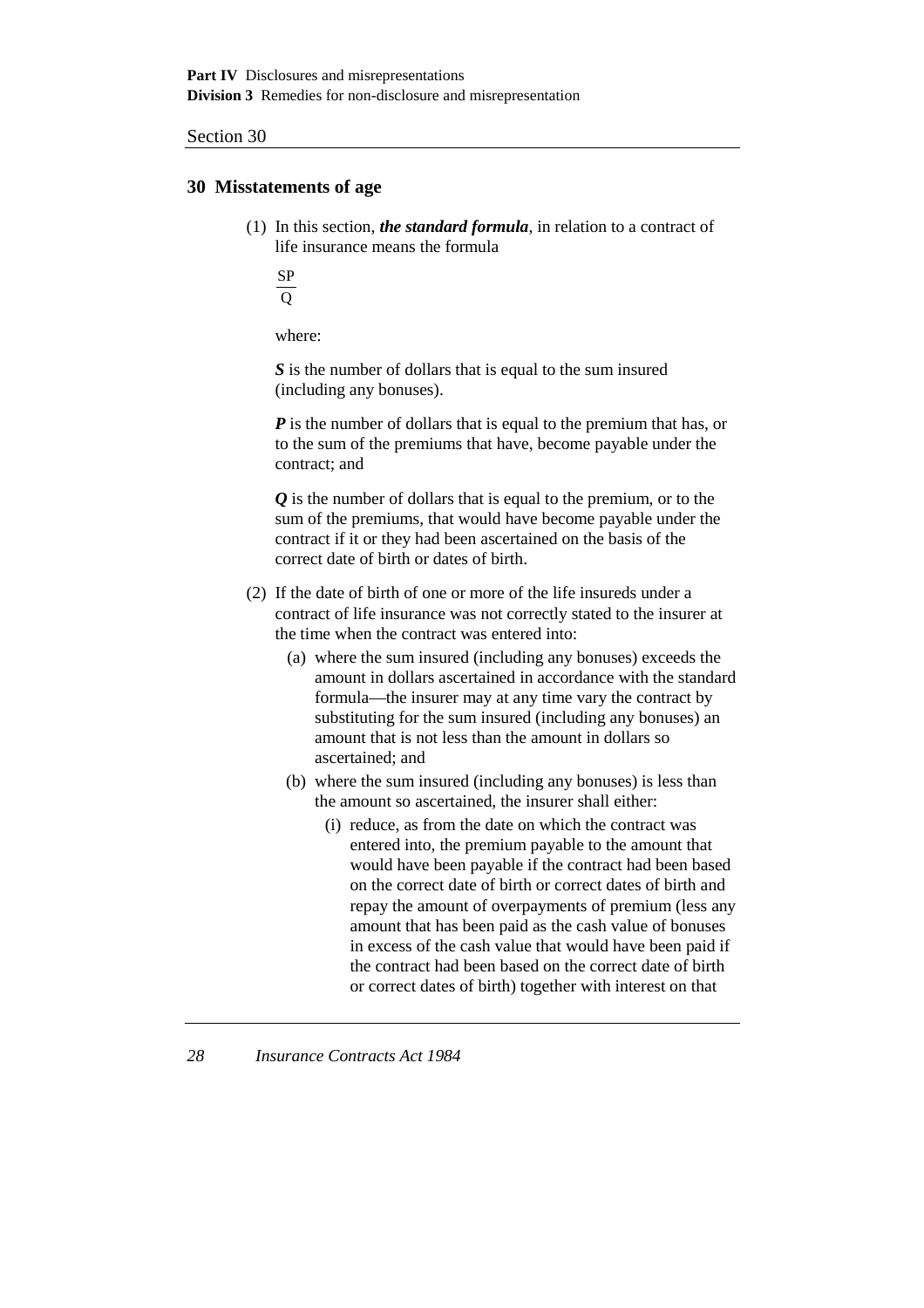## 30 Misstatements of age

(1) In this section, ***the standard formula***, in relation to a contract of life insurance means the formula

$$\frac{SP}{Q}$$

where:

***S*** is the number of dollars that is equal to the sum insured (including any bonuses).

***P*** is the number of dollars that is equal to the premium that has, or to the sum of the premiums that have, become payable under the contract; and

***Q*** is the number of dollars that is equal to the premium, or to the sum of the premiums, that would have become payable under the contract if it or they had been ascertained on the basis of the correct date of birth or dates of birth.

(2) If the date of birth of one or more of the life insureds under a contract of life insurance was not correctly stated to the insurer at the time when the contract was entered into:

- (a) where the sum insured (including any bonuses) exceeds the amount in dollars ascertained in accordance with the standard formula—the insurer may at any time vary the contract by substituting for the sum insured (including any bonuses) an amount that is not less than the amount in dollars so ascertained; and
- (b) where the sum insured (including any bonuses) is less than the amount so ascertained, the insurer shall either:
  - (i) reduce, as from the date on which the contract was entered into, the premium payable to the amount that would have been payable if the contract had been based on the correct date of birth or correct dates of birth and repay the amount of overpayments of premium (less any amount that has been paid as the cash value of bonuses in excess of the cash value that would have been paid if the contract had been based on the correct date of birth or correct dates of birth) together with interest on that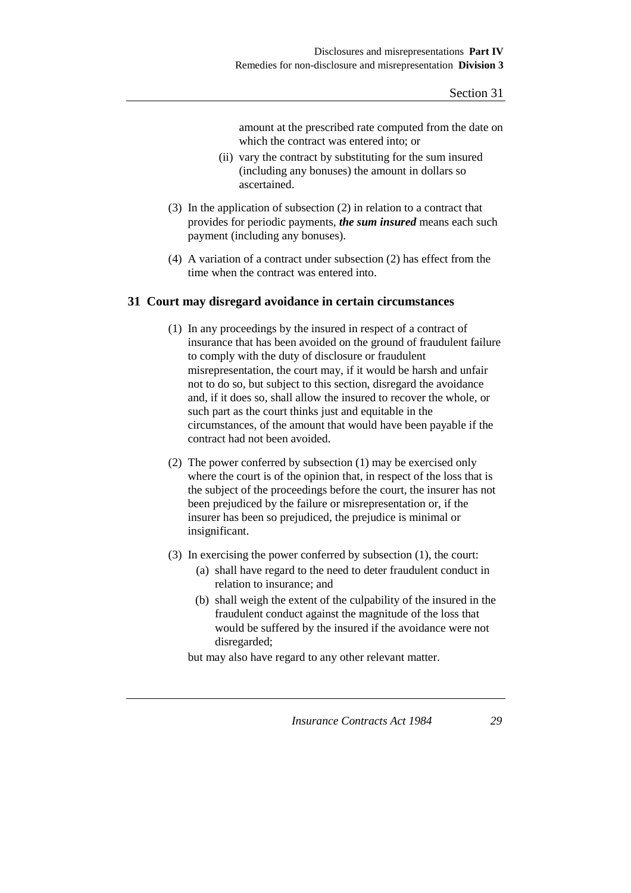amount at the prescribed rate computed from the date on which the contract was entered into; or

(ii) vary the contract by substituting for the sum insured (including any bonuses) the amount in dollars so ascertained.

(3) In the application of subsection (2) in relation to a contract that provides for periodic payments, ***the sum insured*** means each such payment (including any bonuses).

(4) A variation of a contract under subsection (2) has effect from the time when the contract was entered into.

## 31 Court may disregard avoidance in certain circumstances

(1) In any proceedings by the insured in respect of a contract of insurance that has been avoided on the ground of fraudulent failure to comply with the duty of disclosure or fraudulent misrepresentation, the court may, if it would be harsh and unfair not to do so, but subject to this section, disregard the avoidance and, if it does so, shall allow the insured to recover the whole, or such part as the court thinks just and equitable in the circumstances, of the amount that would have been payable if the contract had not been avoided.

(2) The power conferred by subsection (1) may be exercised only where the court is of the opinion that, in respect of the loss that is the subject of the proceedings before the court, the insurer has not been prejudiced by the failure or misrepresentation or, if the insurer has been so prejudiced, the prejudice is minimal or insignificant.

(3) In exercising the power conferred by subsection (1), the court:

(a) shall have regard to the need to deter fraudulent conduct in relation to insurance; and

(b) shall weigh the extent of the culpability of the insured in the fraudulent conduct against the magnitude of the loss that would be suffered by the insured if the avoidance were not disregarded;

but may also have regard to any other relevant matter.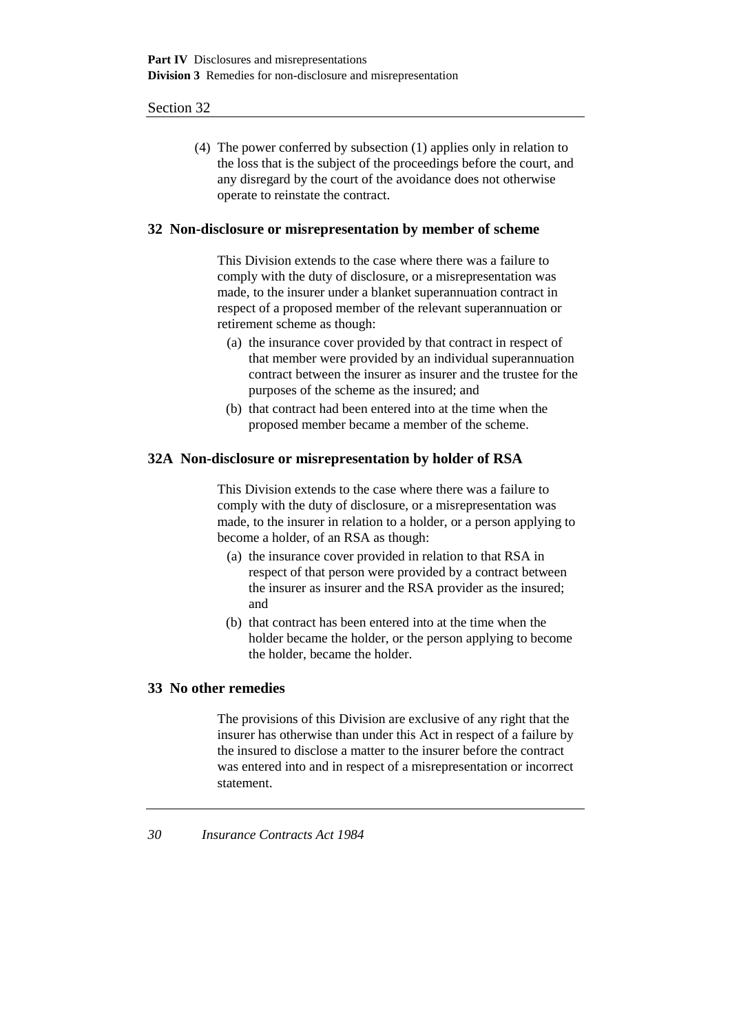(4) The power conferred by subsection (1) applies only in relation to the loss that is the subject of the proceedings before the court, and any disregard by the court of the avoidance does not otherwise operate to reinstate the contract.

## 32 Non-disclosure or misrepresentation by member of scheme

This Division extends to the case where there was a failure to comply with the duty of disclosure, or a misrepresentation was made, to the insurer under a blanket superannuation contract in respect of a proposed member of the relevant superannuation or retirement scheme as though:

(a) the insurance cover provided by that contract in respect of that member were provided by an individual superannuation contract between the insurer as insurer and the trustee for the purposes of the scheme as the insured; and

(b) that contract had been entered into at the time when the proposed member became a member of the scheme.

## 32A Non-disclosure or misrepresentation by holder of RSA

This Division extends to the case where there was a failure to comply with the duty of disclosure, or a misrepresentation was made, to the insurer in relation to a holder, or a person applying to become a holder, of an RSA as though:

(a) the insurance cover provided in relation to that RSA in respect of that person were provided by a contract between the insurer as insurer and the RSA provider as the insured; and

(b) that contract has been entered into at the time when the holder became the holder, or the person applying to become the holder, became the holder.

## 33 No other remedies

The provisions of this Division are exclusive of any right that the insurer has otherwise than under this Act in respect of a failure by the insured to disclose a matter to the insurer before the contract was entered into and in respect of a misrepresentation or incorrect statement.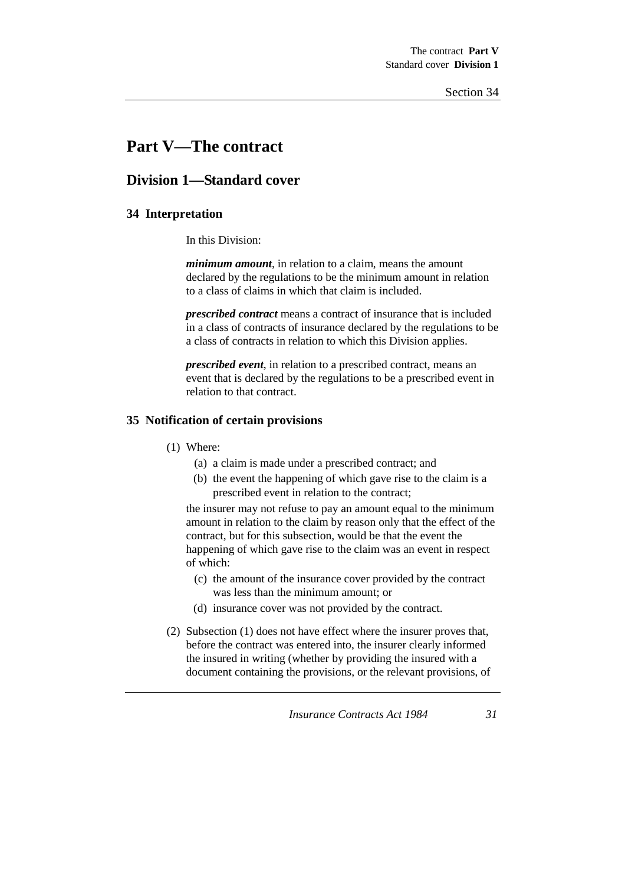# Part V—The contract

## Division 1—Standard cover

### 34 Interpretation

In this Division:

***minimum amount***, in relation to a claim, means the amount declared by the regulations to be the minimum amount in relation to a class of claims in which that claim is included.

***prescribed contract*** means a contract of insurance that is included in a class of contracts of insurance declared by the regulations to be a class of contracts in relation to which this Division applies.

***prescribed event***, in relation to a prescribed contract, means an event that is declared by the regulations to be a prescribed event in relation to that contract.

### 35 Notification of certain provisions

(1) Where:

(a) a claim is made under a prescribed contract; and

(b) the event the happening of which gave rise to the claim is a prescribed event in relation to the contract;

the insurer may not refuse to pay an amount equal to the minimum amount in relation to the claim by reason only that the effect of the contract, but for this subsection, would be that the event the happening of which gave rise to the claim was an event in respect of which:

(c) the amount of the insurance cover provided by the contract was less than the minimum amount; or

(d) insurance cover was not provided by the contract.

(2) Subsection (1) does not have effect where the insurer proves that, before the contract was entered into, the insurer clearly informed the insured in writing (whether by providing the insured with a document containing the provisions, or the relevant provisions, of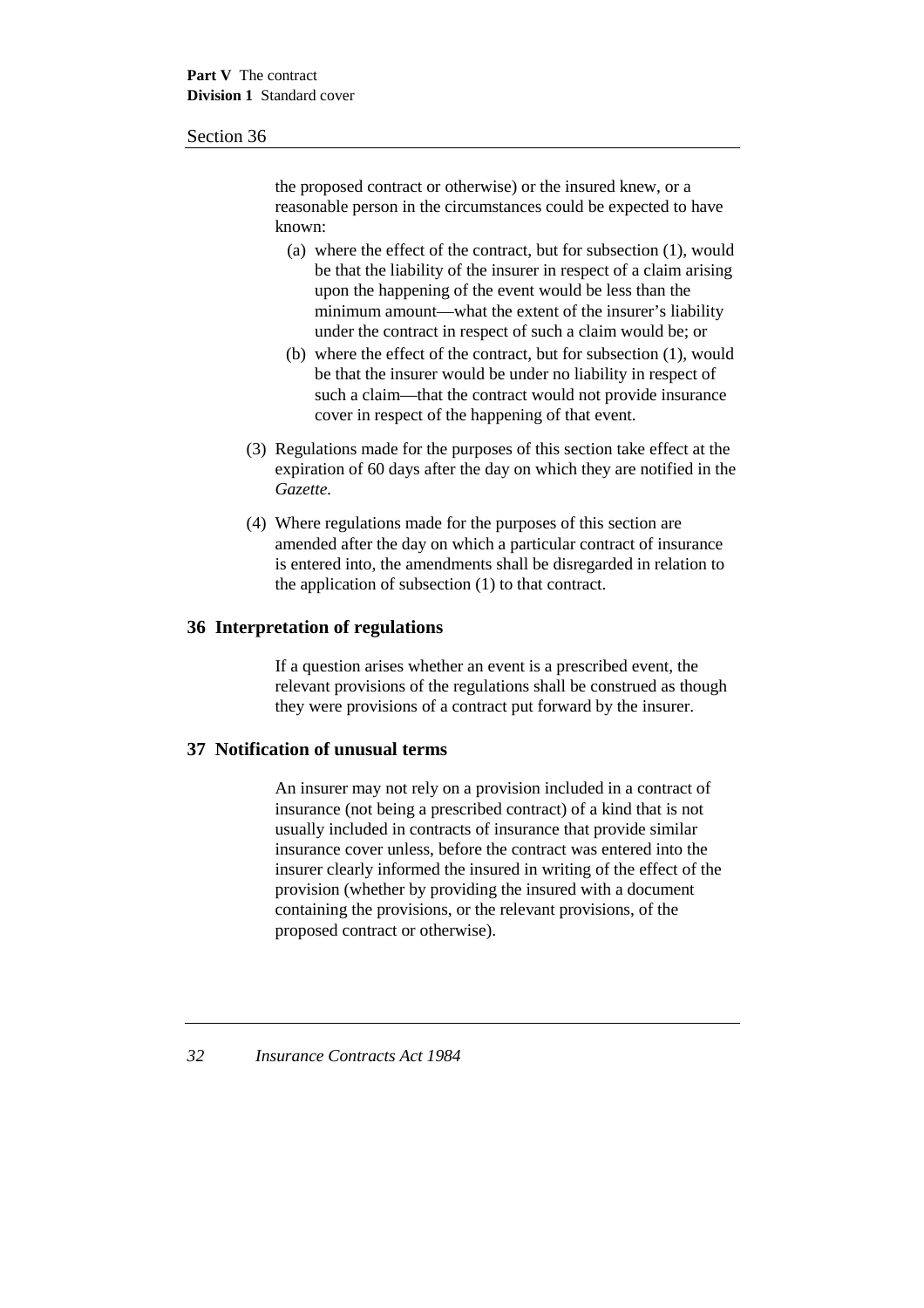the proposed contract or otherwise) or the insured knew, or a reasonable person in the circumstances could be expected to have known:

- (a) where the effect of the contract, but for subsection (1), would be that the liability of the insurer in respect of a claim arising upon the happening of the event would be less than the minimum amount—what the extent of the insurer's liability under the contract in respect of such a claim would be; or
- (b) where the effect of the contract, but for subsection (1), would be that the insurer would be under no liability in respect of such a claim—that the contract would not provide insurance cover in respect of the happening of that event.

(3) Regulations made for the purposes of this section take effect at the expiration of 60 days after the day on which they are notified in the *Gazette*.

(4) Where regulations made for the purposes of this section are amended after the day on which a particular contract of insurance is entered into, the amendments shall be disregarded in relation to the application of subsection (1) to that contract.

## 36 Interpretation of regulations

If a question arises whether an event is a prescribed event, the relevant provisions of the regulations shall be construed as though they were provisions of a contract put forward by the insurer.

## 37 Notification of unusual terms

An insurer may not rely on a provision included in a contract of insurance (not being a prescribed contract) of a kind that is not usually included in contracts of insurance that provide similar insurance cover unless, before the contract was entered into the insurer clearly informed the insured in writing of the effect of the provision (whether by providing the insured with a document containing the provisions, or the relevant provisions, of the proposed contract or otherwise).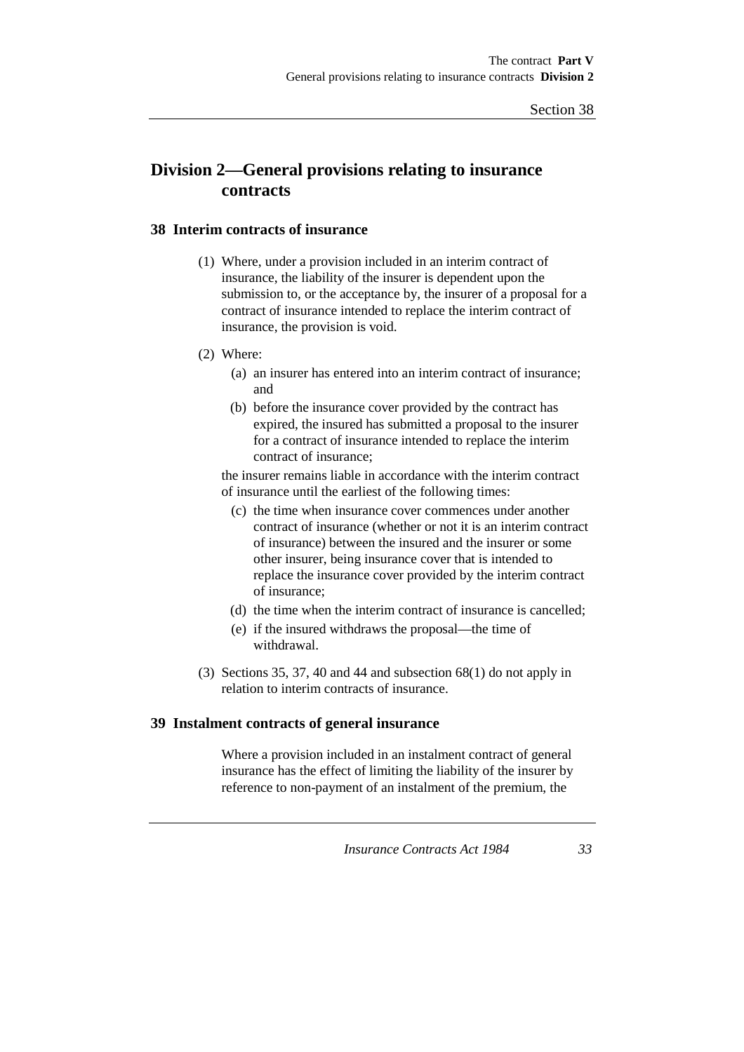## Division 2—General provisions relating to insurance contracts

### 38 Interim contracts of insurance

(1) Where, under a provision included in an interim contract of insurance, the liability of the insurer is dependent upon the submission to, or the acceptance by, the insurer of a proposal for a contract of insurance intended to replace the interim contract of insurance, the provision is void.

(2) Where:

(a) an insurer has entered into an interim contract of insurance; and

(b) before the insurance cover provided by the contract has expired, the insured has submitted a proposal to the insurer for a contract of insurance intended to replace the interim contract of insurance;

the insurer remains liable in accordance with the interim contract of insurance until the earliest of the following times:

(c) the time when insurance cover commences under another contract of insurance (whether or not it is an interim contract of insurance) between the insured and the insurer or some other insurer, being insurance cover that is intended to replace the insurance cover provided by the interim contract of insurance;

(d) the time when the interim contract of insurance is cancelled;

(e) if the insured withdraws the proposal—the time of withdrawal.

(3) Sections 35, 37, 40 and 44 and subsection 68(1) do not apply in relation to interim contracts of insurance.

### 39 Instalment contracts of general insurance

Where a provision included in an instalment contract of general insurance has the effect of limiting the liability of the insurer by reference to non-payment of an instalment of the premium, the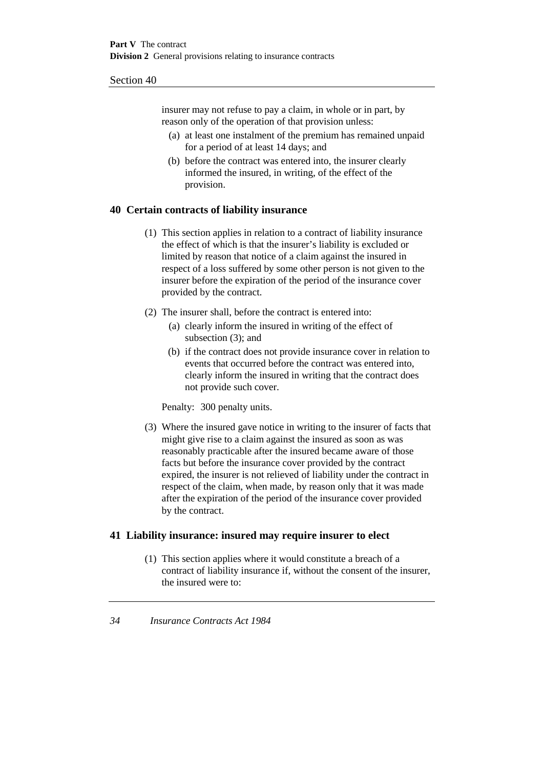insurer may not refuse to pay a claim, in whole or in part, by reason only of the operation of that provision unless:

(a) at least one instalment of the premium has remained unpaid for a period of at least 14 days; and

(b) before the contract was entered into, the insurer clearly informed the insured, in writing, of the effect of the provision.

## 40 Certain contracts of liability insurance

(1) This section applies in relation to a contract of liability insurance the effect of which is that the insurer's liability is excluded or limited by reason that notice of a claim against the insured in respect of a loss suffered by some other person is not given to the insurer before the expiration of the period of the insurance cover provided by the contract.

(2) The insurer shall, before the contract is entered into:

(a) clearly inform the insured in writing of the effect of subsection (3); and

(b) if the contract does not provide insurance cover in relation to events that occurred before the contract was entered into, clearly inform the insured in writing that the contract does not provide such cover.

Penalty: 300 penalty units.

(3) Where the insured gave notice in writing to the insurer of facts that might give rise to a claim against the insured as soon as was reasonably practicable after the insured became aware of those facts but before the insurance cover provided by the contract expired, the insurer is not relieved of liability under the contract in respect of the claim, when made, by reason only that it was made after the expiration of the period of the insurance cover provided by the contract.

## 41 Liability insurance: insured may require insurer to elect

(1) This section applies where it would constitute a breach of a contract of liability insurance if, without the consent of the insurer, the insured were to: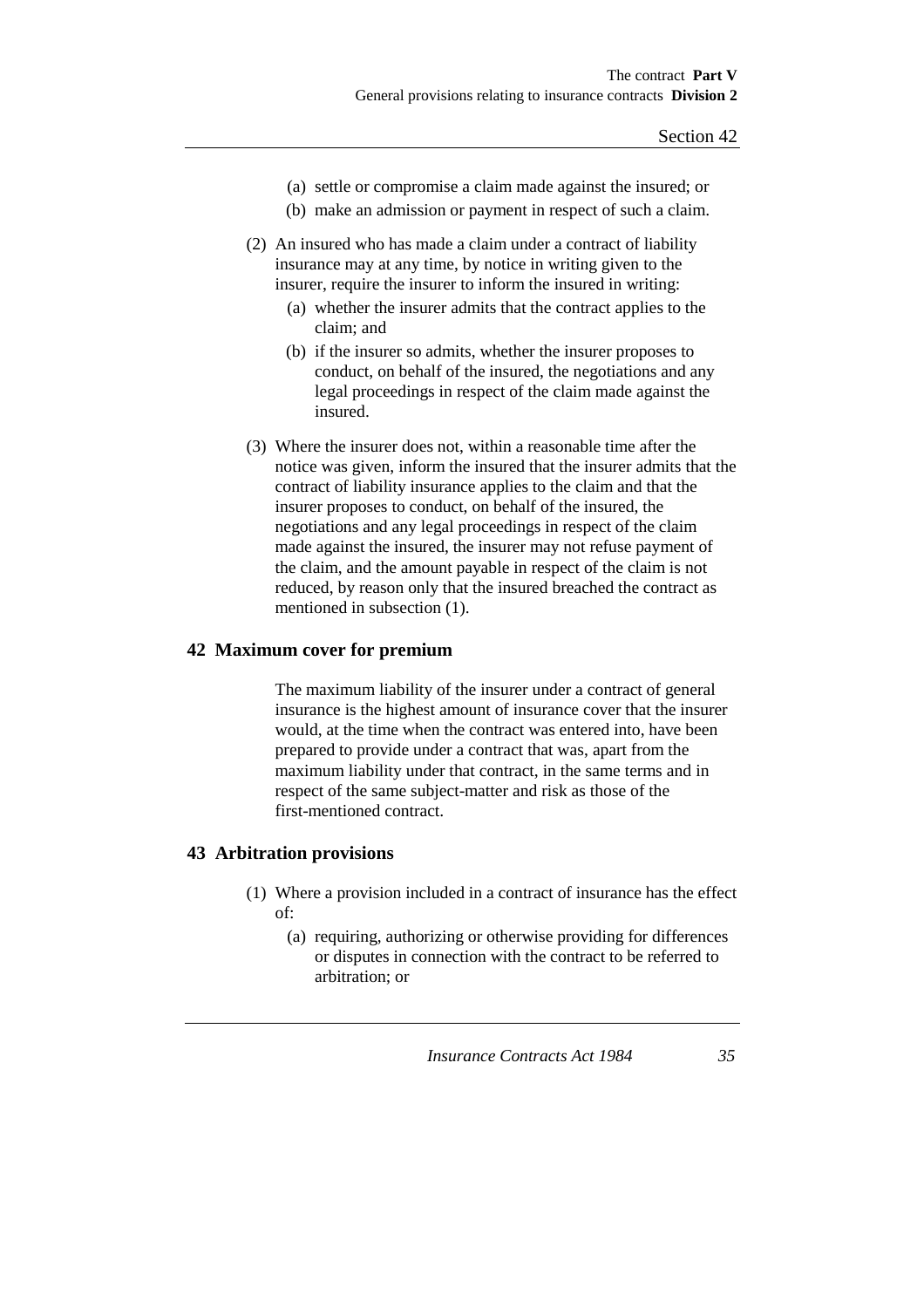(a) settle or compromise a claim made against the insured; or

(b) make an admission or payment in respect of such a claim.

(2) An insured who has made a claim under a contract of liability insurance may at any time, by notice in writing given to the insurer, require the insurer to inform the insured in writing:

(a) whether the insurer admits that the contract applies to the claim; and

(b) if the insurer so admits, whether the insurer proposes to conduct, on behalf of the insured, the negotiations and any legal proceedings in respect of the claim made against the insured.

(3) Where the insurer does not, within a reasonable time after the notice was given, inform the insured that the insurer admits that the contract of liability insurance applies to the claim and that the insurer proposes to conduct, on behalf of the insured, the negotiations and any legal proceedings in respect of the claim made against the insured, the insurer may not refuse payment of the claim, and the amount payable in respect of the claim is not reduced, by reason only that the insured breached the contract as mentioned in subsection (1).

## 42 Maximum cover for premium

The maximum liability of the insurer under a contract of general insurance is the highest amount of insurance cover that the insurer would, at the time when the contract was entered into, have been prepared to provide under a contract that was, apart from the maximum liability under that contract, in the same terms and in respect of the same subject-matter and risk as those of the first-mentioned contract.

## 43 Arbitration provisions

(1) Where a provision included in a contract of insurance has the effect of:

(a) requiring, authorizing or otherwise providing for differences or disputes in connection with the contract to be referred to arbitration; or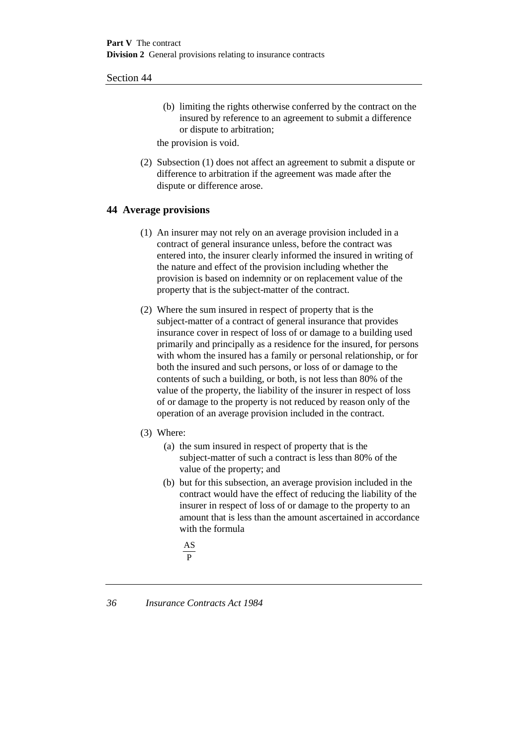(b) limiting the rights otherwise conferred by the contract on the insured by reference to an agreement to submit a difference or dispute to arbitration;

the provision is void.

(2) Subsection (1) does not affect an agreement to submit a dispute or difference to arbitration if the agreement was made after the dispute or difference arose.

## 44 Average provisions

(1) An insurer may not rely on an average provision included in a contract of general insurance unless, before the contract was entered into, the insurer clearly informed the insured in writing of the nature and effect of the provision including whether the provision is based on indemnity or on replacement value of the property that is the subject-matter of the contract.

(2) Where the sum insured in respect of property that is the subject-matter of a contract of general insurance that provides insurance cover in respect of loss of or damage to a building used primarily and principally as a residence for the insured, for persons with whom the insured has a family or personal relationship, or for both the insured and such persons, or loss of or damage to the contents of such a building, or both, is not less than 80% of the value of the property, the liability of the insurer in respect of loss of or damage to the property is not reduced by reason only of the operation of an average provision included in the contract.

(3) Where:

(a) the sum insured in respect of property that is the subject-matter of such a contract is less than 80% of the value of the property; and

(b) but for this subsection, an average provision included in the contract would have the effect of reducing the liability of the insurer in respect of loss of or damage to the property to an amount that is less than the amount ascertained in accordance with the formula

$$\frac{AS}{P}$$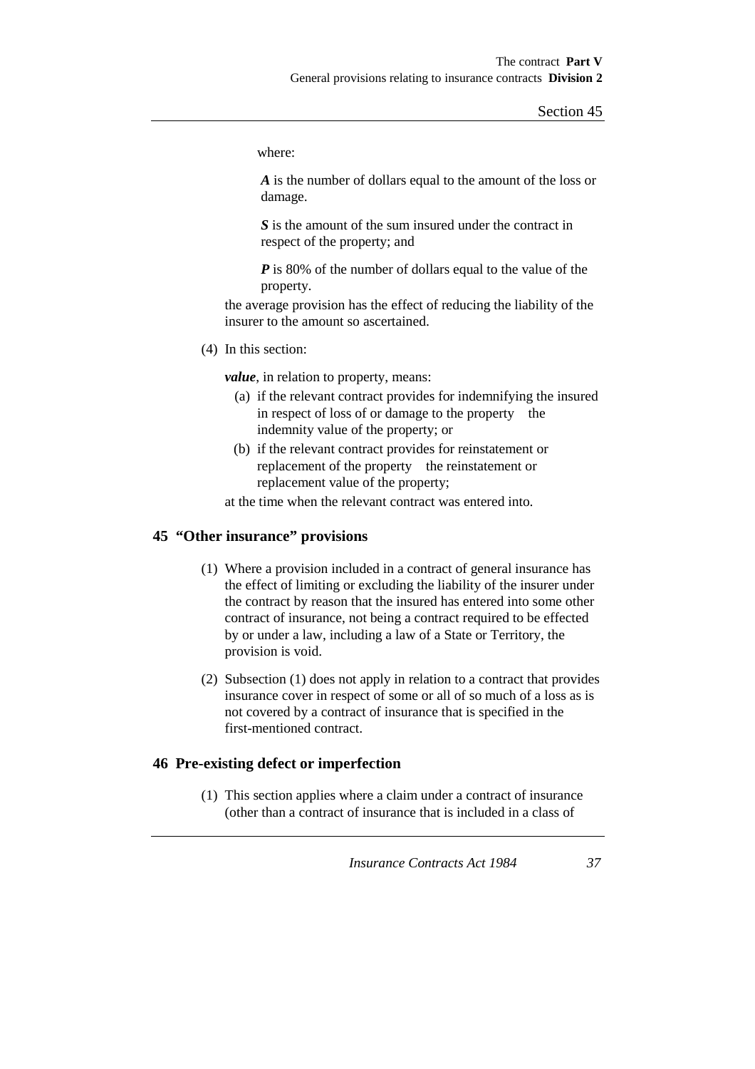where:

***A*** is the number of dollars equal to the amount of the loss or damage.

***S*** is the amount of the sum insured under the contract in respect of the property; and

***P*** is 80% of the number of dollars equal to the value of the property.

the average provision has the effect of reducing the liability of the insurer to the amount so ascertained.

(4) In this section:

***value***, in relation to property, means:

(a) if the relevant contract provides for indemnifying the insured in respect of loss of or damage to the property    the indemnity value of the property; or

(b) if the relevant contract provides for reinstatement or replacement of the property    the reinstatement or replacement value of the property;

at the time when the relevant contract was entered into.

### 45 "Other insurance" provisions

(1) Where a provision included in a contract of general insurance has the effect of limiting or excluding the liability of the insurer under the contract by reason that the insured has entered into some other contract of insurance, not being a contract required to be effected by or under a law, including a law of a State or Territory, the provision is void.

(2) Subsection (1) does not apply in relation to a contract that provides insurance cover in respect of some or all of so much of a loss as is not covered by a contract of insurance that is specified in the first-mentioned contract.

### 46 Pre-existing defect or imperfection

(1) This section applies where a claim under a contract of insurance (other than a contract of insurance that is included in a class of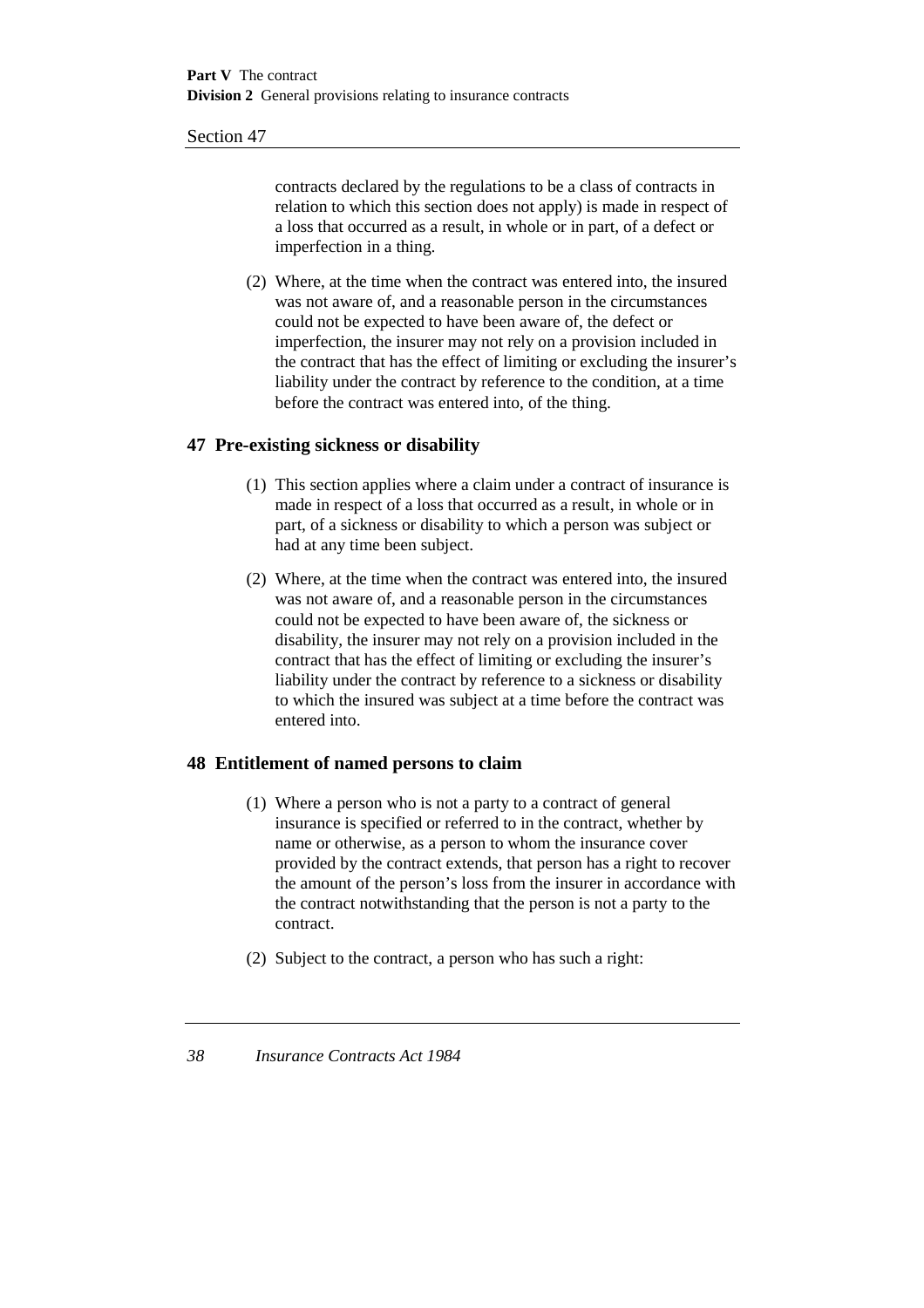contracts declared by the regulations to be a class of contracts in relation to which this section does not apply) is made in respect of a loss that occurred as a result, in whole or in part, of a defect or imperfection in a thing.

(2) Where, at the time when the contract was entered into, the insured was not aware of, and a reasonable person in the circumstances could not be expected to have been aware of, the defect or imperfection, the insurer may not rely on a provision included in the contract that has the effect of limiting or excluding the insurer's liability under the contract by reference to the condition, at a time before the contract was entered into, of the thing.

## 47 Pre-existing sickness or disability

(1) This section applies where a claim under a contract of insurance is made in respect of a loss that occurred as a result, in whole or in part, of a sickness or disability to which a person was subject or had at any time been subject.

(2) Where, at the time when the contract was entered into, the insured was not aware of, and a reasonable person in the circumstances could not be expected to have been aware of, the sickness or disability, the insurer may not rely on a provision included in the contract that has the effect of limiting or excluding the insurer's liability under the contract by reference to a sickness or disability to which the insured was subject at a time before the contract was entered into.

## 48 Entitlement of named persons to claim

(1) Where a person who is not a party to a contract of general insurance is specified or referred to in the contract, whether by name or otherwise, as a person to whom the insurance cover provided by the contract extends, that person has a right to recover the amount of the person's loss from the insurer in accordance with the contract notwithstanding that the person is not a party to the contract.

(2) Subject to the contract, a person who has such a right: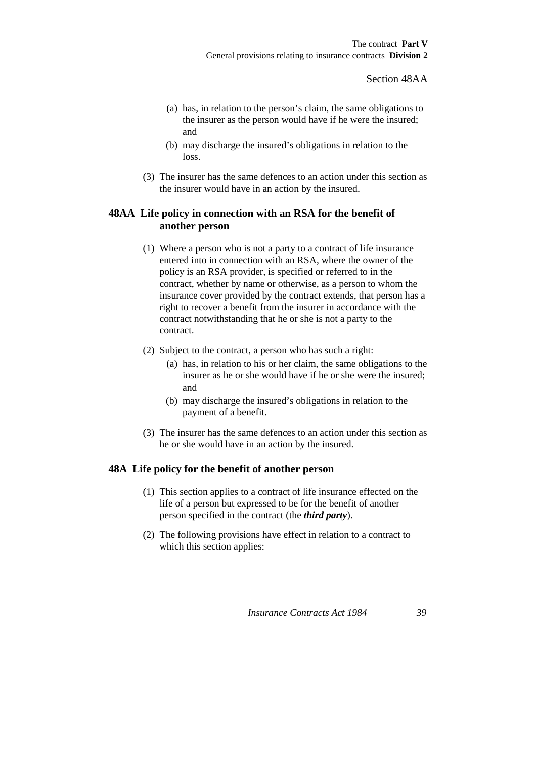(a) has, in relation to the person's claim, the same obligations to the insurer as the person would have if he were the insured; and

(b) may discharge the insured's obligations in relation to the loss.

(3) The insurer has the same defences to an action under this section as the insurer would have in an action by the insured.

## 48AA Life policy in connection with an RSA for the benefit of another person

(1) Where a person who is not a party to a contract of life insurance entered into in connection with an RSA, where the owner of the policy is an RSA provider, is specified or referred to in the contract, whether by name or otherwise, as a person to whom the insurance cover provided by the contract extends, that person has a right to recover a benefit from the insurer in accordance with the contract notwithstanding that he or she is not a party to the contract.

(2) Subject to the contract, a person who has such a right:

(a) has, in relation to his or her claim, the same obligations to the insurer as he or she would have if he or she were the insured; and

(b) may discharge the insured's obligations in relation to the payment of a benefit.

(3) The insurer has the same defences to an action under this section as he or she would have in an action by the insured.

## 48A Life policy for the benefit of another person

(1) This section applies to a contract of life insurance effected on the life of a person but expressed to be for the benefit of another person specified in the contract (the ***third party***).

(2) The following provisions have effect in relation to a contract to which this section applies: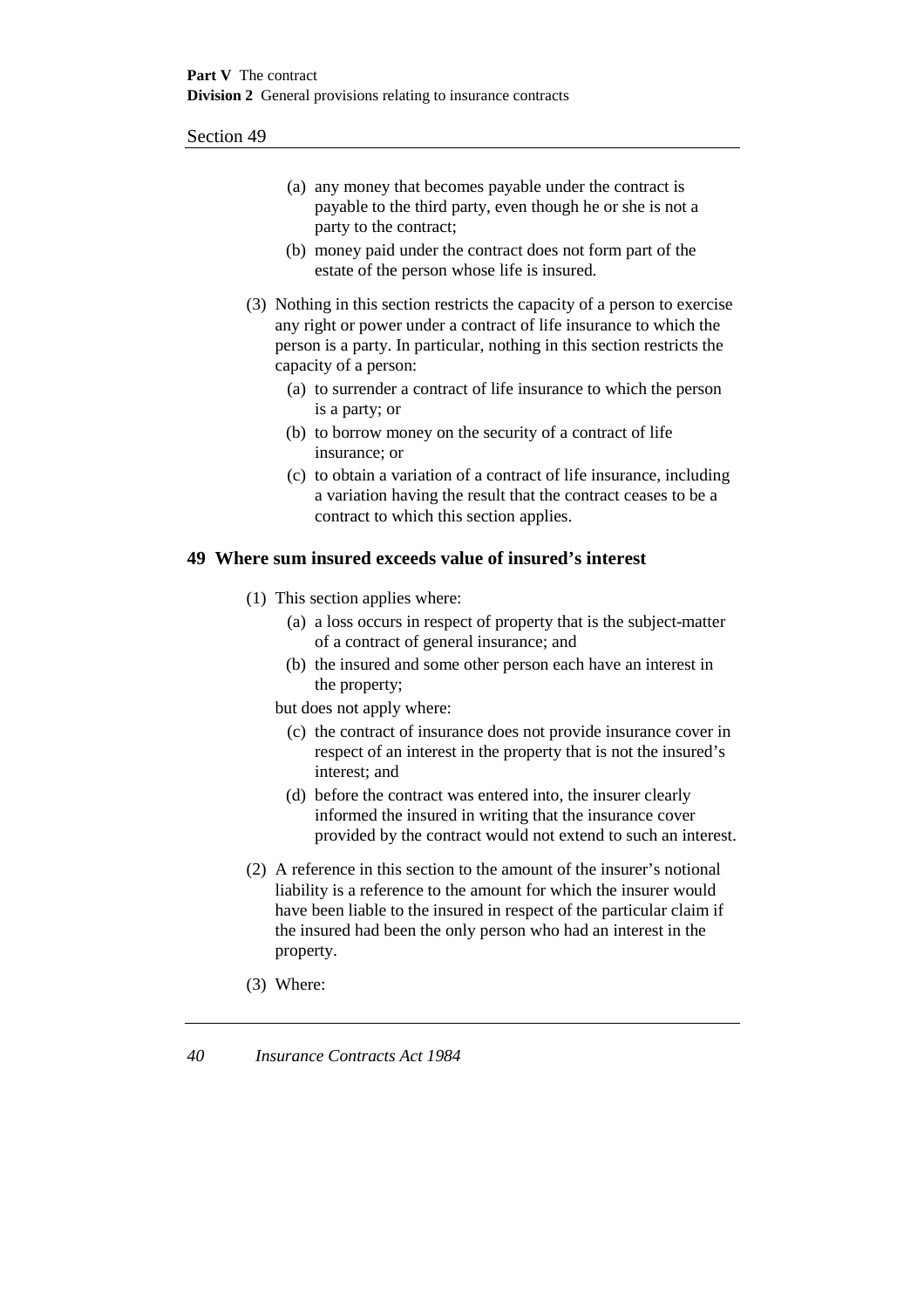(a) any money that becomes payable under the contract is payable to the third party, even though he or she is not a party to the contract;

(b) money paid under the contract does not form part of the estate of the person whose life is insured.

(3) Nothing in this section restricts the capacity of a person to exercise any right or power under a contract of life insurance to which the person is a party. In particular, nothing in this section restricts the capacity of a person:

(a) to surrender a contract of life insurance to which the person is a party; or

(b) to borrow money on the security of a contract of life insurance; or

(c) to obtain a variation of a contract of life insurance, including a variation having the result that the contract ceases to be a contract to which this section applies.

## 49 Where sum insured exceeds value of insured's interest

(1) This section applies where:

(a) a loss occurs in respect of property that is the subject-matter of a contract of general insurance; and

(b) the insured and some other person each have an interest in the property;

but does not apply where:

(c) the contract of insurance does not provide insurance cover in respect of an interest in the property that is not the insured's interest; and

(d) before the contract was entered into, the insurer clearly informed the insured in writing that the insurance cover provided by the contract would not extend to such an interest.

(2) A reference in this section to the amount of the insurer's notional liability is a reference to the amount for which the insurer would have been liable to the insured in respect of the particular claim if the insured had been the only person who had an interest in the property.

(3) Where: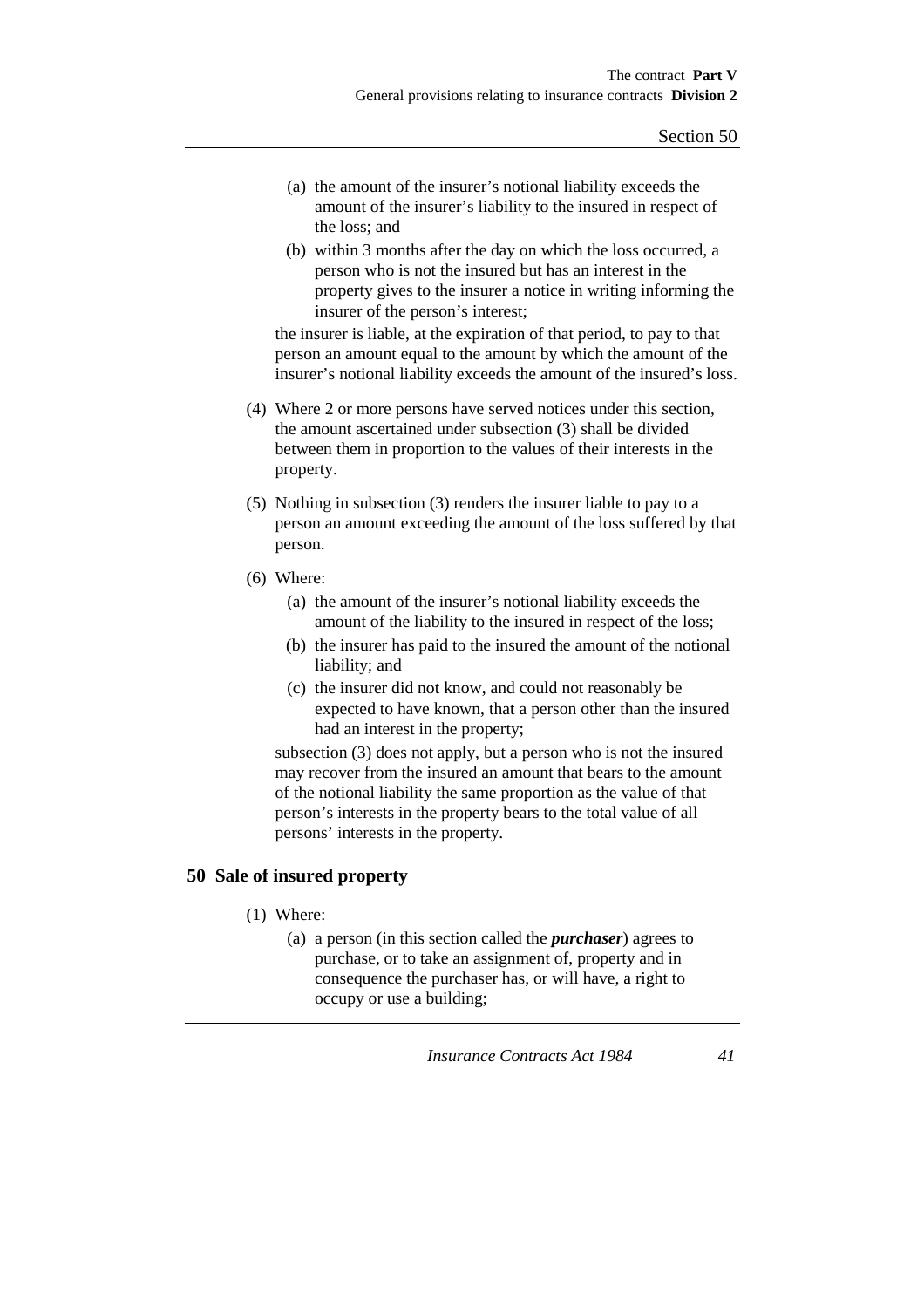(a) the amount of the insurer's notional liability exceeds the amount of the insurer's liability to the insured in respect of the loss; and

(b) within 3 months after the day on which the loss occurred, a person who is not the insured but has an interest in the property gives to the insurer a notice in writing informing the insurer of the person's interest;

the insurer is liable, at the expiration of that period, to pay to that person an amount equal to the amount by which the amount of the insurer's notional liability exceeds the amount of the insured's loss.

(4) Where 2 or more persons have served notices under this section, the amount ascertained under subsection (3) shall be divided between them in proportion to the values of their interests in the property.

(5) Nothing in subsection (3) renders the insurer liable to pay to a person an amount exceeding the amount of the loss suffered by that person.

(6) Where:

(a) the amount of the insurer's notional liability exceeds the amount of the liability to the insured in respect of the loss;

(b) the insurer has paid to the insured the amount of the notional liability; and

(c) the insurer did not know, and could not reasonably be expected to have known, that a person other than the insured had an interest in the property;

subsection (3) does not apply, but a person who is not the insured may recover from the insured an amount that bears to the amount of the notional liability the same proportion as the value of that person's interests in the property bears to the total value of all persons' interests in the property.

## 50 Sale of insured property

(1) Where:

(a) a person (in this section called the ***purchaser***) agrees to purchase, or to take an assignment of, property and in consequence the purchaser has, or will have, a right to occupy or use a building;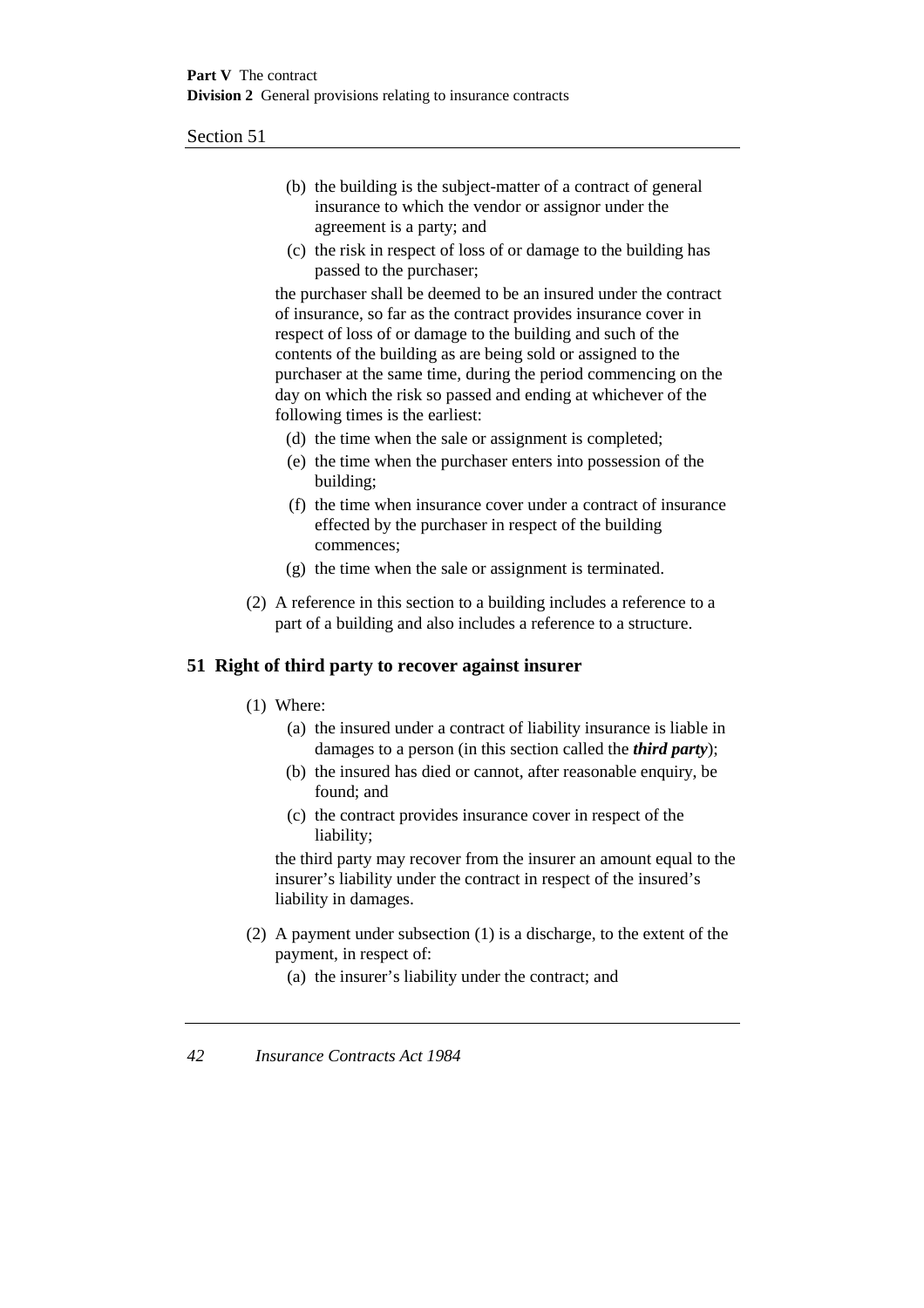(b) the building is the subject-matter of a contract of general insurance to which the vendor or assignor under the agreement is a party; and

(c) the risk in respect of loss of or damage to the building has passed to the purchaser;

the purchaser shall be deemed to be an insured under the contract of insurance, so far as the contract provides insurance cover in respect of loss of or damage to the building and such of the contents of the building as are being sold or assigned to the purchaser at the same time, during the period commencing on the day on which the risk so passed and ending at whichever of the following times is the earliest:

(d) the time when the sale or assignment is completed;

(e) the time when the purchaser enters into possession of the building;

(f) the time when insurance cover under a contract of insurance effected by the purchaser in respect of the building commences;

(g) the time when the sale or assignment is terminated.

(2) A reference in this section to a building includes a reference to a part of a building and also includes a reference to a structure.

## 51 Right of third party to recover against insurer

(1) Where:

(a) the insured under a contract of liability insurance is liable in damages to a person (in this section called the ***third party***);

(b) the insured has died or cannot, after reasonable enquiry, be found; and

(c) the contract provides insurance cover in respect of the liability;

the third party may recover from the insurer an amount equal to the insurer's liability under the contract in respect of the insured's liability in damages.

(2) A payment under subsection (1) is a discharge, to the extent of the payment, in respect of:

(a) the insurer's liability under the contract; and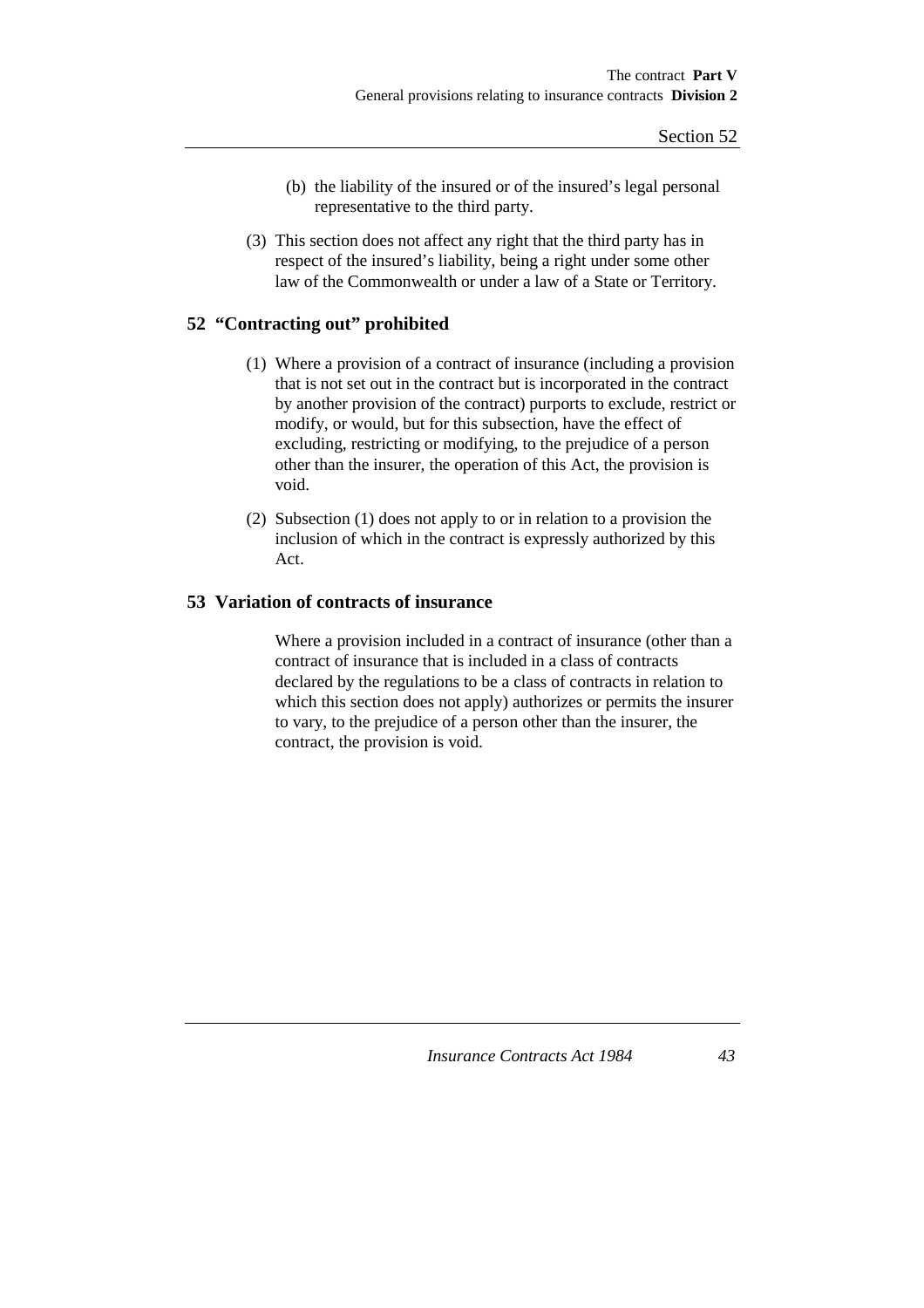(b) the liability of the insured or of the insured's legal personal representative to the third party.

(3) This section does not affect any right that the third party has in respect of the insured's liability, being a right under some other law of the Commonwealth or under a law of a State or Territory.

## 52 "Contracting out" prohibited

(1) Where a provision of a contract of insurance (including a provision that is not set out in the contract but is incorporated in the contract by another provision of the contract) purports to exclude, restrict or modify, or would, but for this subsection, have the effect of excluding, restricting or modifying, to the prejudice of a person other than the insurer, the operation of this Act, the provision is void.

(2) Subsection (1) does not apply to or in relation to a provision the inclusion of which in the contract is expressly authorized by this Act.

## 53 Variation of contracts of insurance

Where a provision included in a contract of insurance (other than a contract of insurance that is included in a class of contracts declared by the regulations to be a class of contracts in relation to which this section does not apply) authorizes or permits the insurer to vary, to the prejudice of a person other than the insurer, the contract, the provision is void.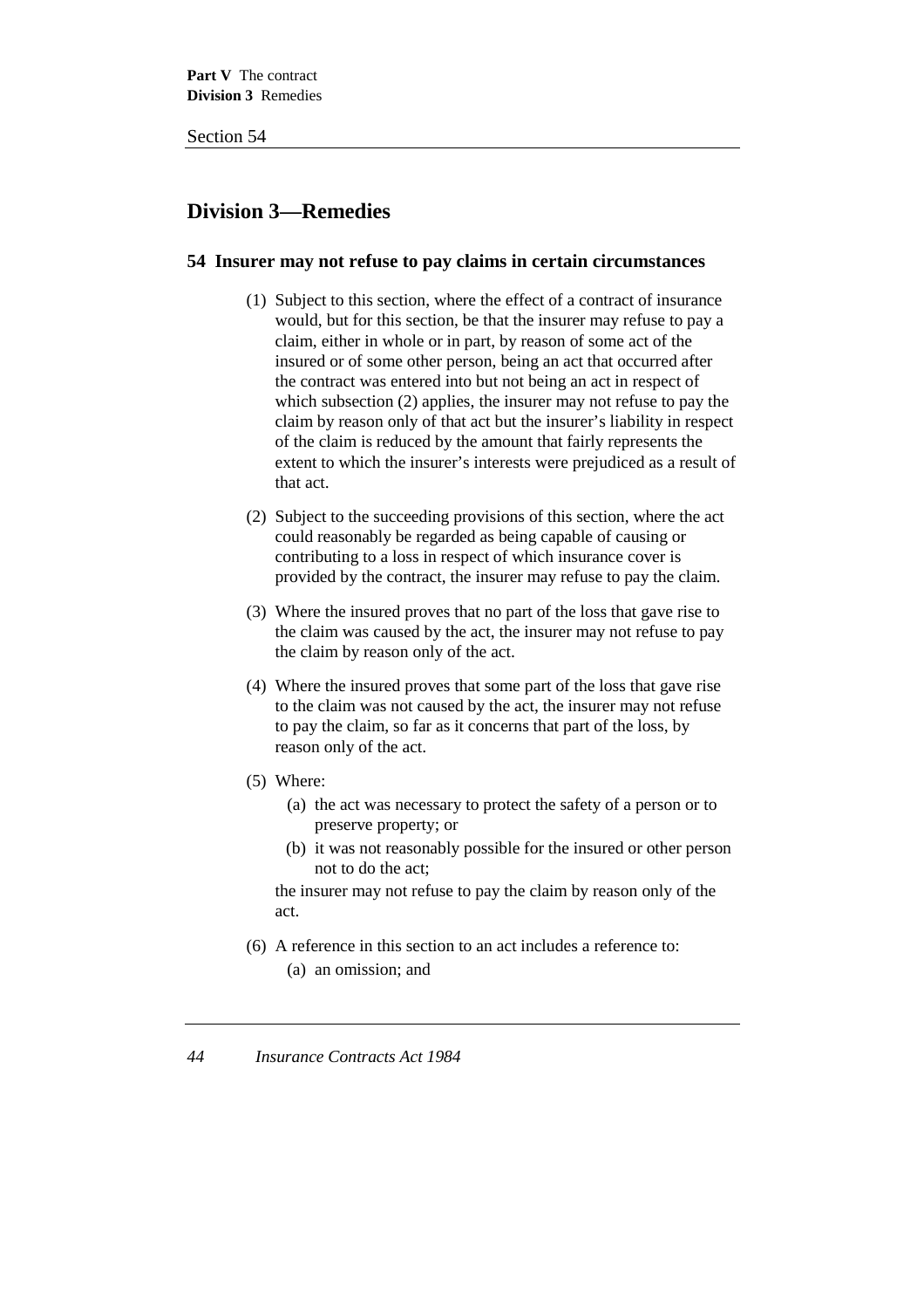## Division 3—Remedies

### 54 Insurer may not refuse to pay claims in certain circumstances

(1) Subject to this section, where the effect of a contract of insurance would, but for this section, be that the insurer may refuse to pay a claim, either in whole or in part, by reason of some act of the insured or of some other person, being an act that occurred after the contract was entered into but not being an act in respect of which subsection (2) applies, the insurer may not refuse to pay the claim by reason only of that act but the insurer's liability in respect of the claim is reduced by the amount that fairly represents the extent to which the insurer's interests were prejudiced as a result of that act.

(2) Subject to the succeeding provisions of this section, where the act could reasonably be regarded as being capable of causing or contributing to a loss in respect of which insurance cover is provided by the contract, the insurer may refuse to pay the claim.

(3) Where the insured proves that no part of the loss that gave rise to the claim was caused by the act, the insurer may not refuse to pay the claim by reason only of the act.

(4) Where the insured proves that some part of the loss that gave rise to the claim was not caused by the act, the insurer may not refuse to pay the claim, so far as it concerns that part of the loss, by reason only of the act.

(5) Where:

- (a) the act was necessary to protect the safety of a person or to preserve property; or
- (b) it was not reasonably possible for the insured or other person not to do the act;

the insurer may not refuse to pay the claim by reason only of the act.

(6) A reference in this section to an act includes a reference to:

- (a) an omission; and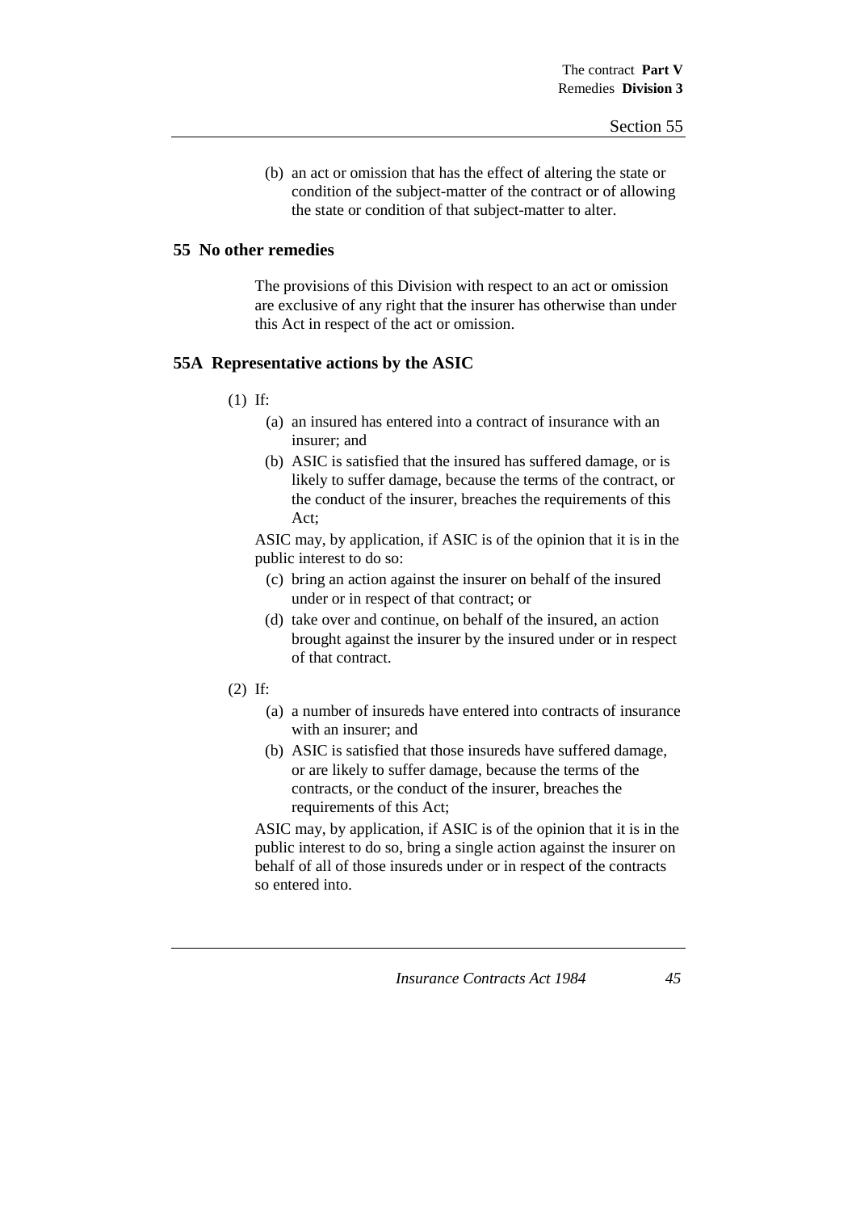(b) an act or omission that has the effect of altering the state or condition of the subject-matter of the contract or of allowing the state or condition of that subject-matter to alter.

## 55 No other remedies

The provisions of this Division with respect to an act or omission are exclusive of any right that the insurer has otherwise than under this Act in respect of the act or omission.

## 55A Representative actions by the ASIC

(1) If:

(a) an insured has entered into a contract of insurance with an insurer; and

(b) ASIC is satisfied that the insured has suffered damage, or is likely to suffer damage, because the terms of the contract, or the conduct of the insurer, breaches the requirements of this Act;

ASIC may, by application, if ASIC is of the opinion that it is in the public interest to do so:

(c) bring an action against the insurer on behalf of the insured under or in respect of that contract; or

(d) take over and continue, on behalf of the insured, an action brought against the insurer by the insured under or in respect of that contract.

(2) If:

(a) a number of insureds have entered into contracts of insurance with an insurer; and

(b) ASIC is satisfied that those insureds have suffered damage, or are likely to suffer damage, because the terms of the contracts, or the conduct of the insurer, breaches the requirements of this Act;

ASIC may, by application, if ASIC is of the opinion that it is in the public interest to do so, bring a single action against the insurer on behalf of all of those insureds under or in respect of the contracts so entered into.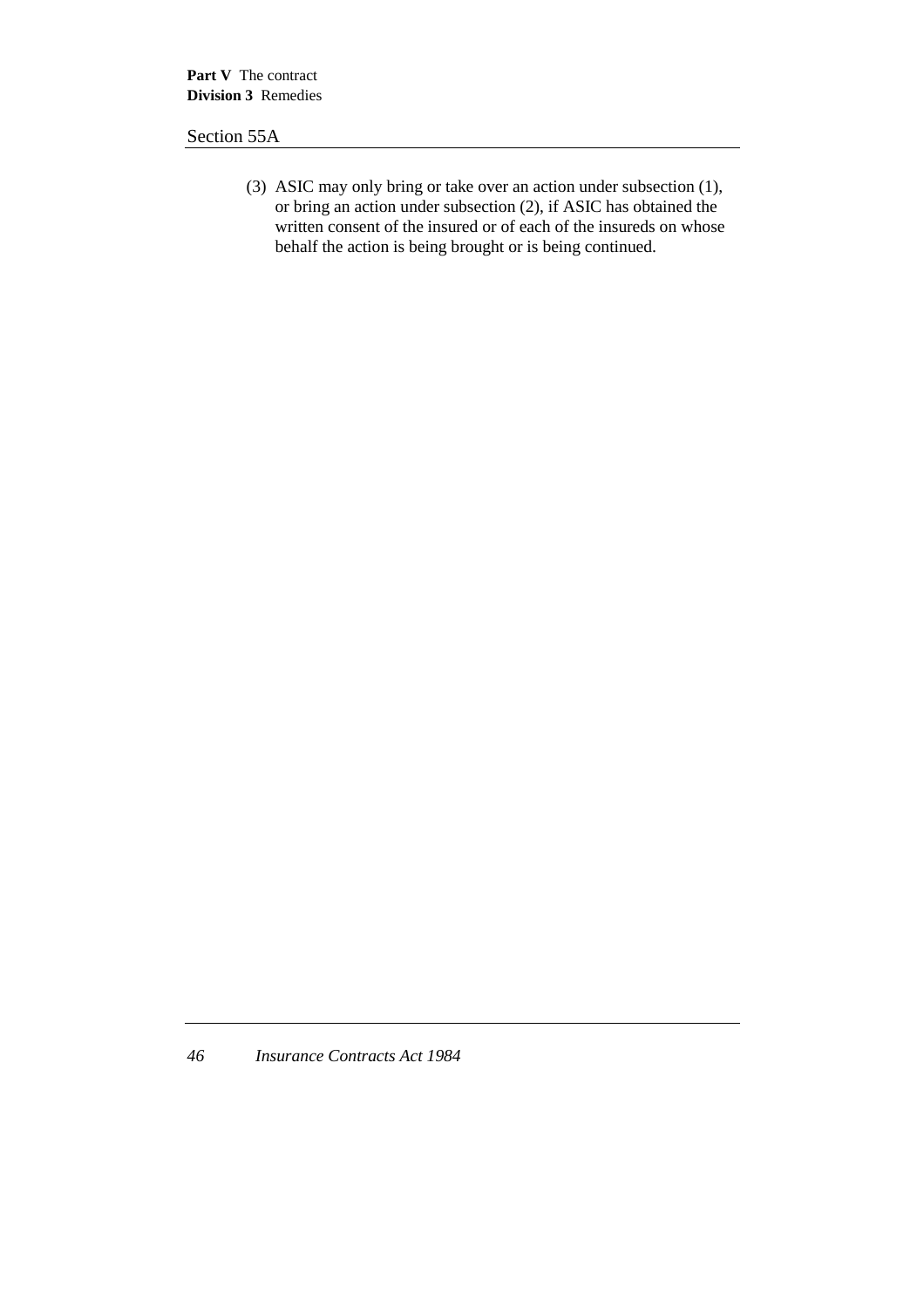(3) ASIC may only bring or take over an action under subsection (1), or bring an action under subsection (2), if ASIC has obtained the written consent of the insured or of each of the insureds on whose behalf the action is being brought or is being continued.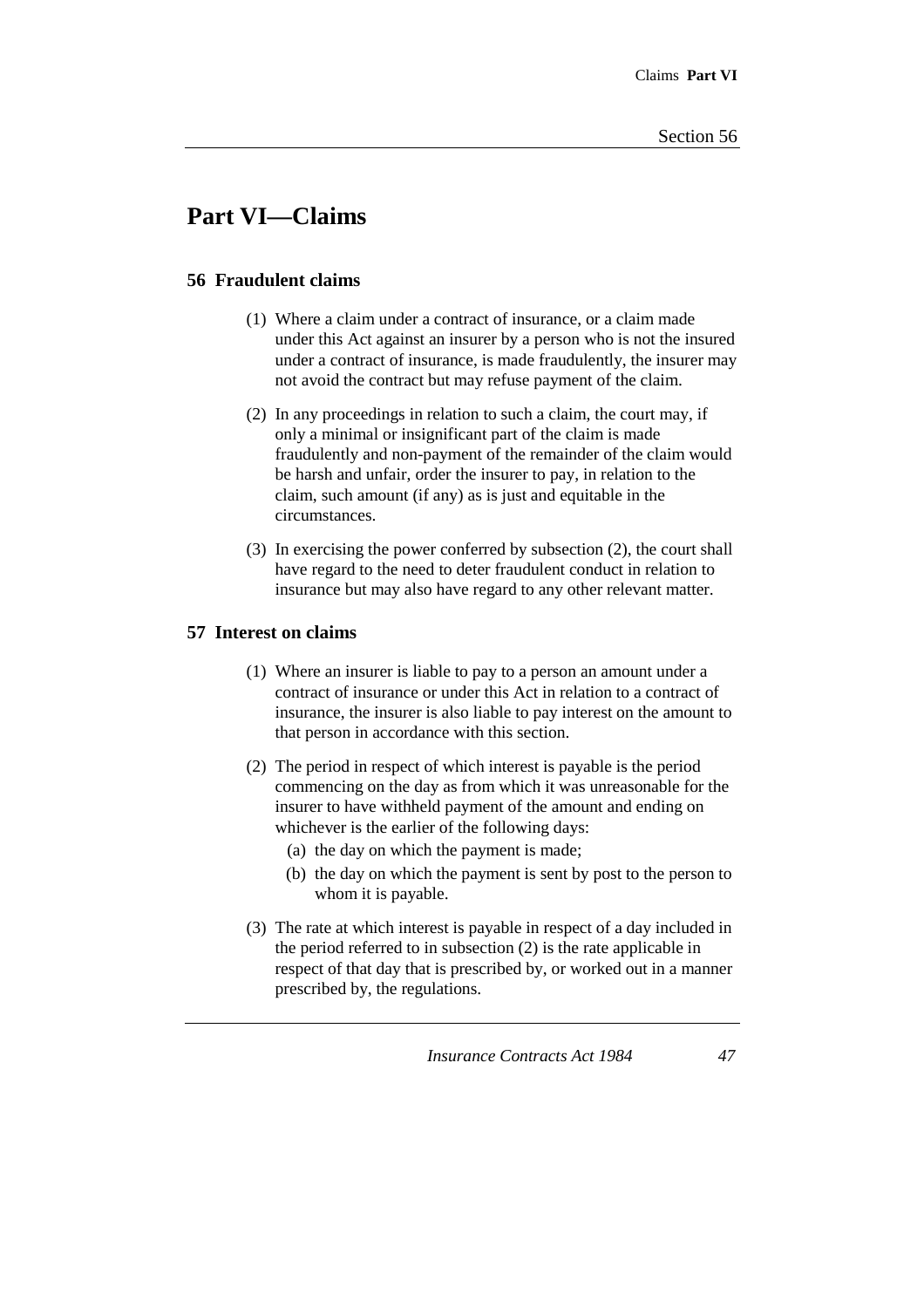# Part VI—Claims

## 56 Fraudulent claims

(1) Where a claim under a contract of insurance, or a claim made under this Act against an insurer by a person who is not the insured under a contract of insurance, is made fraudulently, the insurer may not avoid the contract but may refuse payment of the claim.

(2) In any proceedings in relation to such a claim, the court may, if only a minimal or insignificant part of the claim is made fraudulently and non-payment of the remainder of the claim would be harsh and unfair, order the insurer to pay, in relation to the claim, such amount (if any) as is just and equitable in the circumstances.

(3) In exercising the power conferred by subsection (2), the court shall have regard to the need to deter fraudulent conduct in relation to insurance but may also have regard to any other relevant matter.

## 57 Interest on claims

(1) Where an insurer is liable to pay to a person an amount under a contract of insurance or under this Act in relation to a contract of insurance, the insurer is also liable to pay interest on the amount to that person in accordance with this section.

(2) The period in respect of which interest is payable is the period commencing on the day as from which it was unreasonable for the insurer to have withheld payment of the amount and ending on whichever is the earlier of the following days:

(a) the day on which the payment is made;

(b) the day on which the payment is sent by post to the person to whom it is payable.

(3) The rate at which interest is payable in respect of a day included in the period referred to in subsection (2) is the rate applicable in respect of that day that is prescribed by, or worked out in a manner prescribed by, the regulations.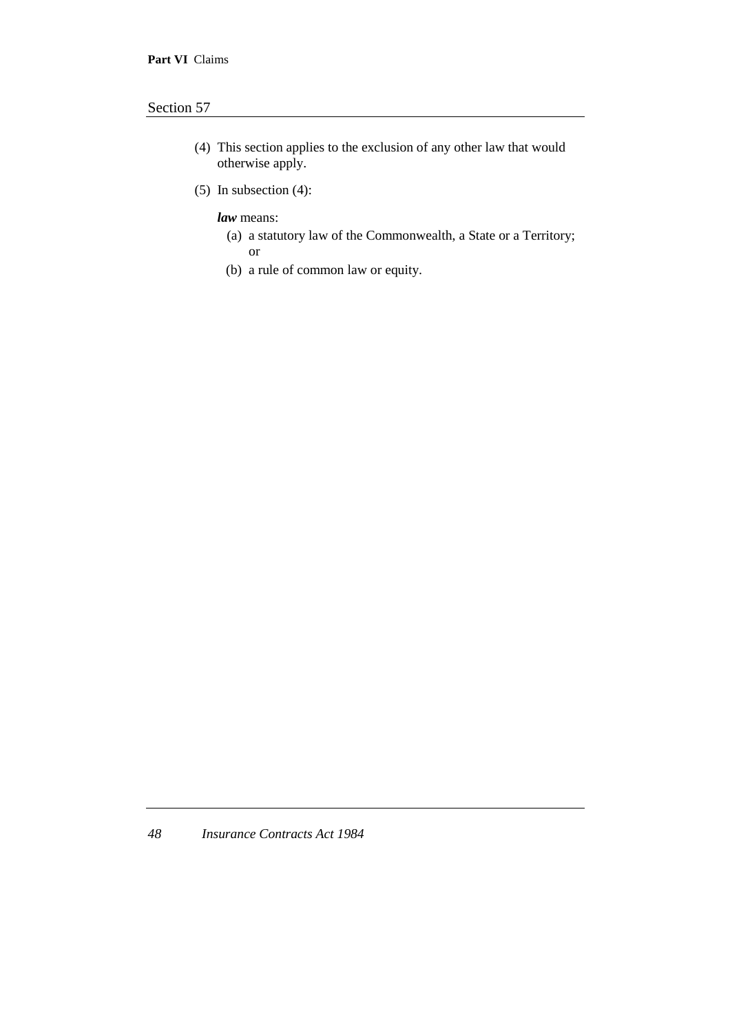(4) This section applies to the exclusion of any other law that would otherwise apply.

(5) In subsection (4):

***law*** means:

(a) a statutory law of the Commonwealth, a State or a Territory; or

(b) a rule of common law or equity.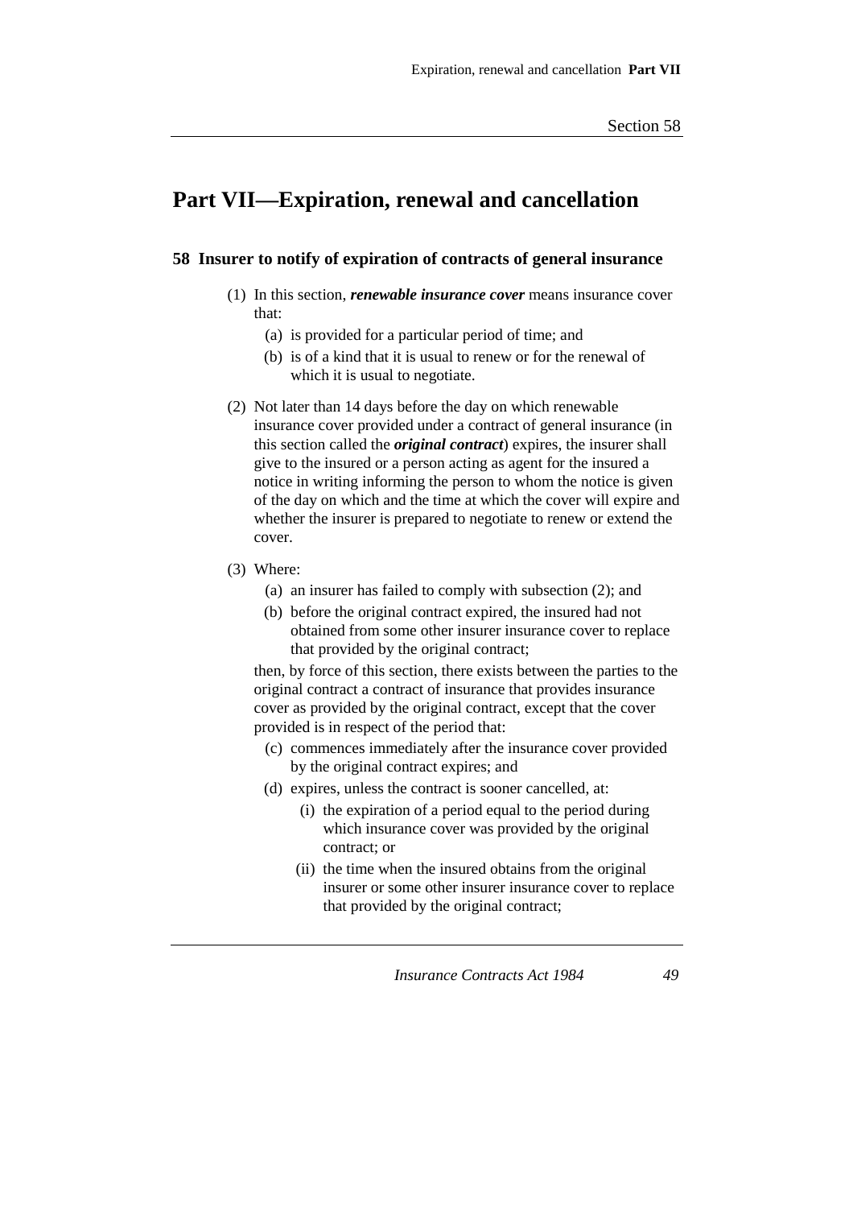# Part VII—Expiration, renewal and cancellation

## 58 Insurer to notify of expiration of contracts of general insurance

(1) In this section, ***renewable insurance cover*** means insurance cover that:

- (a) is provided for a particular period of time; and
- (b) is of a kind that it is usual to renew or for the renewal of which it is usual to negotiate.

(2) Not later than 14 days before the day on which renewable insurance cover provided under a contract of general insurance (in this section called the ***original contract***) expires, the insurer shall give to the insured or a person acting as agent for the insured a notice in writing informing the person to whom the notice is given of the day on which and the time at which the cover will expire and whether the insurer is prepared to negotiate to renew or extend the cover.

(3) Where:

- (a) an insurer has failed to comply with subsection (2); and
- (b) before the original contract expired, the insured had not obtained from some other insurer insurance cover to replace that provided by the original contract;

then, by force of this section, there exists between the parties to the original contract a contract of insurance that provides insurance cover as provided by the original contract, except that the cover provided is in respect of the period that:

- (c) commences immediately after the insurance cover provided by the original contract expires; and
- (d) expires, unless the contract is sooner cancelled, at:
  - (i) the expiration of a period equal to the period during which insurance cover was provided by the original contract; or
  - (ii) the time when the insured obtains from the original insurer or some other insurer insurance cover to replace that provided by the original contract;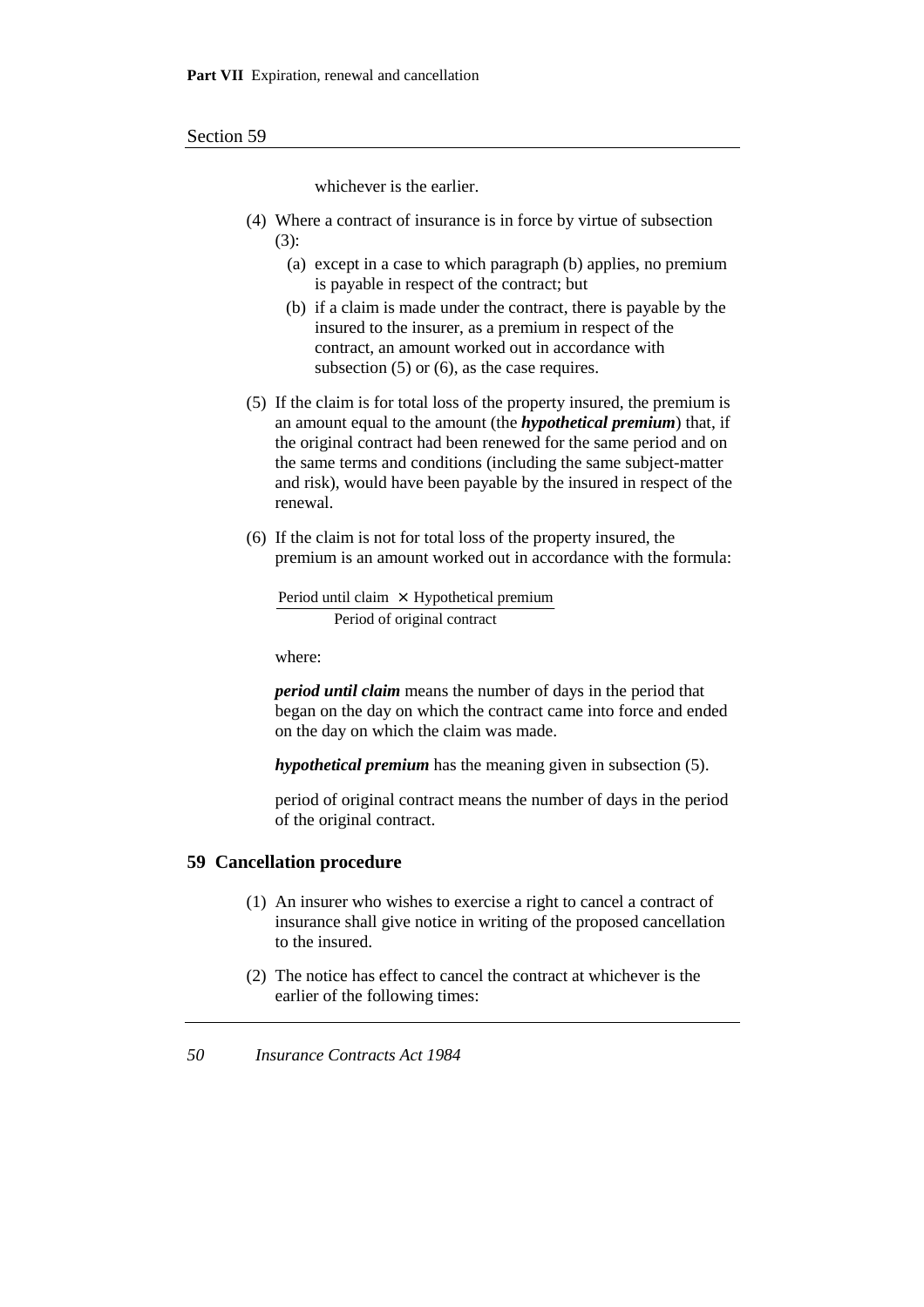whichever is the earlier.

(4) Where a contract of insurance is in force by virtue of subsection (3):

- (a) except in a case to which paragraph (b) applies, no premium is payable in respect of the contract; but
- (b) if a claim is made under the contract, there is payable by the insured to the insurer, as a premium in respect of the contract, an amount worked out in accordance with subsection (5) or (6), as the case requires.

(5) If the claim is for total loss of the property insured, the premium is an amount equal to the amount (the ***hypothetical premium***) that, if the original contract had been renewed for the same period and on the same terms and conditions (including the same subject-matter and risk), would have been payable by the insured in respect of the renewal.

(6) If the claim is not for total loss of the property insured, the premium is an amount worked out in accordance with the formula:

$$\frac{\text{Period until claim} \times \text{Hypothetical premium}}{\text{Period of original contract}}$$

where:

***period until claim*** means the number of days in the period that began on the day on which the contract came into force and ended on the day on which the claim was made.

***hypothetical premium*** has the meaning given in subsection (5).

period of original contract means the number of days in the period of the original contract.

## 59 Cancellation procedure

(1) An insurer who wishes to exercise a right to cancel a contract of insurance shall give notice in writing of the proposed cancellation to the insured.

(2) The notice has effect to cancel the contract at whichever is the earlier of the following times: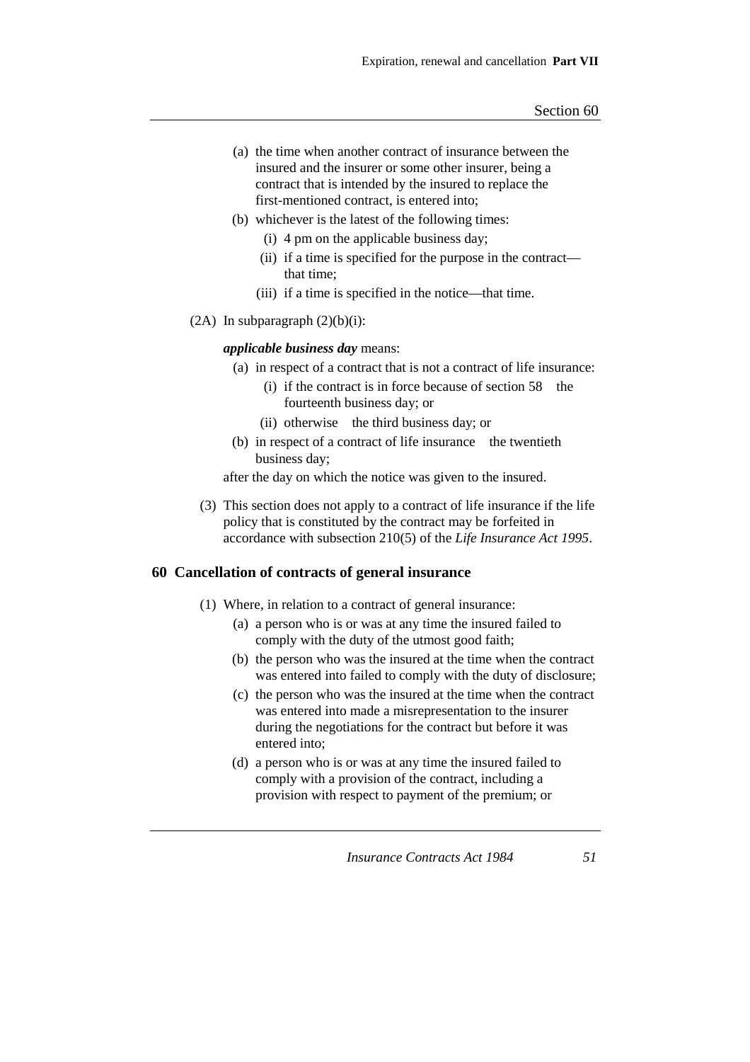(a) the time when another contract of insurance between the insured and the insurer or some other insurer, being a contract that is intended by the insured to replace the first-mentioned contract, is entered into;

(b) whichever is the latest of the following times:

(i) 4 pm on the applicable business day;

(ii) if a time is specified for the purpose in the contract—that time;

(iii) if a time is specified in the notice—that time.

(2A) In subparagraph (2)(b)(i):

***applicable business day*** means:

(a) in respect of a contract that is not a contract of life insurance:

(i) if the contract is in force because of section 58 the fourteenth business day; or

(ii) otherwise the third business day; or

(b) in respect of a contract of life insurance the twentieth business day;

after the day on which the notice was given to the insured.

(3) This section does not apply to a contract of life insurance if the life policy that is constituted by the contract may be forfeited in accordance with subsection 210(5) of the *Life Insurance Act 1995*.

## 60 Cancellation of contracts of general insurance

(1) Where, in relation to a contract of general insurance:

(a) a person who is or was at any time the insured failed to comply with the duty of the utmost good faith;

(b) the person who was the insured at the time when the contract was entered into failed to comply with the duty of disclosure;

(c) the person who was the insured at the time when the contract was entered into made a misrepresentation to the insurer during the negotiations for the contract but before it was entered into;

(d) a person who is or was at any time the insured failed to comply with a provision of the contract, including a provision with respect to payment of the premium; or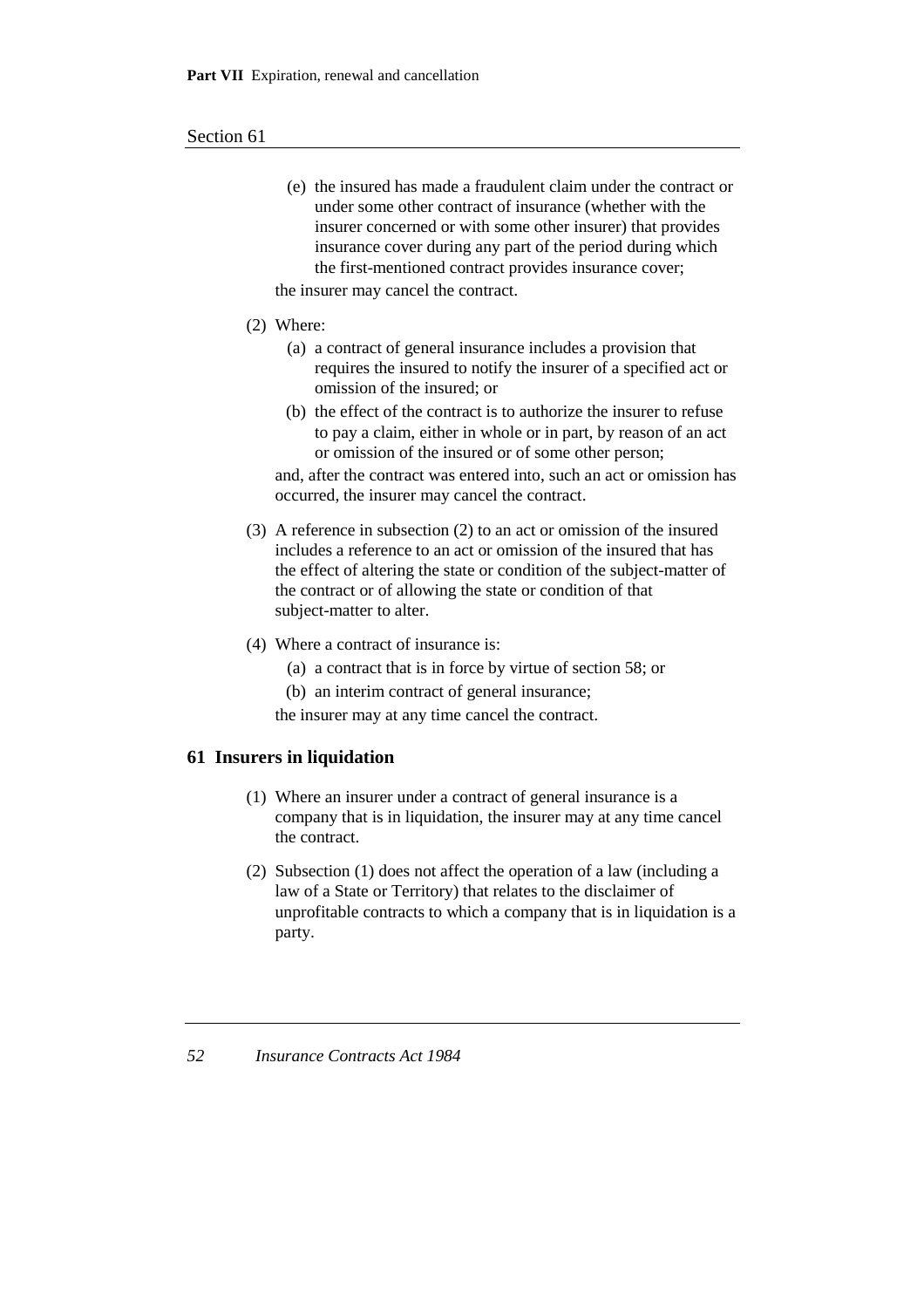(e) the insured has made a fraudulent claim under the contract or under some other contract of insurance (whether with the insurer concerned or with some other insurer) that provides insurance cover during any part of the period during which the first-mentioned contract provides insurance cover;

the insurer may cancel the contract.

(2) Where:

(a) a contract of general insurance includes a provision that requires the insured to notify the insurer of a specified act or omission of the insured; or

(b) the effect of the contract is to authorize the insurer to refuse to pay a claim, either in whole or in part, by reason of an act or omission of the insured or of some other person;

and, after the contract was entered into, such an act or omission has occurred, the insurer may cancel the contract.

(3) A reference in subsection (2) to an act or omission of the insured includes a reference to an act or omission of the insured that has the effect of altering the state or condition of the subject-matter of the contract or of allowing the state or condition of that subject-matter to alter.

(4) Where a contract of insurance is:

(a) a contract that is in force by virtue of section 58; or

(b) an interim contract of general insurance;

the insurer may at any time cancel the contract.

### 61 Insurers in liquidation

(1) Where an insurer under a contract of general insurance is a company that is in liquidation, the insurer may at any time cancel the contract.

(2) Subsection (1) does not affect the operation of a law (including a law of a State or Territory) that relates to the disclaimer of unprofitable contracts to which a company that is in liquidation is a party.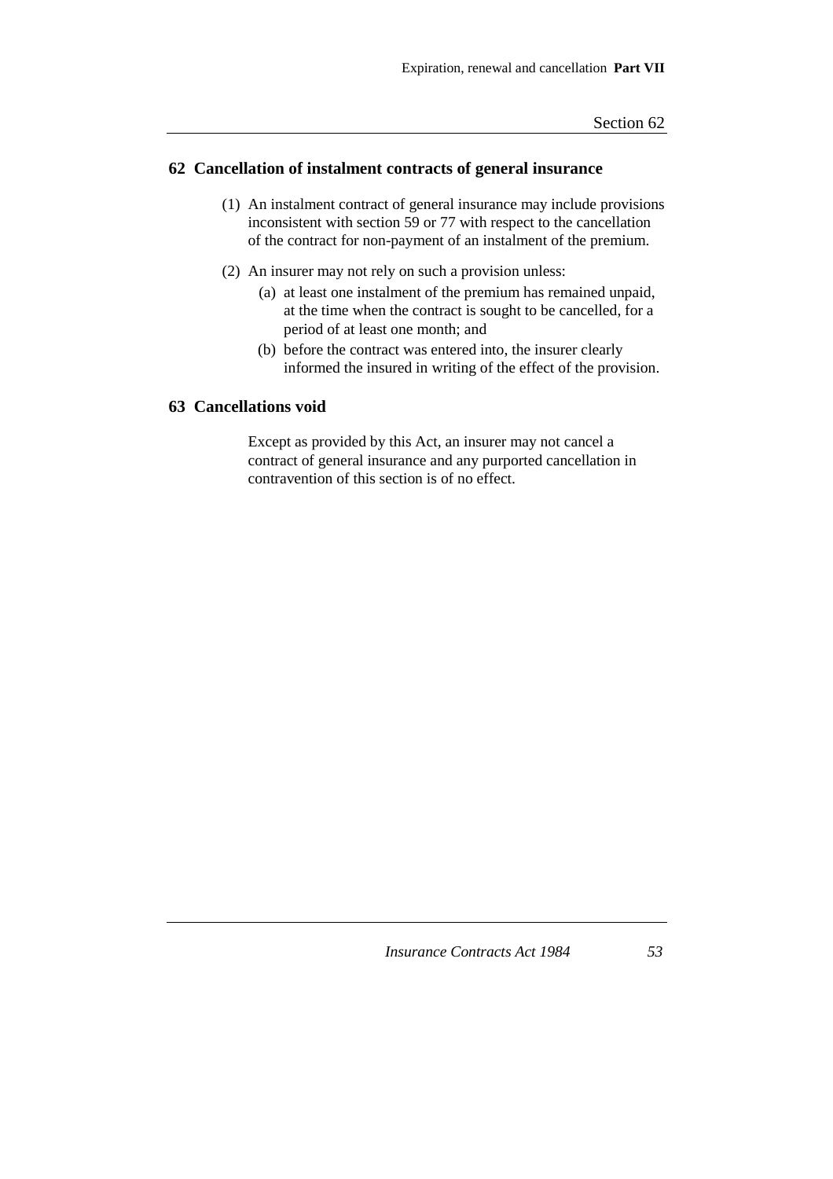## 62 Cancellation of instalment contracts of general insurance

(1) An instalment contract of general insurance may include provisions inconsistent with section 59 or 77 with respect to the cancellation of the contract for non-payment of an instalment of the premium.

(2) An insurer may not rely on such a provision unless:

- (a) at least one instalment of the premium has remained unpaid, at the time when the contract is sought to be cancelled, for a period of at least one month; and
- (b) before the contract was entered into, the insurer clearly informed the insured in writing of the effect of the provision.

## 63 Cancellations void

Except as provided by this Act, an insurer may not cancel a contract of general insurance and any purported cancellation in contravention of this section is of no effect.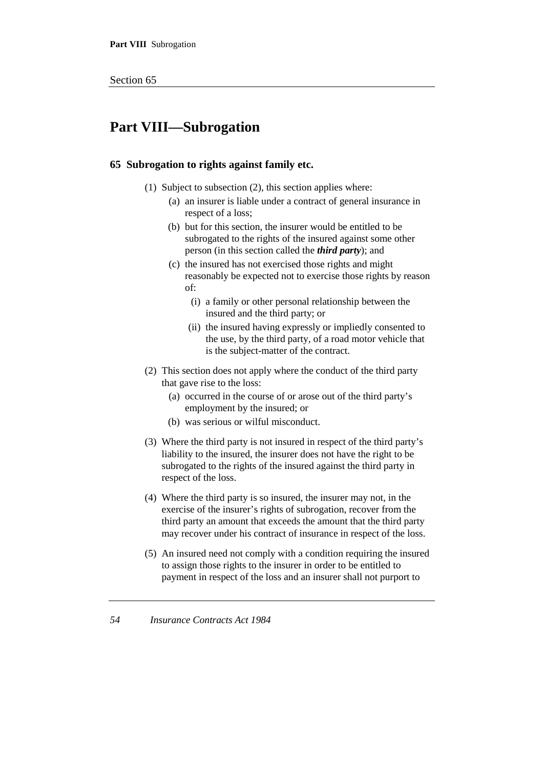# Part VIII—Subrogation

### 65 Subrogation to rights against family etc.

(1) Subject to subsection (2), this section applies where:

- (a) an insurer is liable under a contract of general insurance in respect of a loss;
- (b) but for this section, the insurer would be entitled to be subrogated to the rights of the insured against some other person (in this section called the ***third party***); and
- (c) the insured has not exercised those rights and might reasonably be expected not to exercise those rights by reason of:
  - (i) a family or other personal relationship between the insured and the third party; or
  - (ii) the insured having expressly or impliedly consented to the use, by the third party, of a road motor vehicle that is the subject-matter of the contract.

(2) This section does not apply where the conduct of the third party that gave rise to the loss:

- (a) occurred in the course of or arose out of the third party's employment by the insured; or
- (b) was serious or wilful misconduct.

(3) Where the third party is not insured in respect of the third party's liability to the insured, the insurer does not have the right to be subrogated to the rights of the insured against the third party in respect of the loss.

(4) Where the third party is so insured, the insurer may not, in the exercise of the insurer's rights of subrogation, recover from the third party an amount that exceeds the amount that the third party may recover under his contract of insurance in respect of the loss.

(5) An insured need not comply with a condition requiring the insured to assign those rights to the insurer in order to be entitled to payment in respect of the loss and an insurer shall not purport to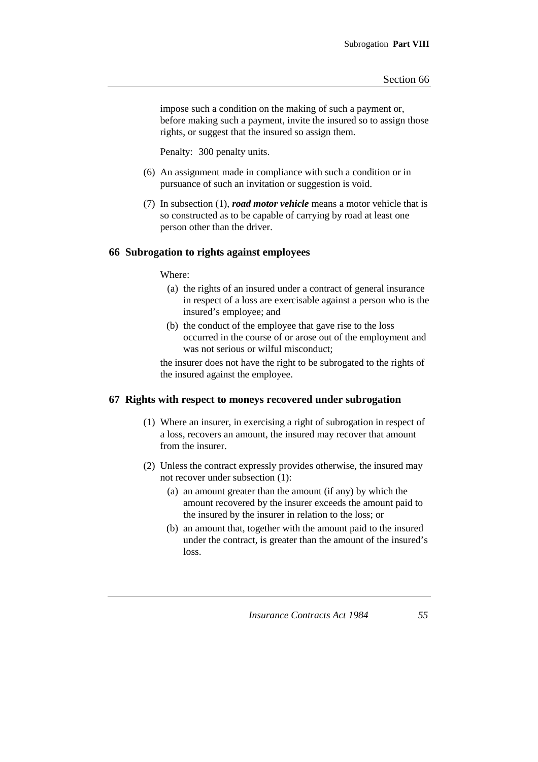impose such a condition on the making of such a payment or, before making such a payment, invite the insured so to assign those rights, or suggest that the insured so assign them.

Penalty: 300 penalty units.

(6) An assignment made in compliance with such a condition or in pursuance of such an invitation or suggestion is void.

(7) In subsection (1), ***road motor vehicle*** means a motor vehicle that is so constructed as to be capable of carrying by road at least one person other than the driver.

### 66 Subrogation to rights against employees

Where:

(a) the rights of an insured under a contract of general insurance in respect of a loss are exercisable against a person who is the insured's employee; and

(b) the conduct of the employee that gave rise to the loss occurred in the course of or arose out of the employment and was not serious or wilful misconduct;

the insurer does not have the right to be subrogated to the rights of the insured against the employee.

### 67 Rights with respect to moneys recovered under subrogation

(1) Where an insurer, in exercising a right of subrogation in respect of a loss, recovers an amount, the insured may recover that amount from the insurer.

(2) Unless the contract expressly provides otherwise, the insured may not recover under subsection (1):

(a) an amount greater than the amount (if any) by which the amount recovered by the insurer exceeds the amount paid to the insured by the insurer in relation to the loss; or

(b) an amount that, together with the amount paid to the insured under the contract, is greater than the amount of the insured's loss.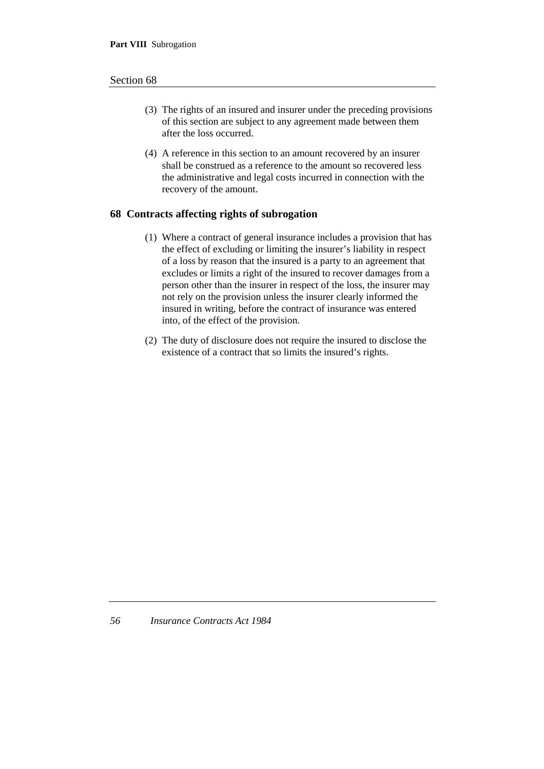(3) The rights of an insured and insurer under the preceding provisions of this section are subject to any agreement made between them after the loss occurred.

(4) A reference in this section to an amount recovered by an insurer shall be construed as a reference to the amount so recovered less the administrative and legal costs incurred in connection with the recovery of the amount.

## 68 Contracts affecting rights of subrogation

(1) Where a contract of general insurance includes a provision that has the effect of excluding or limiting the insurer's liability in respect of a loss by reason that the insured is a party to an agreement that excludes or limits a right of the insured to recover damages from a person other than the insurer in respect of the loss, the insurer may not rely on the provision unless the insurer clearly informed the insured in writing, before the contract of insurance was entered into, of the effect of the provision.

(2) The duty of disclosure does not require the insured to disclose the existence of a contract that so limits the insured's rights.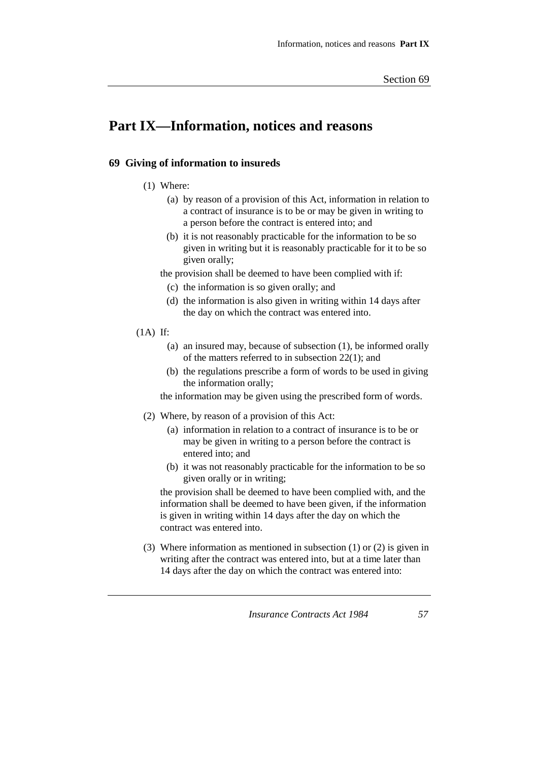# Part IX—Information, notices and reasons

## 69 Giving of information to insureds

(1) Where:

(a) by reason of a provision of this Act, information in relation to a contract of insurance is to be or may be given in writing to a person before the contract is entered into; and

(b) it is not reasonably practicable for the information to be so given in writing but it is reasonably practicable for it to be so given orally;

the provision shall be deemed to have been complied with if:

(c) the information is so given orally; and

(d) the information is also given in writing within 14 days after the day on which the contract was entered into.

(1A) If:

(a) an insured may, because of subsection (1), be informed orally of the matters referred to in subsection 22(1); and

(b) the regulations prescribe a form of words to be used in giving the information orally;

the information may be given using the prescribed form of words.

(2) Where, by reason of a provision of this Act:

(a) information in relation to a contract of insurance is to be or may be given in writing to a person before the contract is entered into; and

(b) it was not reasonably practicable for the information to be so given orally or in writing;

the provision shall be deemed to have been complied with, and the information shall be deemed to have been given, if the information is given in writing within 14 days after the day on which the contract was entered into.

(3) Where information as mentioned in subsection (1) or (2) is given in writing after the contract was entered into, but at a time later than 14 days after the day on which the contract was entered into: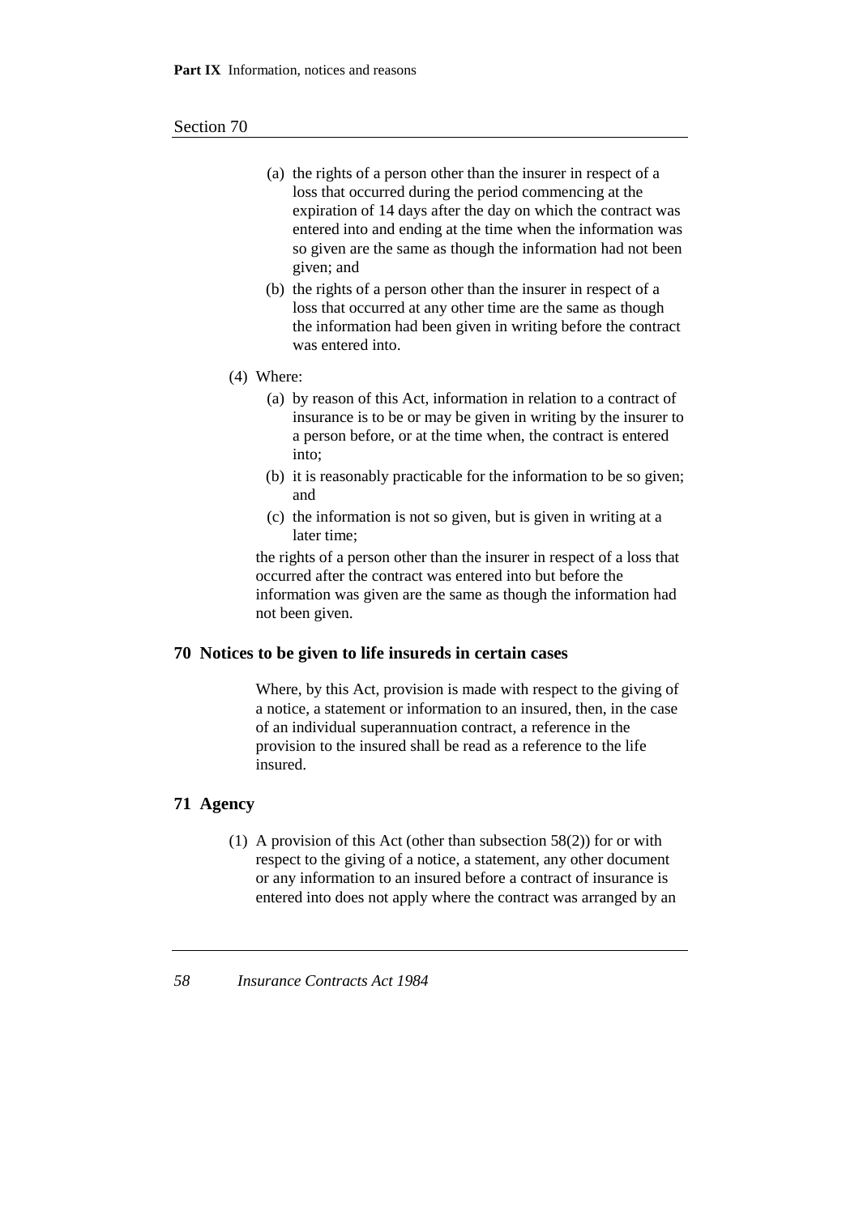(a) the rights of a person other than the insurer in respect of a loss that occurred during the period commencing at the expiration of 14 days after the day on which the contract was entered into and ending at the time when the information was so given are the same as though the information had not been given; and

(b) the rights of a person other than the insurer in respect of a loss that occurred at any other time are the same as though the information had been given in writing before the contract was entered into.

(4) Where:

(a) by reason of this Act, information in relation to a contract of insurance is to be or may be given in writing by the insurer to a person before, or at the time when, the contract is entered into;

(b) it is reasonably practicable for the information to be so given; and

(c) the information is not so given, but is given in writing at a later time;

the rights of a person other than the insurer in respect of a loss that occurred after the contract was entered into but before the information was given are the same as though the information had not been given.

## 70 Notices to be given to life insureds in certain cases

Where, by this Act, provision is made with respect to the giving of a notice, a statement or information to an insured, then, in the case of an individual superannuation contract, a reference in the provision to the insured shall be read as a reference to the life insured.

## 71 Agency

(1) A provision of this Act (other than subsection 58(2)) for or with respect to the giving of a notice, a statement, any other document or any information to an insured before a contract of insurance is entered into does not apply where the contract was arranged by an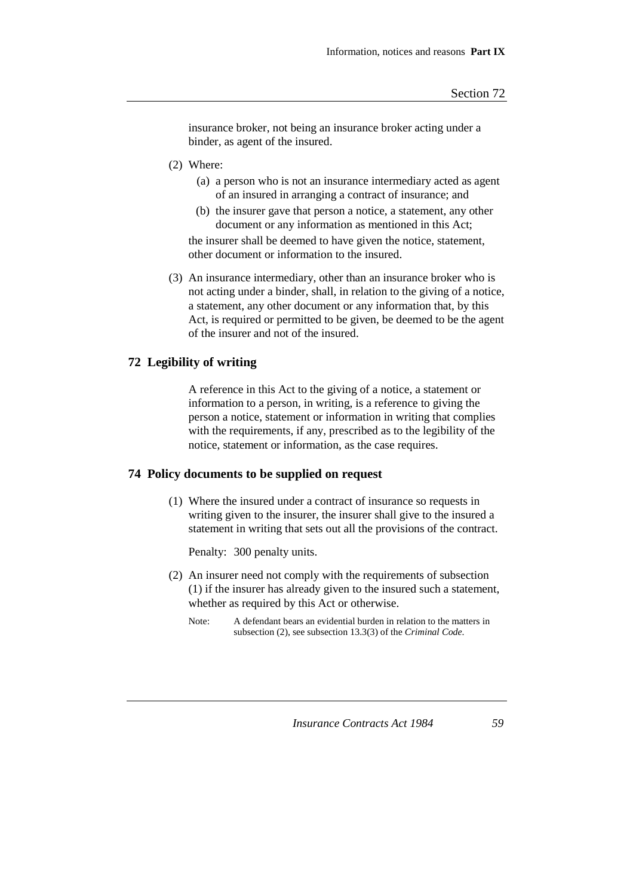insurance broker, not being an insurance broker acting under a binder, as agent of the insured.

(2) Where:

(a) a person who is not an insurance intermediary acted as agent of an insured in arranging a contract of insurance; and

(b) the insurer gave that person a notice, a statement, any other document or any information as mentioned in this Act;

the insurer shall be deemed to have given the notice, statement, other document or information to the insured.

(3) An insurance intermediary, other than an insurance broker who is not acting under a binder, shall, in relation to the giving of a notice, a statement, any other document or any information that, by this Act, is required or permitted to be given, be deemed to be the agent of the insurer and not of the insured.

## 72 Legibility of writing

A reference in this Act to the giving of a notice, a statement or information to a person, in writing, is a reference to giving the person a notice, statement or information in writing that complies with the requirements, if any, prescribed as to the legibility of the notice, statement or information, as the case requires.

## 74 Policy documents to be supplied on request

(1) Where the insured under a contract of insurance so requests in writing given to the insurer, the insurer shall give to the insured a statement in writing that sets out all the provisions of the contract.

Penalty: 300 penalty units.

(2) An insurer need not comply with the requirements of subsection (1) if the insurer has already given to the insured such a statement, whether as required by this Act or otherwise.

Note: A defendant bears an evidential burden in relation to the matters in subsection (2), see subsection 13.3(3) of the *Criminal Code*.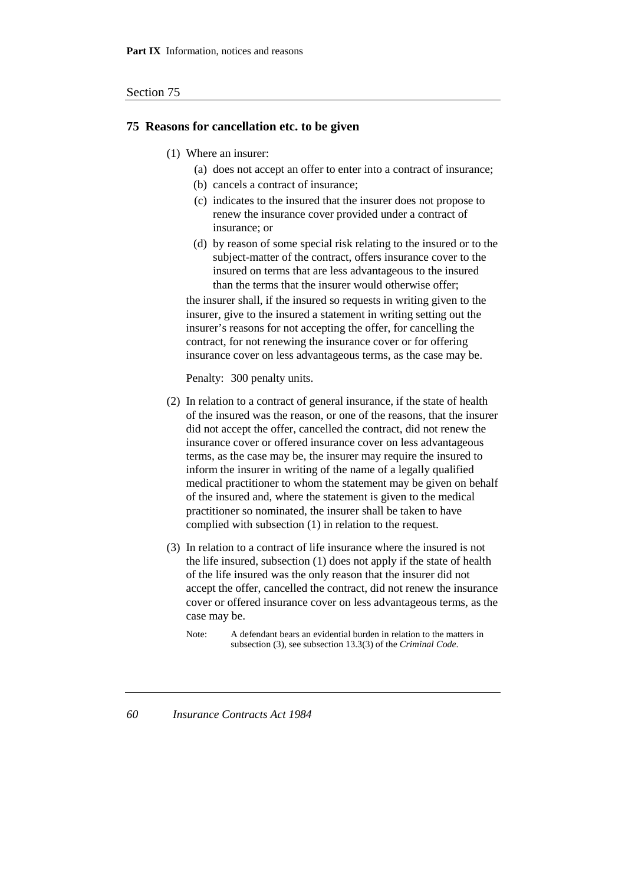## 75 Reasons for cancellation etc. to be given

(1) Where an insurer:

- (a) does not accept an offer to enter into a contract of insurance;
- (b) cancels a contract of insurance;
- (c) indicates to the insured that the insurer does not propose to renew the insurance cover provided under a contract of insurance; or
- (d) by reason of some special risk relating to the insured or to the subject-matter of the contract, offers insurance cover to the insured on terms that are less advantageous to the insured than the terms that the insurer would otherwise offer;

the insurer shall, if the insured so requests in writing given to the insurer, give to the insured a statement in writing setting out the insurer's reasons for not accepting the offer, for cancelling the contract, for not renewing the insurance cover or for offering insurance cover on less advantageous terms, as the case may be.

Penalty: 300 penalty units.

(2) In relation to a contract of general insurance, if the state of health of the insured was the reason, or one of the reasons, that the insurer did not accept the offer, cancelled the contract, did not renew the insurance cover or offered insurance cover on less advantageous terms, as the case may be, the insurer may require the insured to inform the insurer in writing of the name of a legally qualified medical practitioner to whom the statement may be given on behalf of the insured and, where the statement is given to the medical practitioner so nominated, the insurer shall be taken to have complied with subsection (1) in relation to the request.

(3) In relation to a contract of life insurance where the insured is not the life insured, subsection (1) does not apply if the state of health of the life insured was the only reason that the insurer did not accept the offer, cancelled the contract, did not renew the insurance cover or offered insurance cover on less advantageous terms, as the case may be.

Note: A defendant bears an evidential burden in relation to the matters in subsection (3), see subsection 13.3(3) of the *Criminal Code*.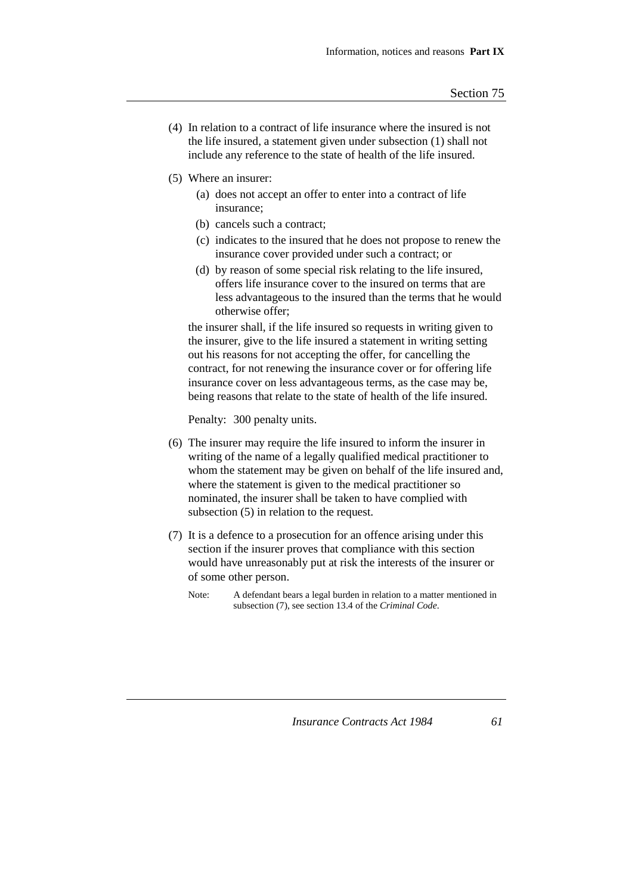(4) In relation to a contract of life insurance where the insured is not the life insured, a statement given under subsection (1) shall not include any reference to the state of health of the life insured.

(5) Where an insurer:

   (a) does not accept an offer to enter into a contract of life insurance;

   (b) cancels such a contract;

   (c) indicates to the insured that he does not propose to renew the insurance cover provided under such a contract; or

   (d) by reason of some special risk relating to the life insured, offers life insurance cover to the insured on terms that are less advantageous to the insured than the terms that he would otherwise offer;

   the insurer shall, if the life insured so requests in writing given to the insurer, give to the life insured a statement in writing setting out his reasons for not accepting the offer, for cancelling the contract, for not renewing the insurance cover or for offering life insurance cover on less advantageous terms, as the case may be, being reasons that relate to the state of health of the life insured.

   Penalty: 300 penalty units.

(6) The insurer may require the life insured to inform the insurer in writing of the name of a legally qualified medical practitioner to whom the statement may be given on behalf of the life insured and, where the statement is given to the medical practitioner so nominated, the insurer shall be taken to have complied with subsection (5) in relation to the request.

(7) It is a defence to a prosecution for an offence arising under this section if the insurer proves that compliance with this section would have unreasonably put at risk the interests of the insurer or of some other person.

   Note: A defendant bears a legal burden in relation to a matter mentioned in subsection (7), see section 13.4 of the *Criminal Code*.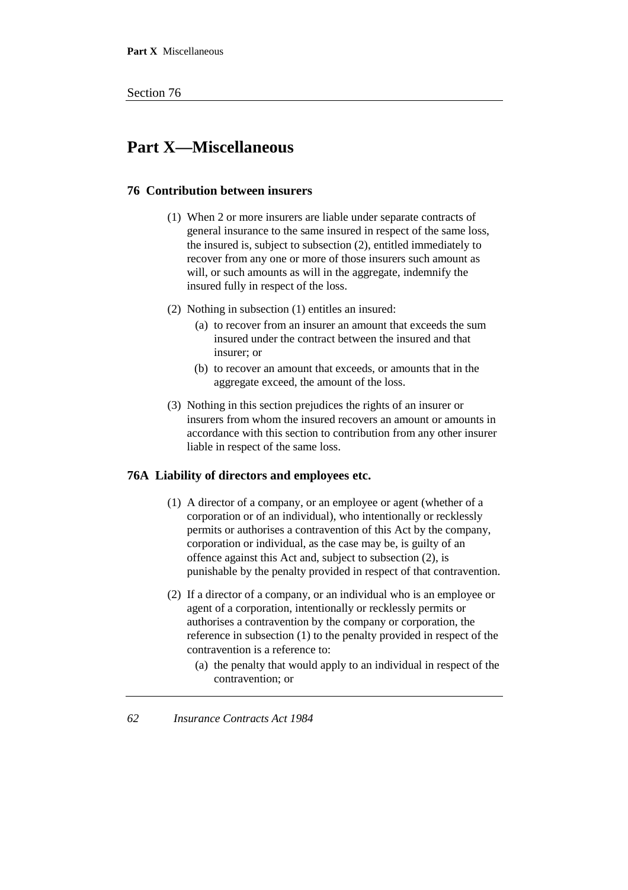# Part X—Miscellaneous

## 76 Contribution between insurers

(1) When 2 or more insurers are liable under separate contracts of general insurance to the same insured in respect of the same loss, the insured is, subject to subsection (2), entitled immediately to recover from any one or more of those insurers such amount as will, or such amounts as will in the aggregate, indemnify the insured fully in respect of the loss.

(2) Nothing in subsection (1) entitles an insured:

- (a) to recover from an insurer an amount that exceeds the sum insured under the contract between the insured and that insurer; or
- (b) to recover an amount that exceeds, or amounts that in the aggregate exceed, the amount of the loss.

(3) Nothing in this section prejudices the rights of an insurer or insurers from whom the insured recovers an amount or amounts in accordance with this section to contribution from any other insurer liable in respect of the same loss.

## 76A Liability of directors and employees etc.

(1) A director of a company, or an employee or agent (whether of a corporation or of an individual), who intentionally or recklessly permits or authorises a contravention of this Act by the company, corporation or individual, as the case may be, is guilty of an offence against this Act and, subject to subsection (2), is punishable by the penalty provided in respect of that contravention.

(2) If a director of a company, or an individual who is an employee or agent of a corporation, intentionally or recklessly permits or authorises a contravention by the company or corporation, the reference in subsection (1) to the penalty provided in respect of the contravention is a reference to:

- (a) the penalty that would apply to an individual in respect of the contravention; or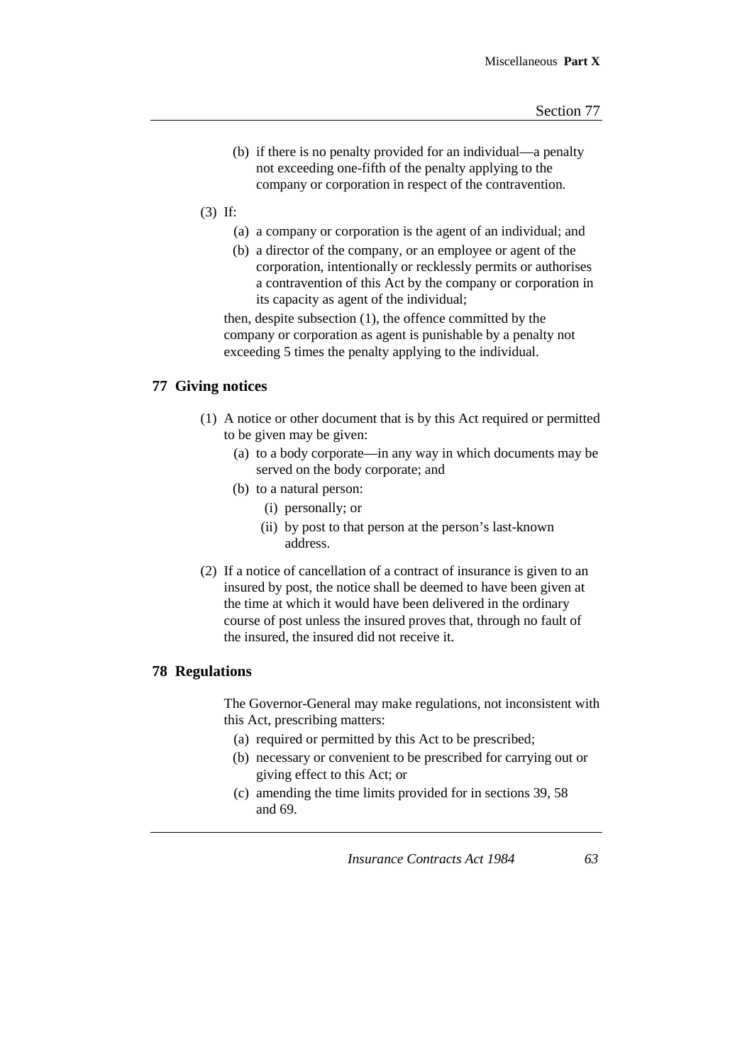(b) if there is no penalty provided for an individual—a penalty not exceeding one-fifth of the penalty applying to the company or corporation in respect of the contravention.

(3) If:

(a) a company or corporation is the agent of an individual; and

(b) a director of the company, or an employee or agent of the corporation, intentionally or recklessly permits or authorises a contravention of this Act by the company or corporation in its capacity as agent of the individual;

then, despite subsection (1), the offence committed by the company or corporation as agent is punishable by a penalty not exceeding 5 times the penalty applying to the individual.

## 77 Giving notices

(1) A notice or other document that is by this Act required or permitted to be given may be given:

(a) to a body corporate—in any way in which documents may be served on the body corporate; and

(b) to a natural person:

(i) personally; or

(ii) by post to that person at the person's last-known address.

(2) If a notice of cancellation of a contract of insurance is given to an insured by post, the notice shall be deemed to have been given at the time at which it would have been delivered in the ordinary course of post unless the insured proves that, through no fault of the insured, the insured did not receive it.

## 78 Regulations

The Governor-General may make regulations, not inconsistent with this Act, prescribing matters:

(a) required or permitted by this Act to be prescribed;

(b) necessary or convenient to be prescribed for carrying out or giving effect to this Act; or

(c) amending the time limits provided for in sections 39, 58 and 69.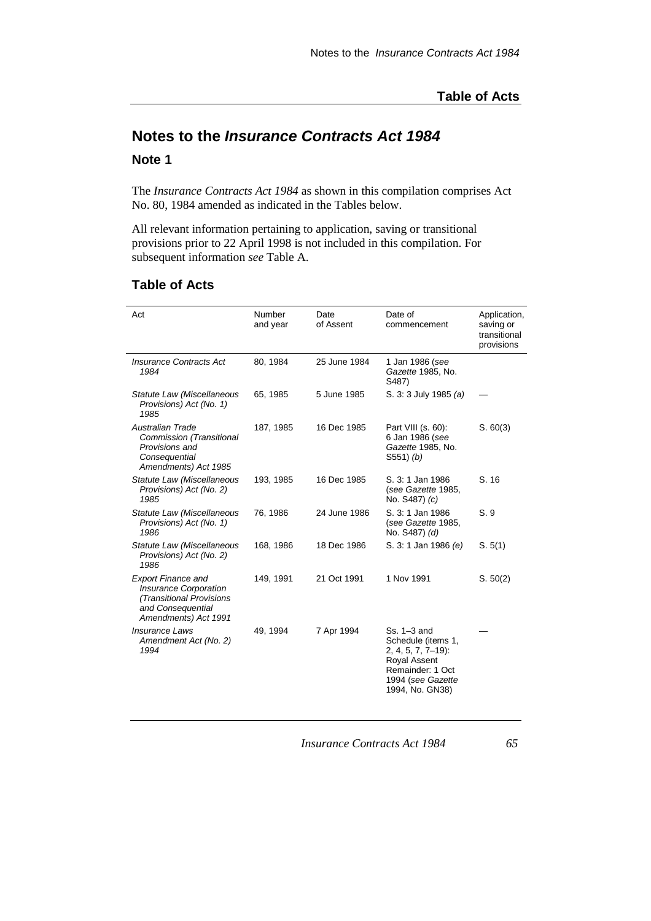## Notes to the *Insurance Contracts Act 1984*

### Note 1

The *Insurance Contracts Act 1984* as shown in this compilation comprises Act No. 80, 1984 amended as indicated in the Tables below.

All relevant information pertaining to application, saving or transitional provisions prior to 22 April 1998 is not included in this compilation. For subsequent information *see* Table A.

### Table of Acts

| Act | Number and year | Date of Assent | Date of commencement | Application, saving or transitional provisions |
|---|---|---|---|---|
| *Insurance Contracts Act 1984* | 80, 1984 | 25 June 1984 | 1 Jan 1986 (*see Gazette* 1985, No. S487) | |
| *Statute Law (Miscellaneous Provisions) Act (No. 1) 1985* | 65, 1985 | 5 June 1985 | S. 3: 3 July 1985 *(a)* | — |
| *Australian Trade Commission (Transitional Provisions and Consequential Amendments) Act 1985* | 187, 1985 | 16 Dec 1985 | Part VIII (s. 60): 6 Jan 1986 (*see Gazette* 1985, No. S551) *(b)* | S. 60(3) |
| *Statute Law (Miscellaneous Provisions) Act (No. 2) 1985* | 193, 1985 | 16 Dec 1985 | S. 3: 1 Jan 1986 (*see Gazette* 1985, No. S487) *(c)* | S. 16 |
| *Statute Law (Miscellaneous Provisions) Act (No. 1) 1986* | 76, 1986 | 24 June 1986 | S. 3: 1 Jan 1986 (*see Gazette* 1985, No. S487) *(d)* | S. 9 |
| *Statute Law (Miscellaneous Provisions) Act (No. 2) 1986* | 168, 1986 | 18 Dec 1986 | S. 3: 1 Jan 1986 *(e)* | S. 5(1) |
| *Export Finance and Insurance Corporation (Transitional Provisions and Consequential Amendments) Act 1991* | 149, 1991 | 21 Oct 1991 | 1 Nov 1991 | S. 50(2) |
| *Insurance Laws Amendment Act (No. 2) 1994* | 49, 1994 | 7 Apr 1994 | Ss. 1–3 and Schedule (items 1, 2, 4, 5, 7, 7–19): Royal Assent<br>Remainder: 1 Oct 1994 (*see Gazette* 1994, No. GN38) | — |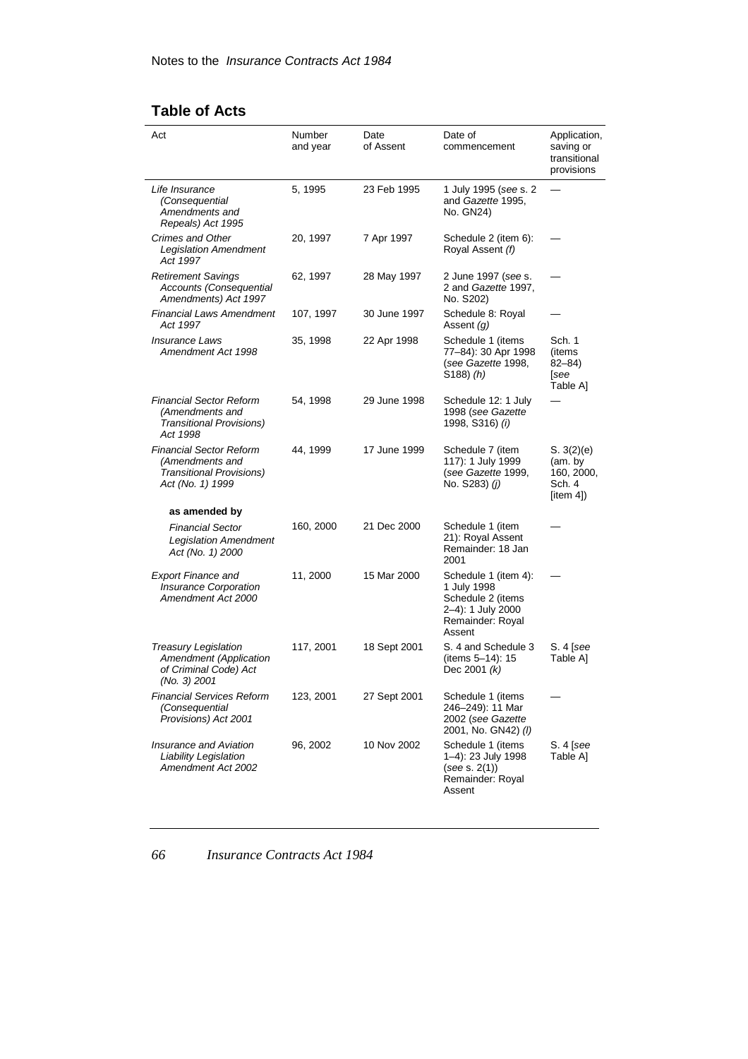## Table of Acts

| Act | Number and year | Date of Assent | Date of commencement | Application, saving or transitional provisions |
|---|---|---|---|---|
| *Life Insurance (Consequential Amendments and Repeals) Act 1995* | 5, 1995 | 23 Feb 1995 | 1 July 1995 (*see* s. 2 and *Gazette* 1995, No. GN24) | — |
| *Crimes and Other Legislation Amendment Act 1997* | 20, 1997 | 7 Apr 1997 | Schedule 2 (item 6): Royal Assent *(f)* | — |
| *Retirement Savings Accounts (Consequential Amendments) Act 1997* | 62, 1997 | 28 May 1997 | 2 June 1997 (*see* s. 2 and *Gazette* 1997, No. S202) | — |
| *Financial Laws Amendment Act 1997* | 107, 1997 | 30 June 1997 | Schedule 8: Royal Assent *(g)* | — |
| *Insurance Laws Amendment Act 1998* | 35, 1998 | 22 Apr 1998 | Schedule 1 (items 77–84): 30 Apr 1998 (*see Gazette* 1998, S188) *(h)* | Sch. 1 (items 82–84) [*see* Table A] |
| *Financial Sector Reform (Amendments and Transitional Provisions) Act 1998* | 54, 1998 | 29 June 1998 | Schedule 12: 1 July 1998 (*see Gazette* 1998, S316) *(i)* | — |
| *Financial Sector Reform (Amendments and Transitional Provisions) Act (No. 1) 1999* | 44, 1999 | 17 June 1999 | Schedule 7 (item 117): 1 July 1999 (*see Gazette* 1999, No. S283) *(j)* | S. 3(2)(e) (am. by 160, 2000, Sch. 4 [item 4]) |
| **as amended by** | | | | |
| *Financial Sector Legislation Amendment Act (No. 1) 2000* | 160, 2000 | 21 Dec 2000 | Schedule 1 (item 21): Royal Assent<br>Remainder: 18 Jan 2001 | — |
| *Export Finance and Insurance Corporation Amendment Act 2000* | 11, 2000 | 15 Mar 2000 | Schedule 1 (item 4): 1 July 1998<br>Schedule 2 (items 2–4): 1 July 2000<br>Remainder: Royal Assent | — |
| *Treasury Legislation Amendment (Application of Criminal Code) Act (No. 3) 2001* | 117, 2001 | 18 Sept 2001 | S. 4 and Schedule 3 (items 5–14): 15 Dec 2001 *(k)* | S. 4 [*see* Table A] |
| *Financial Services Reform (Consequential Provisions) Act 2001* | 123, 2001 | 27 Sept 2001 | Schedule 1 (items 246–249): 11 Mar 2002 (*see Gazette* 2001, No. GN42) *(l)* | — |
| *Insurance and Aviation Liability Legislation Amendment Act 2002* | 96, 2002 | 10 Nov 2002 | Schedule 1 (items 1–4): 23 July 1998 (*see* s. 2(1))<br>Remainder: Royal Assent | S. 4 [*see* Table A] |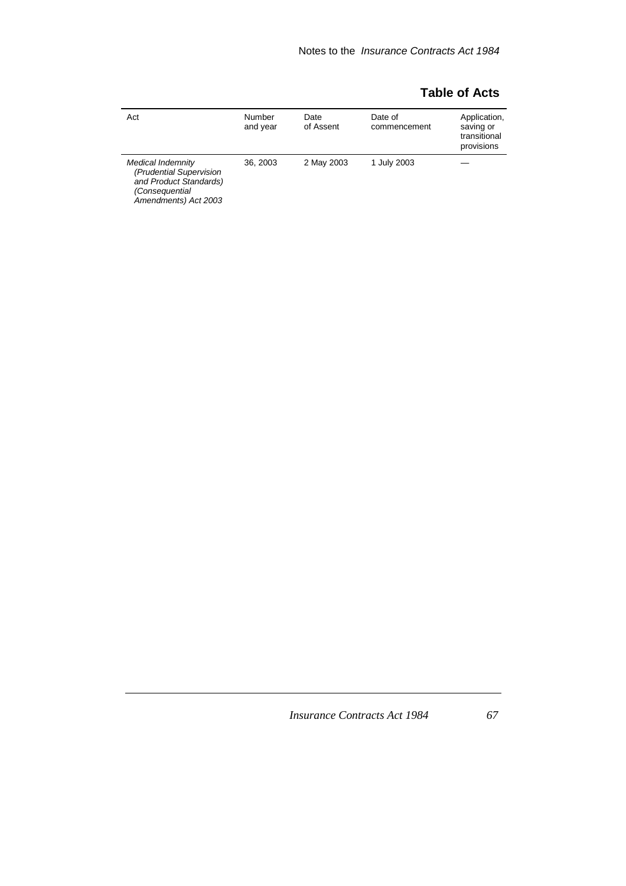## Table of Acts

| Act | Number and year | Date of Assent | Date of commencement | Application, saving or transitional provisions |
|---|---|---|---|---|
| *Medical Indemnity (Prudential Supervision and Product Standards) (Consequential Amendments) Act 2003* | 36, 2003 | 2 May 2003 | 1 July 2003 | — |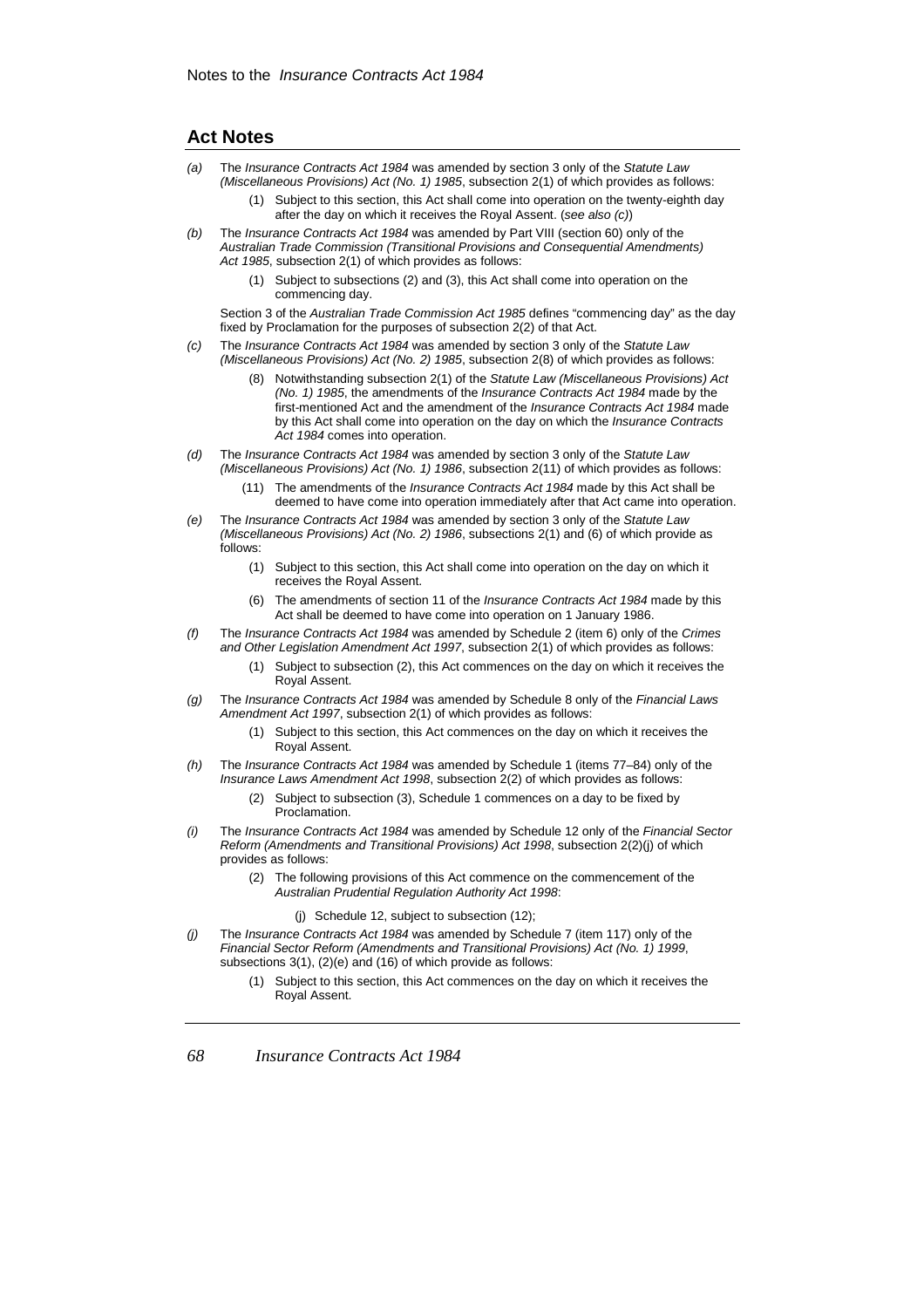## Act Notes

*(a)* The *Insurance Contracts Act 1984* was amended by section 3 only of the *Statute Law (Miscellaneous Provisions) Act (No. 1) 1985*, subsection 2(1) of which provides as follows:

> (1) Subject to this section, this Act shall come into operation on the twenty-eighth day after the day on which it receives the Royal Assent. (*see also (c)*)

*(b)* The *Insurance Contracts Act 1984* was amended by Part VIII (section 60) only of the *Australian Trade Commission (Transitional Provisions and Consequential Amendments) Act 1985*, subsection 2(1) of which provides as follows:

> (1) Subject to subsections (2) and (3), this Act shall come into operation on the commencing day.

Section 3 of the *Australian Trade Commission Act 1985* defines "commencing day" as the day fixed by Proclamation for the purposes of subsection 2(2) of that Act.

*(c)* The *Insurance Contracts Act 1984* was amended by section 3 only of the *Statute Law (Miscellaneous Provisions) Act (No. 2) 1985*, subsection 2(8) of which provides as follows:

> (8) Notwithstanding subsection 2(1) of the *Statute Law (Miscellaneous Provisions) Act (No. 1) 1985*, the amendments of the *Insurance Contracts Act 1984* made by the first-mentioned Act and the amendment of the *Insurance Contracts Act 1984* made by this Act shall come into operation on the day on which the *Insurance Contracts Act 1984* comes into operation.

*(d)* The *Insurance Contracts Act 1984* was amended by section 3 only of the *Statute Law (Miscellaneous Provisions) Act (No. 1) 1986*, subsection 2(11) of which provides as follows:

> (11) The amendments of the *Insurance Contracts Act 1984* made by this Act shall be deemed to have come into operation immediately after that Act came into operation.

*(e)* The *Insurance Contracts Act 1984* was amended by section 3 only of the *Statute Law (Miscellaneous Provisions) Act (No. 2) 1986*, subsections 2(1) and (6) of which provide as follows:

> (1) Subject to this section, this Act shall come into operation on the day on which it receives the Royal Assent.
>
> (6) The amendments of section 11 of the *Insurance Contracts Act 1984* made by this Act shall be deemed to have come into operation on 1 January 1986.

*(f)* The *Insurance Contracts Act 1984* was amended by Schedule 2 (item 6) only of the *Crimes and Other Legislation Amendment Act 1997*, subsection 2(1) of which provides as follows:

> (1) Subject to subsection (2), this Act commences on the day on which it receives the Royal Assent.

*(g)* The *Insurance Contracts Act 1984* was amended by Schedule 8 only of the *Financial Laws Amendment Act 1997*, subsection 2(1) of which provides as follows:

> (1) Subject to this section, this Act commences on the day on which it receives the Royal Assent.

*(h)* The *Insurance Contracts Act 1984* was amended by Schedule 1 (items 77–84) only of the *Insurance Laws Amendment Act 1998*, subsection 2(2) of which provides as follows:

> (2) Subject to subsection (3), Schedule 1 commences on a day to be fixed by Proclamation.

*(i)* The *Insurance Contracts Act 1984* was amended by Schedule 12 only of the *Financial Sector Reform (Amendments and Transitional Provisions) Act 1998*, subsection 2(2)(j) of which provides as follows:

> (2) The following provisions of this Act commence on the commencement of the *Australian Prudential Regulation Authority Act 1998*:
>
> (j) Schedule 12, subject to subsection (12);

*(j)* The *Insurance Contracts Act 1984* was amended by Schedule 7 (item 117) only of the *Financial Sector Reform (Amendments and Transitional Provisions) Act (No. 1) 1999*, subsections 3(1), (2)(e) and (16) of which provide as follows:

> (1) Subject to this section, this Act commences on the day on which it receives the Royal Assent.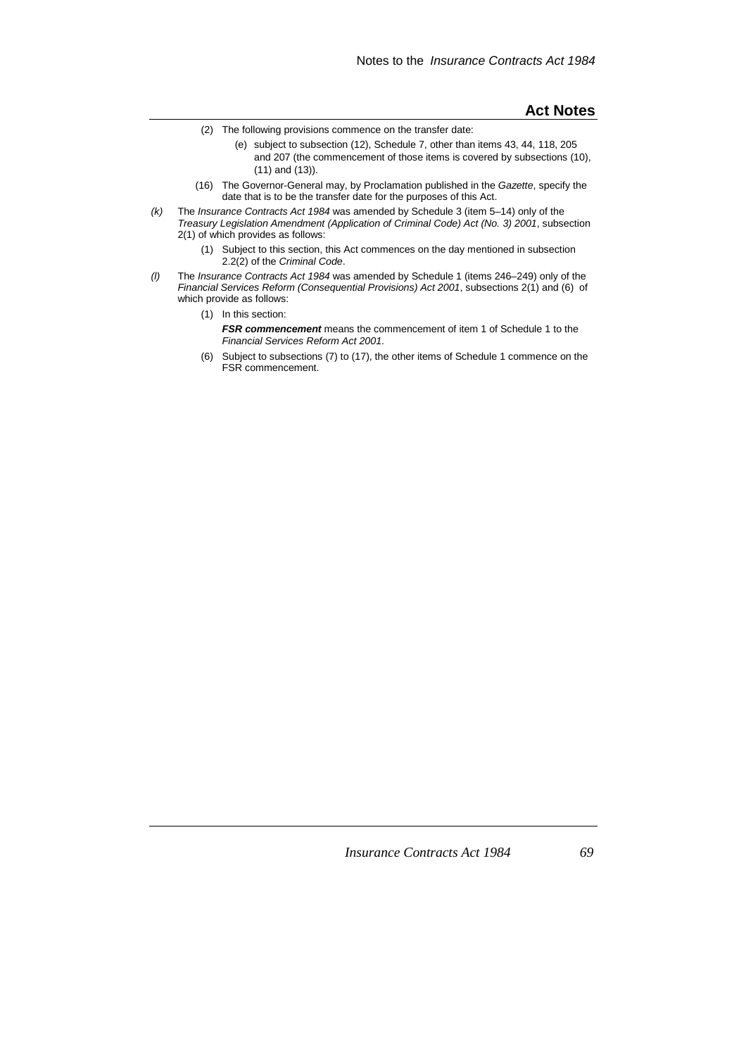(2) The following provisions commence on the transfer date:

(e) subject to subsection (12), Schedule 7, other than items 43, 44, 118, 205 and 207 (the commencement of those items is covered by subsections (10), (11) and (13)).

(16) The Governor-General may, by Proclamation published in the *Gazette*, specify the date that is to be the transfer date for the purposes of this Act.

*(k)* The *Insurance Contracts Act 1984* was amended by Schedule 3 (item 5–14) only of the *Treasury Legislation Amendment (Application of Criminal Code) Act (No. 3) 2001*, subsection 2(1) of which provides as follows:

(1) Subject to this section, this Act commences on the day mentioned in subsection 2.2(2) of the *Criminal Code*.

*(l)* The *Insurance Contracts Act 1984* was amended by Schedule 1 (items 246–249) only of the *Financial Services Reform (Consequential Provisions) Act 2001*, subsections 2(1) and (6) of which provide as follows:

(1) In this section:

***FSR commencement*** means the commencement of item 1 of Schedule 1 to the *Financial Services Reform Act 2001*.

(6) Subject to subsections (7) to (17), the other items of Schedule 1 commence on the FSR commencement.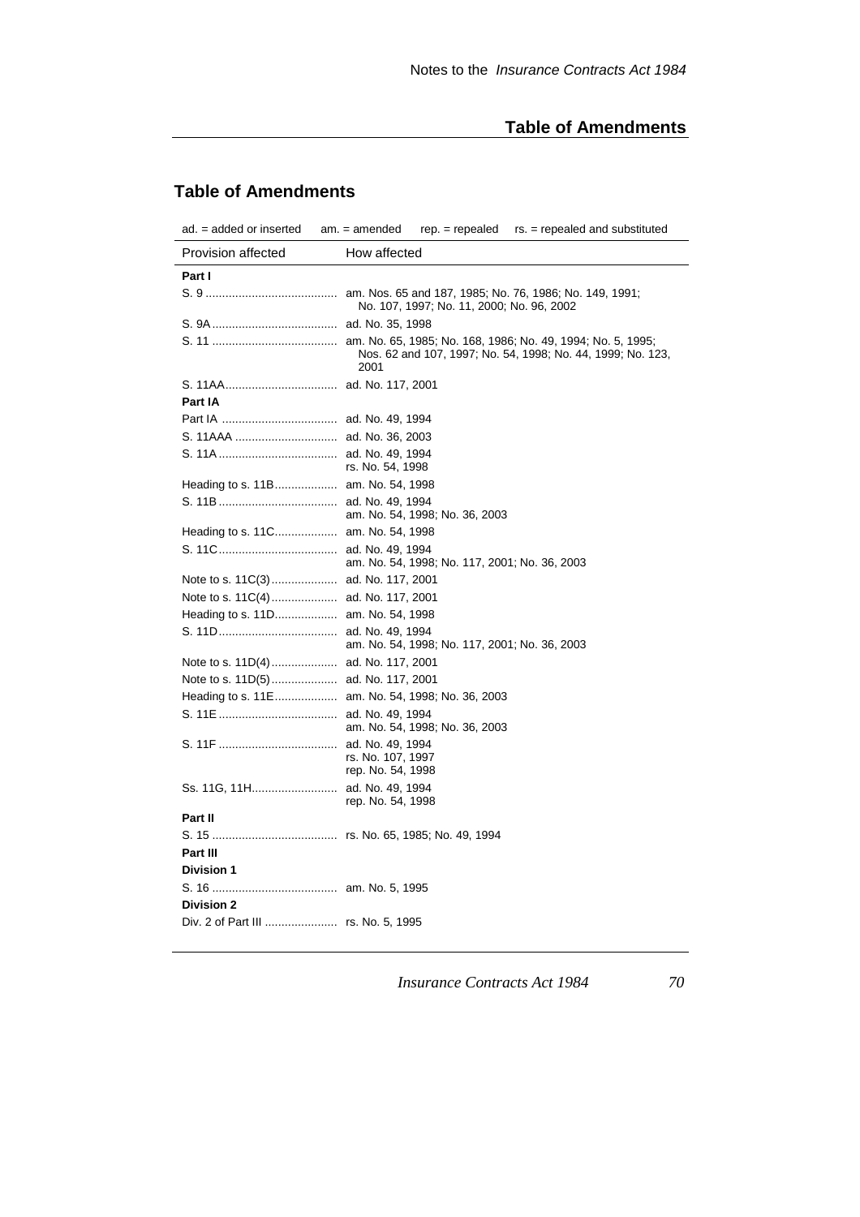## Table of Amendments

ad. = added or inserted am. = amended rep. = repealed rs. = repealed and substituted

| Provision affected | How affected |
|---|---|
| **Part I** | |
| S. 9 | am. Nos. 65 and 187, 1985; No. 76, 1986; No. 149, 1991; No. 107, 1997; No. 11, 2000; No. 96, 2002 |
| S. 9A | ad. No. 35, 1998 |
| S. 11 | am. No. 65, 1985; No. 168, 1986; No. 49, 1994; No. 5, 1995; Nos. 62 and 107, 1997; No. 54, 1998; No. 44, 1999; No. 123, 2001 |
| S. 11AA | ad. No. 117, 2001 |
| **Part IA** | |
| Part IA | ad. No. 49, 1994 |
| S. 11AAA | ad. No. 36, 2003 |
| S. 11A | ad. No. 49, 1994<br>rs. No. 54, 1998 |
| Heading to s. 11B | am. No. 54, 1998 |
| S. 11B | ad. No. 49, 1994<br>am. No. 54, 1998; No. 36, 2003 |
| Heading to s. 11C | am. No. 54, 1998 |
| S. 11C | ad. No. 49, 1994<br>am. No. 54, 1998; No. 117, 2001; No. 36, 2003 |
| Note to s. 11C(3) | ad. No. 117, 2001 |
| Note to s. 11C(4) | ad. No. 117, 2001 |
| Heading to s. 11D | am. No. 54, 1998 |
| S. 11D | ad. No. 49, 1994<br>am. No. 54, 1998; No. 117, 2001; No. 36, 2003 |
| Note to s. 11D(4) | ad. No. 117, 2001 |
| Note to s. 11D(5) | ad. No. 117, 2001 |
| Heading to s. 11E | am. No. 54, 1998; No. 36, 2003 |
| S. 11E | ad. No. 49, 1994<br>am. No. 54, 1998; No. 36, 2003 |
| S. 11F | ad. No. 49, 1994<br>rs. No. 107, 1997<br>rep. No. 54, 1998 |
| Ss. 11G, 11H | ad. No. 49, 1994<br>rep. No. 54, 1998 |
| **Part II** | |
| S. 15 | rs. No. 65, 1985; No. 49, 1994 |
| **Part III** | |
| **Division 1** | |
| S. 16 | am. No. 5, 1995 |
| **Division 2** | |
| Div. 2 of Part III | rs. No. 5, 1995 |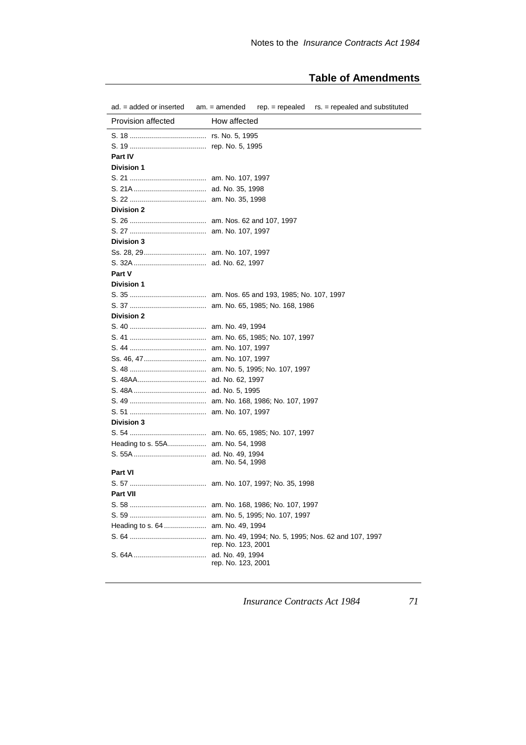## Table of Amendments

ad. = added or inserted    am. = amended    rep. = repealed    rs. = repealed and substituted

| Provision affected | How affected |
|---|---|
| S. 18 | rs. No. 5, 1995 |
| S. 19 | rep. No. 5, 1995 |
| **Part IV** | |
| **Division 1** | |
| S. 21 | am. No. 107, 1997 |
| S. 21A | ad. No. 35, 1998 |
| S. 22 | am. No. 35, 1998 |
| **Division 2** | |
| S. 26 | am. Nos. 62 and 107, 1997 |
| S. 27 | am. No. 107, 1997 |
| **Division 3** | |
| Ss. 28, 29 | am. No. 107, 1997 |
| S. 32A | ad. No. 62, 1997 |
| **Part V** | |
| **Division 1** | |
| S. 35 | am. Nos. 65 and 193, 1985; No. 107, 1997 |
| S. 37 | am. No. 65, 1985; No. 168, 1986 |
| **Division 2** | |
| S. 40 | am. No. 49, 1994 |
| S. 41 | am. No. 65, 1985; No. 107, 1997 |
| S. 44 | am. No. 107, 1997 |
| Ss. 46, 47 | am. No. 107, 1997 |
| S. 48 | am. No. 5, 1995; No. 107, 1997 |
| S. 48AA | ad. No. 62, 1997 |
| S. 48A | ad. No. 5, 1995 |
| S. 49 | am. No. 168, 1986; No. 107, 1997 |
| S. 51 | am. No. 107, 1997 |
| **Division 3** | |
| S. 54 | am. No. 65, 1985; No. 107, 1997 |
| Heading to s. 55A | am. No. 54, 1998 |
| S. 55A | ad. No. 49, 1994<br>am. No. 54, 1998 |
| **Part VI** | |
| S. 57 | am. No. 107, 1997; No. 35, 1998 |
| **Part VII** | |
| S. 58 | am. No. 168, 1986; No. 107, 1997 |
| S. 59 | am. No. 5, 1995; No. 107, 1997 |
| Heading to s. 64 | am. No. 49, 1994 |
| S. 64 | am. No. 49, 1994; No. 5, 1995; Nos. 62 and 107, 1997<br>rep. No. 123, 2001 |
| S. 64A | ad. No. 49, 1994<br>rep. No. 123, 2001 |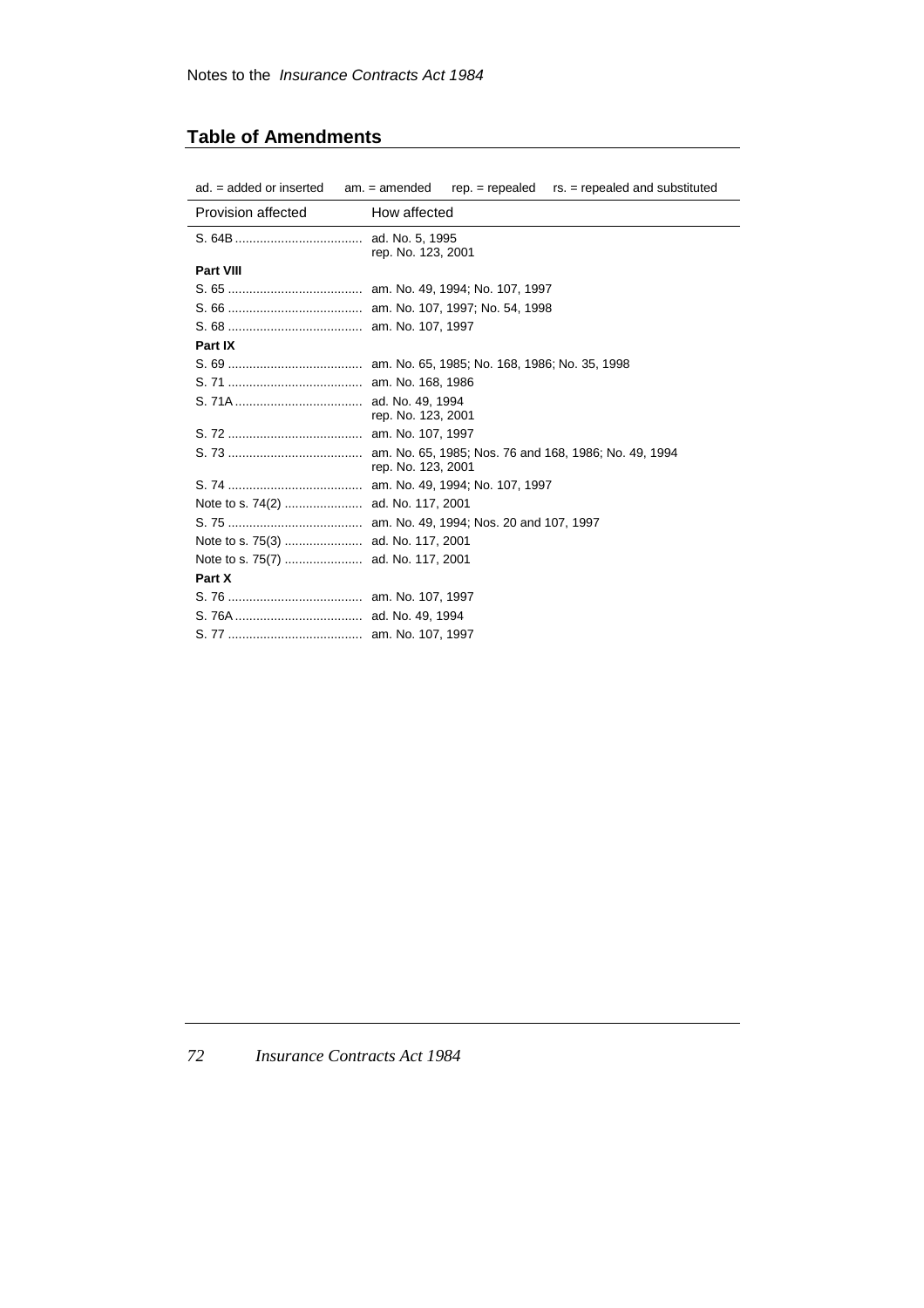## Table of Amendments

ad. = added or inserted  am. = amended  rep. = repealed  rs. = repealed and substituted

| Provision affected | How affected |
|---|---|
| S. 64B | ad. No. 5, 1995<br>rep. No. 123, 2001 |
| **Part VIII** | |
| S. 65 | am. No. 49, 1994; No. 107, 1997 |
| S. 66 | am. No. 107, 1997; No. 54, 1998 |
| S. 68 | am. No. 107, 1997 |
| **Part IX** | |
| S. 69 | am. No. 65, 1985; No. 168, 1986; No. 35, 1998 |
| S. 71 | am. No. 168, 1986 |
| S. 71A | ad. No. 49, 1994<br>rep. No. 123, 2001 |
| S. 72 | am. No. 107, 1997 |
| S. 73 | am. No. 65, 1985; Nos. 76 and 168, 1986; No. 49, 1994<br>rep. No. 123, 2001 |
| S. 74 | am. No. 49, 1994; No. 107, 1997 |
| Note to s. 74(2) | ad. No. 117, 2001 |
| S. 75 | am. No. 49, 1994; Nos. 20 and 107, 1997 |
| Note to s. 75(3) | ad. No. 117, 2001 |
| Note to s. 75(7) | ad. No. 117, 2001 |
| **Part X** | |
| S. 76 | am. No. 107, 1997 |
| S. 76A | ad. No. 49, 1994 |
| S. 77 | am. No. 107, 1997 |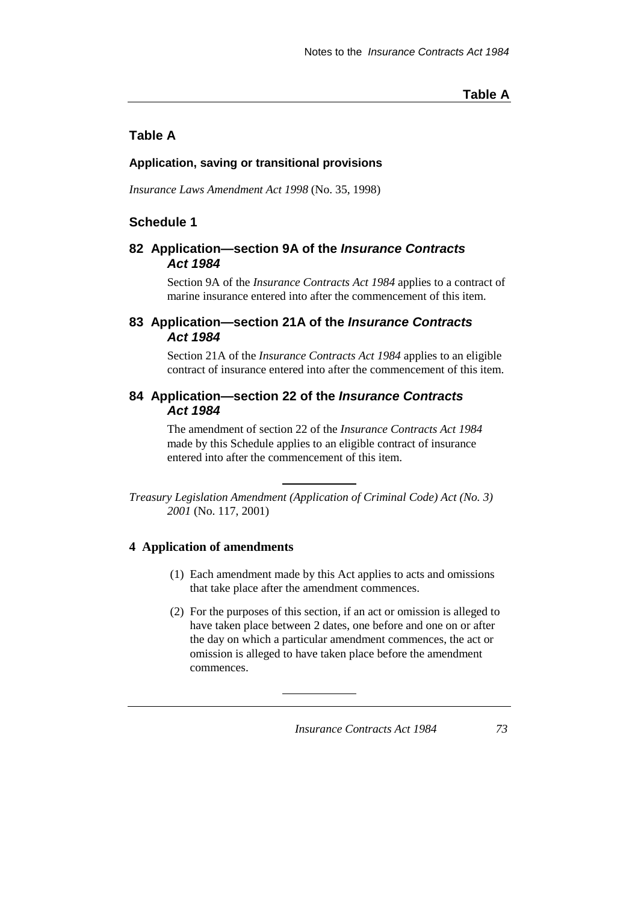## Table A

### Application, saving or transitional provisions

*Insurance Laws Amendment Act 1998* (No. 35, 1998)

### Schedule 1

#### 82 Application—section 9A of the *Insurance Contracts Act 1984*

Section 9A of the *Insurance Contracts Act 1984* applies to a contract of marine insurance entered into after the commencement of this item.

#### 83 Application—section 21A of the *Insurance Contracts Act 1984*

Section 21A of the *Insurance Contracts Act 1984* applies to an eligible contract of insurance entered into after the commencement of this item.

#### 84 Application—section 22 of the *Insurance Contracts Act 1984*

The amendment of section 22 of the *Insurance Contracts Act 1984* made by this Schedule applies to an eligible contract of insurance entered into after the commencement of this item.

---

*Treasury Legislation Amendment (Application of Criminal Code) Act (No. 3) 2001* (No. 117, 2001)

#### 4 Application of amendments

(1) Each amendment made by this Act applies to acts and omissions that take place after the amendment commences.

(2) For the purposes of this section, if an act or omission is alleged to have taken place between 2 dates, one before and one on or after the day on which a particular amendment commences, the act or omission is alleged to have taken place before the amendment commences.

---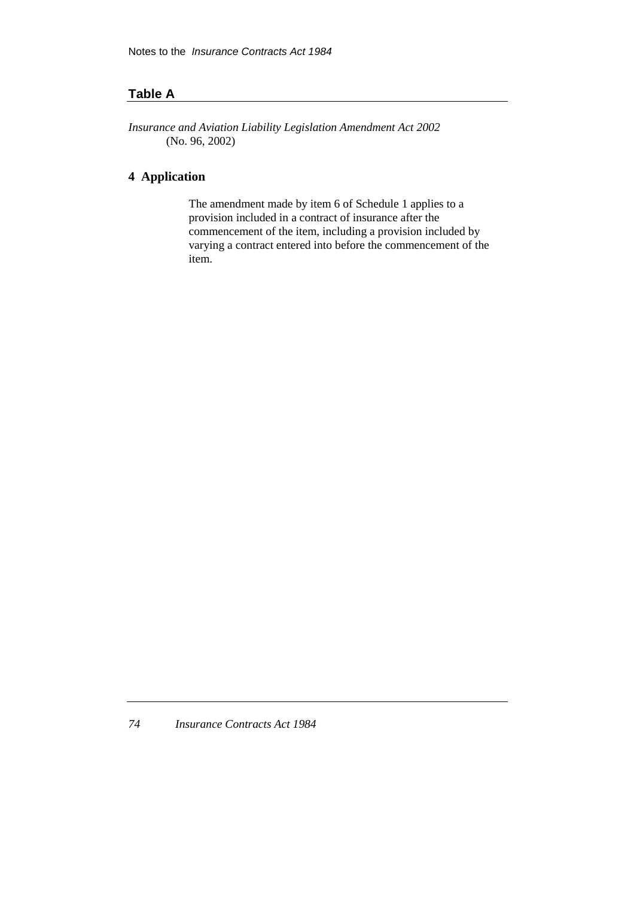## Table A

*Insurance and Aviation Liability Legislation Amendment Act 2002* (No. 96, 2002)

### 4 Application

The amendment made by item 6 of Schedule 1 applies to a provision included in a contract of insurance after the commencement of the item, including a provision included by varying a contract entered into before the commencement of the item.